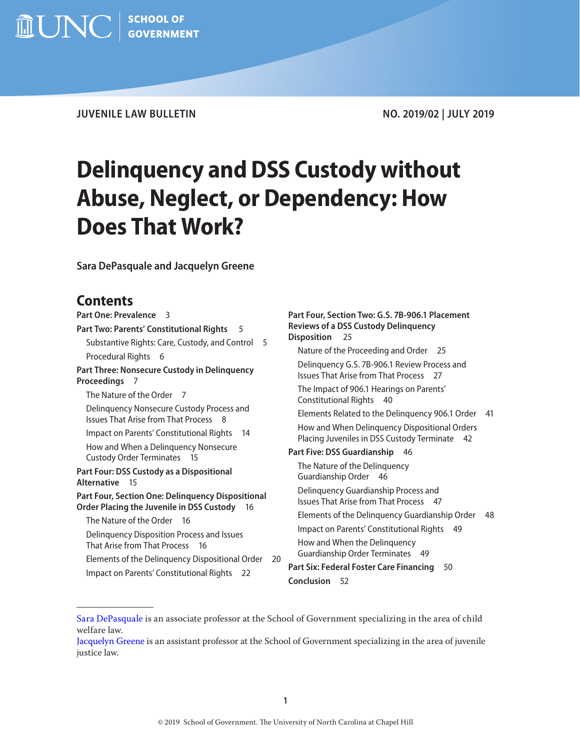JUVENILE LAW BULLETIN

NO. 2019/02 | JULY 2019

# Delinquency and DSS Custody without Abuse, Neglect, or Dependency: How Does That Work?

**Sara DePasquale and Jacquelyn Greene**

## Contents

**Part One: Prevalence** 3

**Part Two: Parents' Constitutional Rights** 5

- Substantive Rights: Care, Custody, and Control 5
- Procedural Rights 6

**Part Three: Nonsecure Custody in Delinquency Proceedings** 7

- The Nature of the Order 7
- Delinquency Nonsecure Custody Process and Issues That Arise from That Process 8
- Impact on Parents' Constitutional Rights 14
- How and When a Delinquency Nonsecure Custody Order Terminates 15

**Part Four: DSS Custody as a Dispositional Alternative** 15

**Part Four, Section One: Delinquency Dispositional Order Placing the Juvenile in DSS Custody** 16

- The Nature of the Order 16
- Delinquency Disposition Process and Issues That Arise from That Process 16
- Elements of the Delinquency Dispositional Order 20
- Impact on Parents' Constitutional Rights 22

**Part Four, Section Two: G.S. 7B-906.1 Placement Reviews of a DSS Custody Delinquency Disposition** 25

- Nature of the Proceeding and Order 25
- Delinquency G.S. 7B-906.1 Review Process and Issues That Arise from That Process 27
- The Impact of 906.1 Hearings on Parents' Constitutional Rights 40
- Elements Related to the Delinquency 906.1 Order 41
- How and When Delinquency Dispositional Orders Placing Juveniles in DSS Custody Terminate 42

**Part Five: DSS Guardianship** 46

- The Nature of the Delinquency Guardianship Order 46
- Delinquency Guardianship Process and Issues That Arise from That Process 47
- Elements of the Delinquency Guardianship Order 48
- Impact on Parents' Constitutional Rights 49
- How and When the Delinquency Guardianship Order Terminates 49

**Part Six: Federal Foster Care Financing** 50

**Conclusion** 52

---

Sara DePasquale is an associate professor at the School of Government specializing in the area of child welfare law.

Jacquelyn Greene is an assistant professor at the School of Government specializing in the area of juvenile justice law.

© 2019 School of Government. The University of North Carolina at Chapel Hill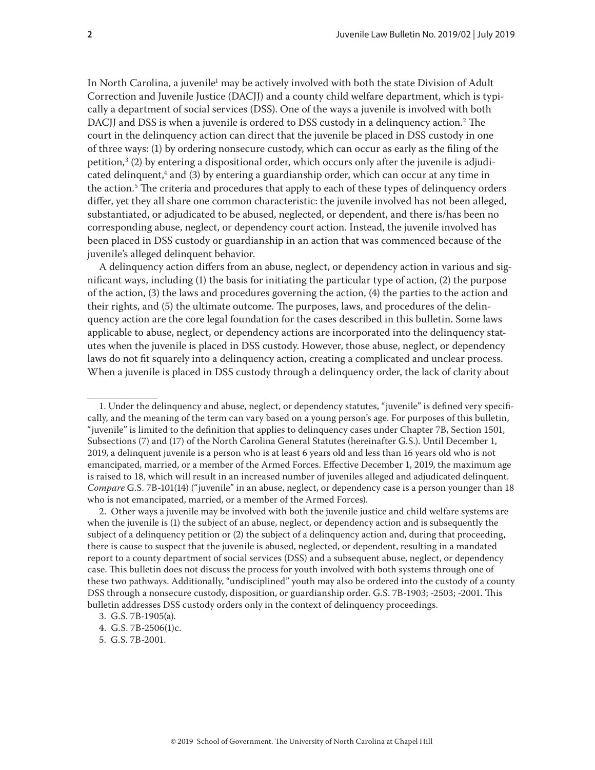In North Carolina, a juvenile[1] may be actively involved with both the state Division of Adult Correction and Juvenile Justice (DACJJ) and a county child welfare department, which is typically a department of social services (DSS). One of the ways a juvenile is involved with both DACJJ and DSS is when a juvenile is ordered to DSS custody in a delinquency action.[2] The court in the delinquency action can direct that the juvenile be placed in DSS custody in one of three ways: (1) by ordering nonsecure custody, which can occur as early as the filing of the petition,[3] (2) by entering a dispositional order, which occurs only after the juvenile is adjudicated delinquent,[4] and (3) by entering a guardianship order, which can occur at any time in the action.[5] The criteria and procedures that apply to each of these types of delinquency orders differ, yet they all share one common characteristic: the juvenile involved has not been alleged, substantiated, or adjudicated to be abused, neglected, or dependent, and there is/has been no corresponding abuse, neglect, or dependency court action. Instead, the juvenile involved has been placed in DSS custody or guardianship in an action that was commenced because of the juvenile's alleged delinquent behavior.

A delinquency action differs from an abuse, neglect, or dependency action in various and significant ways, including (1) the basis for initiating the particular type of action, (2) the purpose of the action, (3) the laws and procedures governing the action, (4) the parties to the action and their rights, and (5) the ultimate outcome. The purposes, laws, and procedures of the delinquency action are the core legal foundation for the cases described in this bulletin. Some laws applicable to abuse, neglect, or dependency actions are incorporated into the delinquency statutes when the juvenile is placed in DSS custody. However, those abuse, neglect, or dependency laws do not fit squarely into a delinquency action, creating a complicated and unclear process. When a juvenile is placed in DSS custody through a delinquency order, the lack of clarity about

---

1. Under the delinquency and abuse, neglect, or dependency statutes, "juvenile" is defined very specifically, and the meaning of the term can vary based on a young person's age. For purposes of this bulletin, "juvenile" is limited to the definition that applies to delinquency cases under Chapter 7B, Section 1501, Subsections (7) and (17) of the North Carolina General Statutes (hereinafter G.S.). Until December 1, 2019, a delinquent juvenile is a person who is at least 6 years old and less than 16 years old who is not emancipated, married, or a member of the Armed Forces. Effective December 1, 2019, the maximum age is raised to 18, which will result in an increased number of juveniles alleged and adjudicated delinquent. *Compare* G.S. 7B-101(14) ("juvenile" in an abuse, neglect, or dependency case is a person younger than 18 who is not emancipated, married, or a member of the Armed Forces).

2. Other ways a juvenile may be involved with both the juvenile justice and child welfare systems are when the juvenile is (1) the subject of an abuse, neglect, or dependency action and is subsequently the subject of a delinquency petition or (2) the subject of a delinquency action and, during that proceeding, there is cause to suspect that the juvenile is abused, neglected, or dependent, resulting in a mandated report to a county department of social services (DSS) and a subsequent abuse, neglect, or dependency case. This bulletin does not discuss the process for youth involved with both systems through one of these two pathways. Additionally, "undisciplined" youth may also be ordered into the custody of a county DSS through a nonsecure custody, disposition, or guardianship order. G.S. 7B-1903; -2503; -2001. This bulletin addresses DSS custody orders only in the context of delinquency proceedings.

3. G.S. 7B-1905(a).

4. G.S. 7B-2506(1)c.

5. G.S. 7B-2001.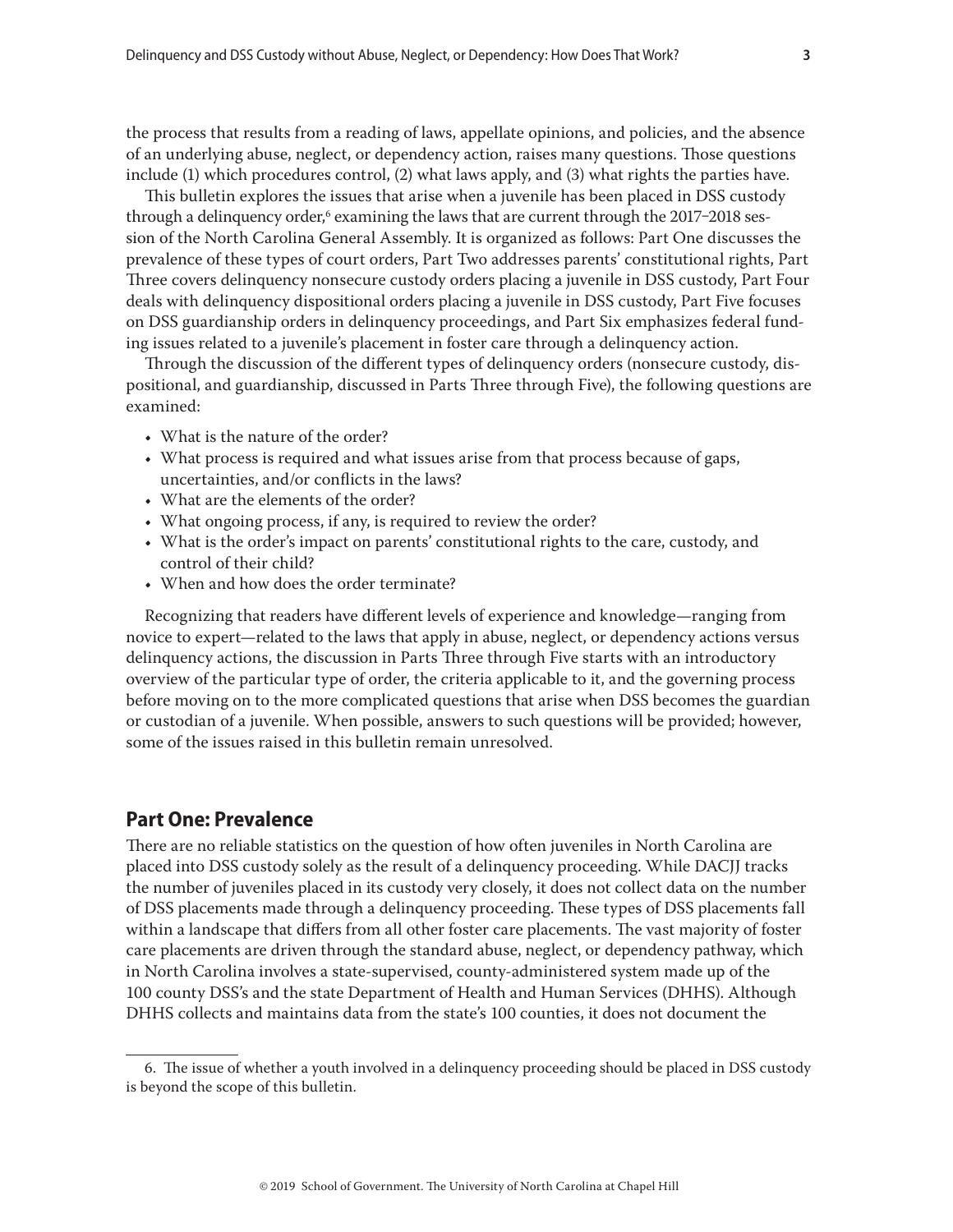the process that results from a reading of laws, appellate opinions, and policies, and the absence of an underlying abuse, neglect, or dependency action, raises many questions. Those questions include (1) which procedures control, (2) what laws apply, and (3) what rights the parties have.

This bulletin explores the issues that arise when a juvenile has been placed in DSS custody through a delinquency order,[6] examining the laws that are current through the 2017–2018 session of the North Carolina General Assembly. It is organized as follows: Part One discusses the prevalence of these types of court orders, Part Two addresses parents' constitutional rights, Part Three covers delinquency nonsecure custody orders placing a juvenile in DSS custody, Part Four deals with delinquency dispositional orders placing a juvenile in DSS custody, Part Five focuses on DSS guardianship orders in delinquency proceedings, and Part Six emphasizes federal funding issues related to a juvenile's placement in foster care through a delinquency action.

Through the discussion of the different types of delinquency orders (nonsecure custody, dispositional, and guardianship, discussed in Parts Three through Five), the following questions are examined:

- What is the nature of the order?
- What process is required and what issues arise from that process because of gaps, uncertainties, and/or conflicts in the laws?
- What are the elements of the order?
- What ongoing process, if any, is required to review the order?
- What is the order's impact on parents' constitutional rights to the care, custody, and control of their child?
- When and how does the order terminate?

Recognizing that readers have different levels of experience and knowledge—ranging from novice to expert—related to the laws that apply in abuse, neglect, or dependency actions versus delinquency actions, the discussion in Parts Three through Five starts with an introductory overview of the particular type of order, the criteria applicable to it, and the governing process before moving on to the more complicated questions that arise when DSS becomes the guardian or custodian of a juvenile. When possible, answers to such questions will be provided; however, some of the issues raised in this bulletin remain unresolved.

## Part One: Prevalence

There are no reliable statistics on the question of how often juveniles in North Carolina are placed into DSS custody solely as the result of a delinquency proceeding. While DACJJ tracks the number of juveniles placed in its custody very closely, it does not collect data on the number of DSS placements made through a delinquency proceeding. These types of DSS placements fall within a landscape that differs from all other foster care placements. The vast majority of foster care placements are driven through the standard abuse, neglect, or dependency pathway, which in North Carolina involves a state-supervised, county-administered system made up of the 100 county DSS's and the state Department of Health and Human Services (DHHS). Although DHHS collects and maintains data from the state's 100 counties, it does not document the

---

6. The issue of whether a youth involved in a delinquency proceeding should be placed in DSS custody is beyond the scope of this bulletin.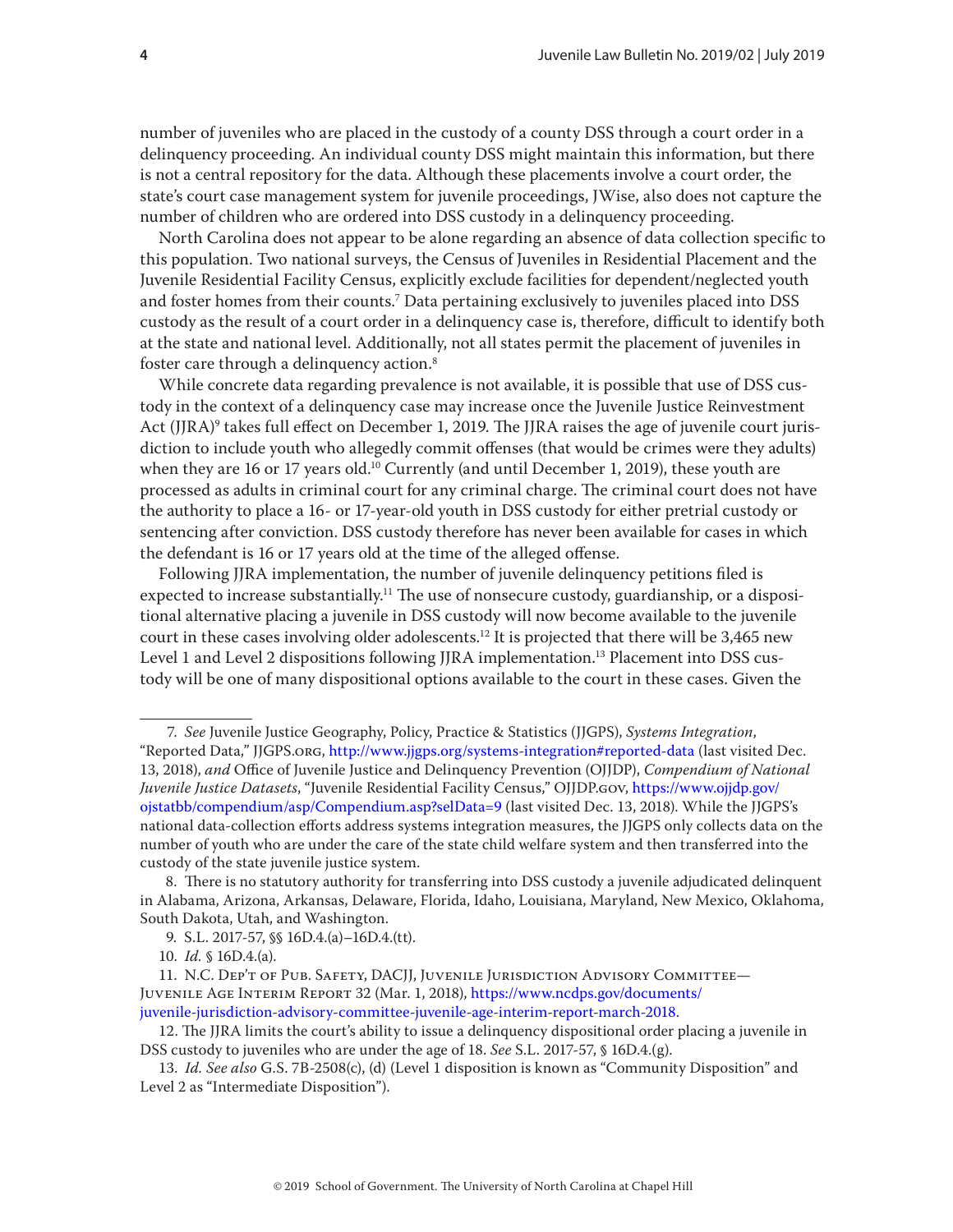number of juveniles who are placed in the custody of a county DSS through a court order in a delinquency proceeding. An individual county DSS might maintain this information, but there is not a central repository for the data. Although these placements involve a court order, the state's court case management system for juvenile proceedings, JWise, also does not capture the number of children who are ordered into DSS custody in a delinquency proceeding.

North Carolina does not appear to be alone regarding an absence of data collection specific to this population. Two national surveys, the Census of Juveniles in Residential Placement and the Juvenile Residential Facility Census, explicitly exclude facilities for dependent/neglected youth and foster homes from their counts.[7] Data pertaining exclusively to juveniles placed into DSS custody as the result of a court order in a delinquency case is, therefore, difficult to identify both at the state and national level. Additionally, not all states permit the placement of juveniles in foster care through a delinquency action.[8]

While concrete data regarding prevalence is not available, it is possible that use of DSS custody in the context of a delinquency case may increase once the Juvenile Justice Reinvestment Act (JJRA)[9] takes full effect on December 1, 2019. The JJRA raises the age of juvenile court jurisdiction to include youth who allegedly commit offenses (that would be crimes were they adults) when they are 16 or 17 years old.[10] Currently (and until December 1, 2019), these youth are processed as adults in criminal court for any criminal charge. The criminal court does not have the authority to place a 16- or 17-year-old youth in DSS custody for either pretrial custody or sentencing after conviction. DSS custody therefore has never been available for cases in which the defendant is 16 or 17 years old at the time of the alleged offense.

Following JJRA implementation, the number of juvenile delinquency petitions filed is expected to increase substantially.[11] The use of nonsecure custody, guardianship, or a dispositional alternative placing a juvenile in DSS custody will now become available to the juvenile court in these cases involving older adolescents.[12] It is projected that there will be 3,465 new Level 1 and Level 2 dispositions following JJRA implementation.[13] Placement into DSS custody will be one of many dispositional options available to the court in these cases. Given the

---

7. *See* Juvenile Justice Geography, Policy, Practice & Statistics (JJGPS), *Systems Integration*, "Reported Data," JJGPS.ORG, http://www.jjgps.org/systems-integration#reported-data (last visited Dec. 13, 2018), *and* Office of Juvenile Justice and Delinquency Prevention (OJJDP), *Compendium of National Juvenile Justice Datasets*, "Juvenile Residential Facility Census," OJJDP.GOV, https://www.ojjdp.gov/ojstatbb/compendium/asp/Compendium.asp?selData=9 (last visited Dec. 13, 2018). While the JJGPS's national data-collection efforts address systems integration measures, the JJGPS only collects data on the number of youth who are under the care of the state child welfare system and then transferred into the custody of the state juvenile justice system.

8. There is no statutory authority for transferring into DSS custody a juvenile adjudicated delinquent in Alabama, Arizona, Arkansas, Delaware, Florida, Idaho, Louisiana, Maryland, New Mexico, Oklahoma, South Dakota, Utah, and Washington.

9. S.L. 2017-57, §§ 16D.4.(a)–16D.4.(tt).

10. *Id.* § 16D.4.(a).

11. N.C. DEP'T OF PUB. SAFETY, DACJJ, JUVENILE JURISDICTION ADVISORY COMMITTEE—JUVENILE AGE INTERIM REPORT 32 (Mar. 1, 2018), https://www.ncdps.gov/documents/juvenile-jurisdiction-advisory-committee-juvenile-age-interim-report-march-2018.

12. The JJRA limits the court's ability to issue a delinquency dispositional order placing a juvenile in DSS custody to juveniles who are under the age of 18. *See* S.L. 2017-57, § 16D.4.(g).

13. *Id. See also* G.S. 7B-2508(c), (d) (Level 1 disposition is known as "Community Disposition" and Level 2 as "Intermediate Disposition").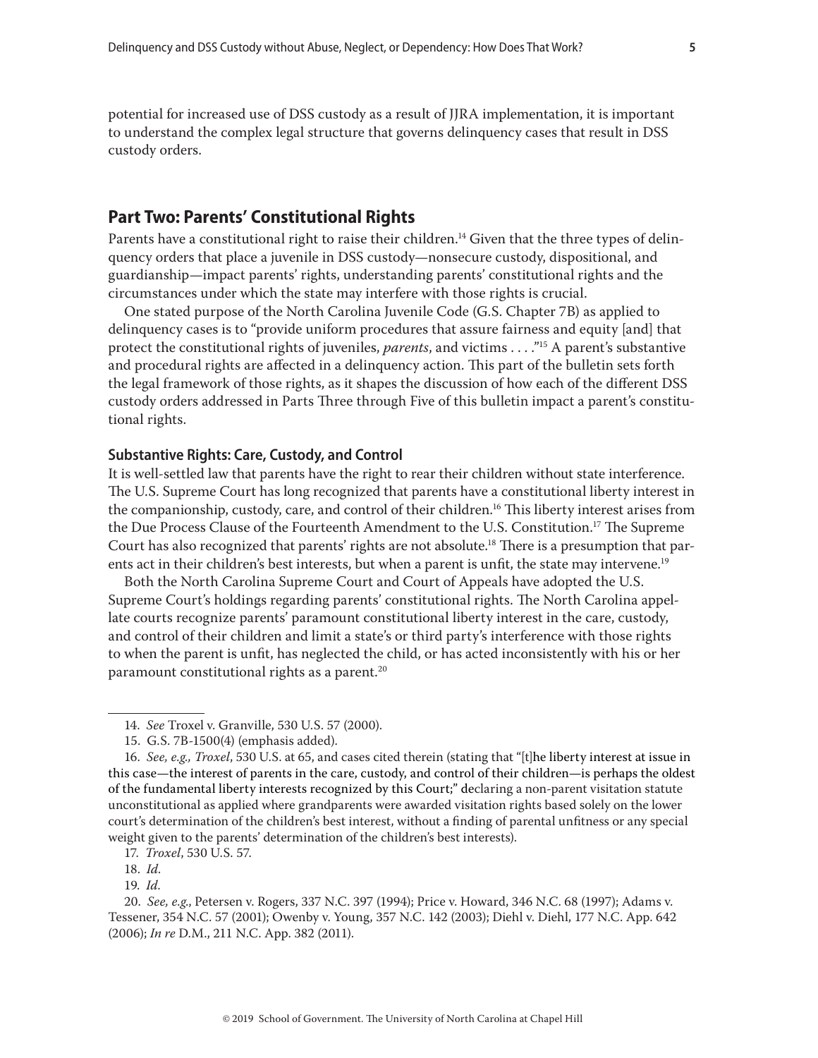potential for increased use of DSS custody as a result of JJRA implementation, it is important to understand the complex legal structure that governs delinquency cases that result in DSS custody orders.

## Part Two: Parents' Constitutional Rights

Parents have a constitutional right to raise their children.[14] Given that the three types of delinquency orders that place a juvenile in DSS custody—nonsecure custody, dispositional, and guardianship—impact parents' rights, understanding parents' constitutional rights and the circumstances under which the state may interfere with those rights is crucial.

One stated purpose of the North Carolina Juvenile Code (G.S. Chapter 7B) as applied to delinquency cases is to "provide uniform procedures that assure fairness and equity [and] that protect the constitutional rights of juveniles, *parents*, and victims . . . ."[15] A parent's substantive and procedural rights are affected in a delinquency action. This part of the bulletin sets forth the legal framework of those rights, as it shapes the discussion of how each of the different DSS custody orders addressed in Parts Three through Five of this bulletin impact a parent's constitutional rights.

### Substantive Rights: Care, Custody, and Control

It is well-settled law that parents have the right to rear their children without state interference. The U.S. Supreme Court has long recognized that parents have a constitutional liberty interest in the companionship, custody, care, and control of their children.[16] This liberty interest arises from the Due Process Clause of the Fourteenth Amendment to the U.S. Constitution.[17] The Supreme Court has also recognized that parents' rights are not absolute.[18] There is a presumption that parents act in their children's best interests, but when a parent is unfit, the state may intervene.[19]

Both the North Carolina Supreme Court and Court of Appeals have adopted the U.S. Supreme Court's holdings regarding parents' constitutional rights. The North Carolina appellate courts recognize parents' paramount constitutional liberty interest in the care, custody, and control of their children and limit a state's or third party's interference with those rights to when the parent is unfit, has neglected the child, or has acted inconsistently with his or her paramount constitutional rights as a parent.[20]

---

14. *See* Troxel v. Granville, 530 U.S. 57 (2000).

15. G.S. 7B-1500(4) (emphasis added).

16. *See, e.g., Troxel*, 530 U.S. at 65, and cases cited therein (stating that "[t]he liberty interest at issue in this case—the interest of parents in the care, custody, and control of their children—is perhaps the oldest of the fundamental liberty interests recognized by this Court;" declaring a non-parent visitation statute unconstitutional as applied where grandparents were awarded visitation rights based solely on the lower court's determination of the children's best interest, without a finding of parental unfitness or any special weight given to the parents' determination of the children's best interests).

17. *Troxel*, 530 U.S. 57.

18. *Id.*

19. *Id.*

20. *See, e.g.*, Petersen v. Rogers, 337 N.C. 397 (1994); Price v. Howard, 346 N.C. 68 (1997); Adams v. Tessener, 354 N.C. 57 (2001); Owenby v. Young, 357 N.C. 142 (2003); Diehl v. Diehl, 177 N.C. App. 642 (2006); *In re* D.M., 211 N.C. App. 382 (2011).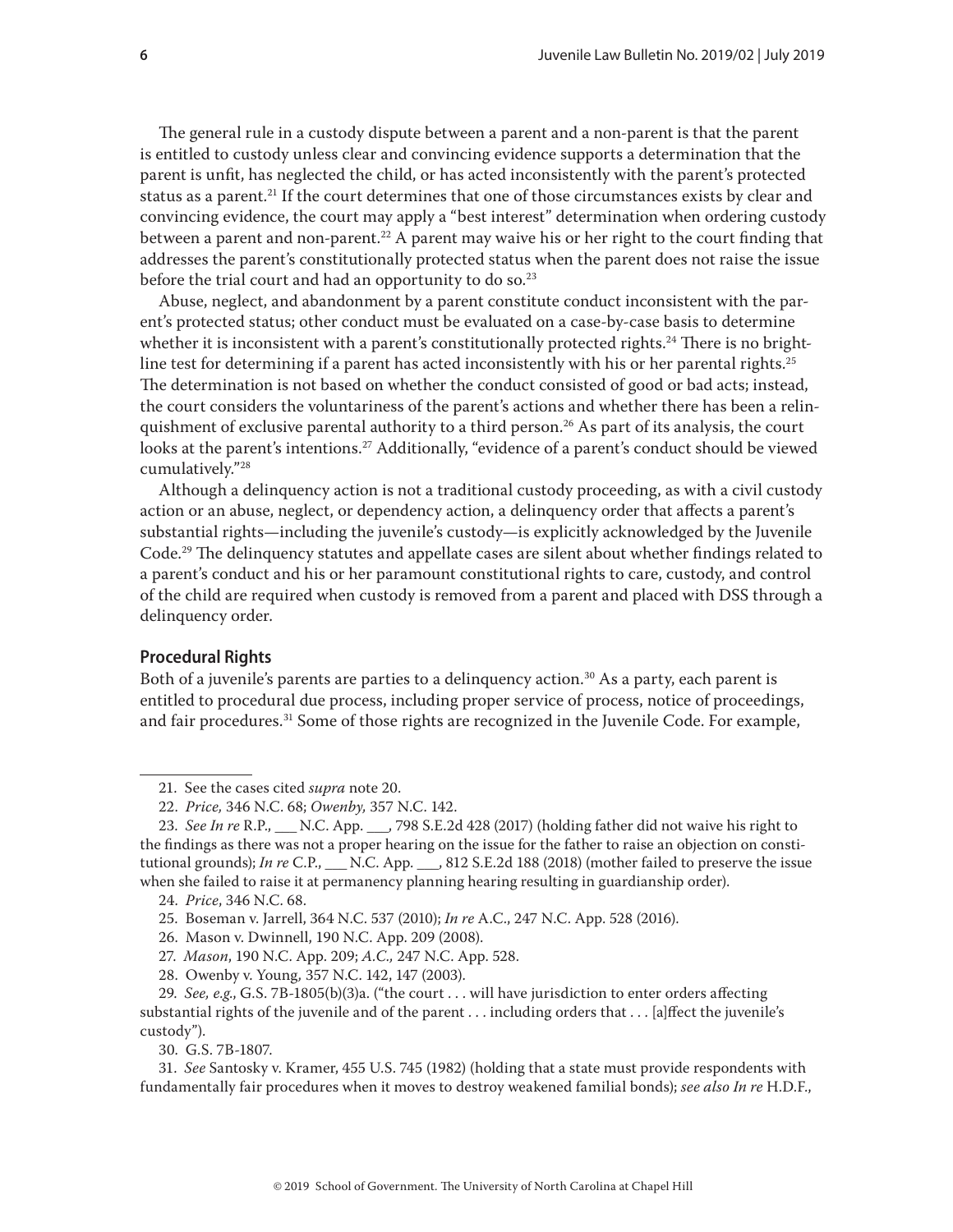The general rule in a custody dispute between a parent and a non-parent is that the parent is entitled to custody unless clear and convincing evidence supports a determination that the parent is unfit, has neglected the child, or has acted inconsistently with the parent's protected status as a parent.[21] If the court determines that one of those circumstances exists by clear and convincing evidence, the court may apply a "best interest" determination when ordering custody between a parent and non-parent.[22] A parent may waive his or her right to the court finding that addresses the parent's constitutionally protected status when the parent does not raise the issue before the trial court and had an opportunity to do so.[23]

Abuse, neglect, and abandonment by a parent constitute conduct inconsistent with the parent's protected status; other conduct must be evaluated on a case-by-case basis to determine whether it is inconsistent with a parent's constitutionally protected rights.[24] There is no bright-line test for determining if a parent has acted inconsistently with his or her parental rights.[25] The determination is not based on whether the conduct consisted of good or bad acts; instead, the court considers the voluntariness of the parent's actions and whether there has been a relinquishment of exclusive parental authority to a third person.[26] As part of its analysis, the court looks at the parent's intentions.[27] Additionally, "evidence of a parent's conduct should be viewed cumulatively."[28]

Although a delinquency action is not a traditional custody proceeding, as with a civil custody action or an abuse, neglect, or dependency action, a delinquency order that affects a parent's substantial rights—including the juvenile's custody—is explicitly acknowledged by the Juvenile Code.[29] The delinquency statutes and appellate cases are silent about whether findings related to a parent's conduct and his or her paramount constitutional rights to care, custody, and control of the child are required when custody is removed from a parent and placed with DSS through a delinquency order.

### Procedural Rights

Both of a juvenile's parents are parties to a delinquency action.[30] As a party, each parent is entitled to procedural due process, including proper service of process, notice of proceedings, and fair procedures.[31] Some of those rights are recognized in the Juvenile Code. For example,

---

21. See the cases cited *supra* note 20.

22. *Price,* 346 N.C. 68; *Owenby,* 357 N.C. 142.

23. *See In re* R.P., ___ N.C. App. ___, 798 S.E.2d 428 (2017) (holding father did not waive his right to the findings as there was not a proper hearing on the issue for the father to raise an objection on constitutional grounds); *In re* C.P., ___ N.C. App. ___, 812 S.E.2d 188 (2018) (mother failed to preserve the issue when she failed to raise it at permanency planning hearing resulting in guardianship order).

24. *Price*, 346 N.C. 68.

25. Boseman v. Jarrell, 364 N.C. 537 (2010); *In re* A.C., 247 N.C. App. 528 (2016).

26. Mason v. Dwinnell, 190 N.C. App. 209 (2008).

27. *Mason*, 190 N.C. App. 209; *A.C.,* 247 N.C. App. 528.

28. Owenby v. Young, 357 N.C. 142, 147 (2003).

29. *See, e.g.*, G.S. 7B-1805(b)(3)a. ("the court . . . will have jurisdiction to enter orders affecting substantial rights of the juvenile and of the parent . . . including orders that . . . [a]ffect the juvenile's custody").

30. G.S. 7B-1807.

31. *See* Santosky v. Kramer, 455 U.S. 745 (1982) (holding that a state must provide respondents with fundamentally fair procedures when it moves to destroy weakened familial bonds); *see also In re* H.D.F.,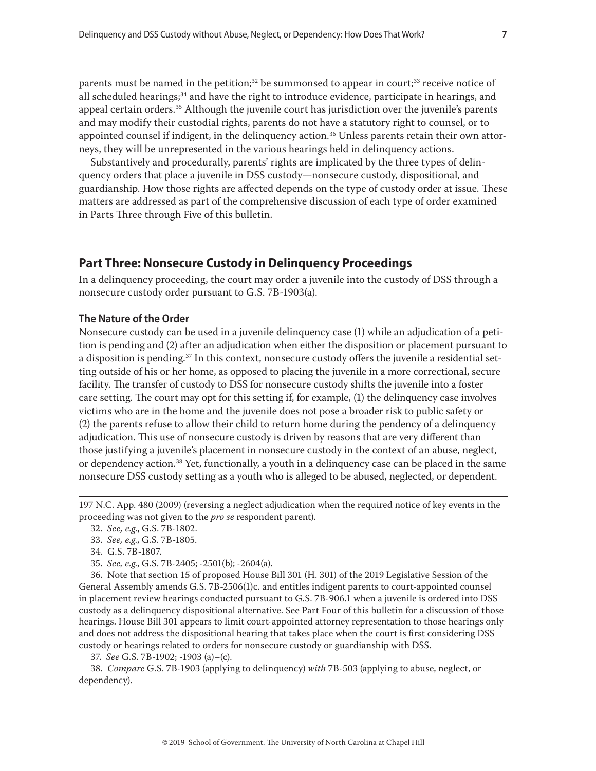parents must be named in the petition;[32] be summonsed to appear in court;[33] receive notice of all scheduled hearings;[34] and have the right to introduce evidence, participate in hearings, and appeal certain orders.[35] Although the juvenile court has jurisdiction over the juvenile's parents and may modify their custodial rights, parents do not have a statutory right to counsel, or to appointed counsel if indigent, in the delinquency action.[36] Unless parents retain their own attorneys, they will be unrepresented in the various hearings held in delinquency actions.

Substantively and procedurally, parents' rights are implicated by the three types of delinquency orders that place a juvenile in DSS custody—nonsecure custody, dispositional, and guardianship. How those rights are affected depends on the type of custody order at issue. These matters are addressed as part of the comprehensive discussion of each type of order examined in Parts Three through Five of this bulletin.

## Part Three: Nonsecure Custody in Delinquency Proceedings

In a delinquency proceeding, the court may order a juvenile into the custody of DSS through a nonsecure custody order pursuant to G.S. 7B-1903(a).

### The Nature of the Order

Nonsecure custody can be used in a juvenile delinquency case (1) while an adjudication of a petition is pending and (2) after an adjudication when either the disposition or placement pursuant to a disposition is pending.[37] In this context, nonsecure custody offers the juvenile a residential setting outside of his or her home, as opposed to placing the juvenile in a more correctional, secure facility. The transfer of custody to DSS for nonsecure custody shifts the juvenile into a foster care setting. The court may opt for this setting if, for example, (1) the delinquency case involves victims who are in the home and the juvenile does not pose a broader risk to public safety or (2) the parents refuse to allow their child to return home during the pendency of a delinquency adjudication. This use of nonsecure custody is driven by reasons that are very different than those justifying a juvenile's placement in nonsecure custody in the context of an abuse, neglect, or dependency action.[38] Yet, functionally, a youth in a delinquency case can be placed in the same nonsecure DSS custody setting as a youth who is alleged to be abused, neglected, or dependent.

---

197 N.C. App. 480 (2009) (reversing a neglect adjudication when the required notice of key events in the proceeding was not given to the *pro se* respondent parent).

32. *See, e.g.*, G.S. 7B-1802.

33. *See, e.g.*, G.S. 7B-1805.

34. G.S. 7B-1807.

35. *See, e.g.*, G.S. 7B-2405; -2501(b); -2604(a).

36. Note that section 15 of proposed House Bill 301 (H. 301) of the 2019 Legislative Session of the General Assembly amends G.S. 7B-2506(1)c. and entitles indigent parents to court-appointed counsel in placement review hearings conducted pursuant to G.S. 7B-906.1 when a juvenile is ordered into DSS custody as a delinquency dispositional alternative. See Part Four of this bulletin for a discussion of those hearings. House Bill 301 appears to limit court-appointed attorney representation to those hearings only and does not address the dispositional hearing that takes place when the court is first considering DSS custody or hearings related to orders for nonsecure custody or guardianship with DSS.

37. *See* G.S. 7B-1902; -1903 (a)–(c).

38. *Compare* G.S. 7B-1903 (applying to delinquency) *with* 7B-503 (applying to abuse, neglect, or dependency).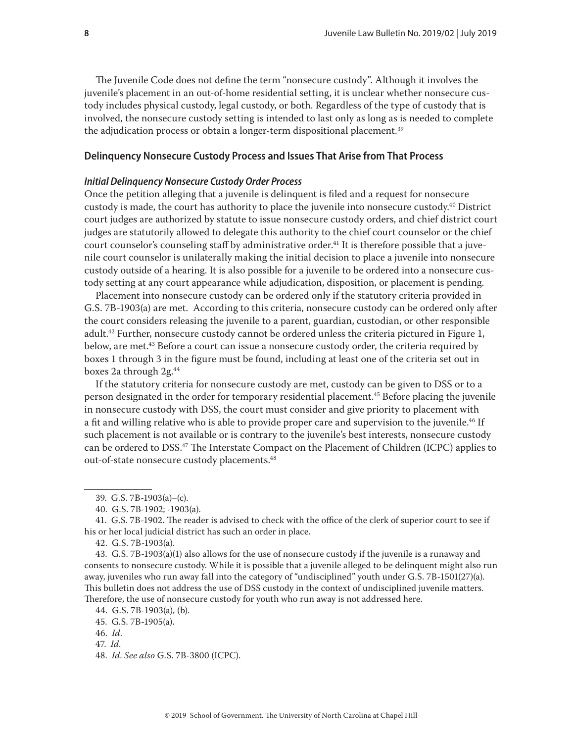The Juvenile Code does not define the term "nonsecure custody". Although it involves the juvenile's placement in an out-of-home residential setting, it is unclear whether nonsecure custody includes physical custody, legal custody, or both. Regardless of the type of custody that is involved, the nonsecure custody setting is intended to last only as long as is needed to complete the adjudication process or obtain a longer-term dispositional placement.[39]

## Delinquency Nonsecure Custody Process and Issues That Arise from That Process

### *Initial Delinquency Nonsecure Custody Order Process*

Once the petition alleging that a juvenile is delinquent is filed and a request for nonsecure custody is made, the court has authority to place the juvenile into nonsecure custody.[40] District court judges are authorized by statute to issue nonsecure custody orders, and chief district court judges are statutorily allowed to delegate this authority to the chief court counselor or the chief court counselor's counseling staff by administrative order.[41] It is therefore possible that a juvenile court counselor is unilaterally making the initial decision to place a juvenile into nonsecure custody outside of a hearing. It is also possible for a juvenile to be ordered into a nonsecure custody setting at any court appearance while adjudication, disposition, or placement is pending.

Placement into nonsecure custody can be ordered only if the statutory criteria provided in G.S. 7B-1903(a) are met. According to this criteria, nonsecure custody can be ordered only after the court considers releasing the juvenile to a parent, guardian, custodian, or other responsible adult.[42] Further, nonsecure custody cannot be ordered unless the criteria pictured in Figure 1, below, are met.[43] Before a court can issue a nonsecure custody order, the criteria required by boxes 1 through 3 in the figure must be found, including at least one of the criteria set out in boxes 2a through 2g.[44]

If the statutory criteria for nonsecure custody are met, custody can be given to DSS or to a person designated in the order for temporary residential placement.[45] Before placing the juvenile in nonsecure custody with DSS, the court must consider and give priority to placement with a fit and willing relative who is able to provide proper care and supervision to the juvenile.[46] If such placement is not available or is contrary to the juvenile's best interests, nonsecure custody can be ordered to DSS.[47] The Interstate Compact on the Placement of Children (ICPC) applies to out-of-state nonsecure custody placements.[48]

---

39. G.S. 7B-1903(a)–(c).

40. G.S. 7B-1902; -1903(a).

41. G.S. 7B-1902. The reader is advised to check with the office of the clerk of superior court to see if his or her local judicial district has such an order in place.

42. G.S. 7B-1903(a).

43. G.S. 7B-1903(a)(1) also allows for the use of nonsecure custody if the juvenile is a runaway and consents to nonsecure custody. While it is possible that a juvenile alleged to be delinquent might also run away, juveniles who run away fall into the category of "undisciplined" youth under G.S. 7B-1501(27)(a). This bulletin does not address the use of DSS custody in the context of undisciplined juvenile matters. Therefore, the use of nonsecure custody for youth who run away is not addressed here.

44. G.S. 7B-1903(a), (b).

45. G.S. 7B-1905(a).

46. *Id*.

47. *Id*.

48. *Id*. *See also* G.S. 7B-3800 (ICPC).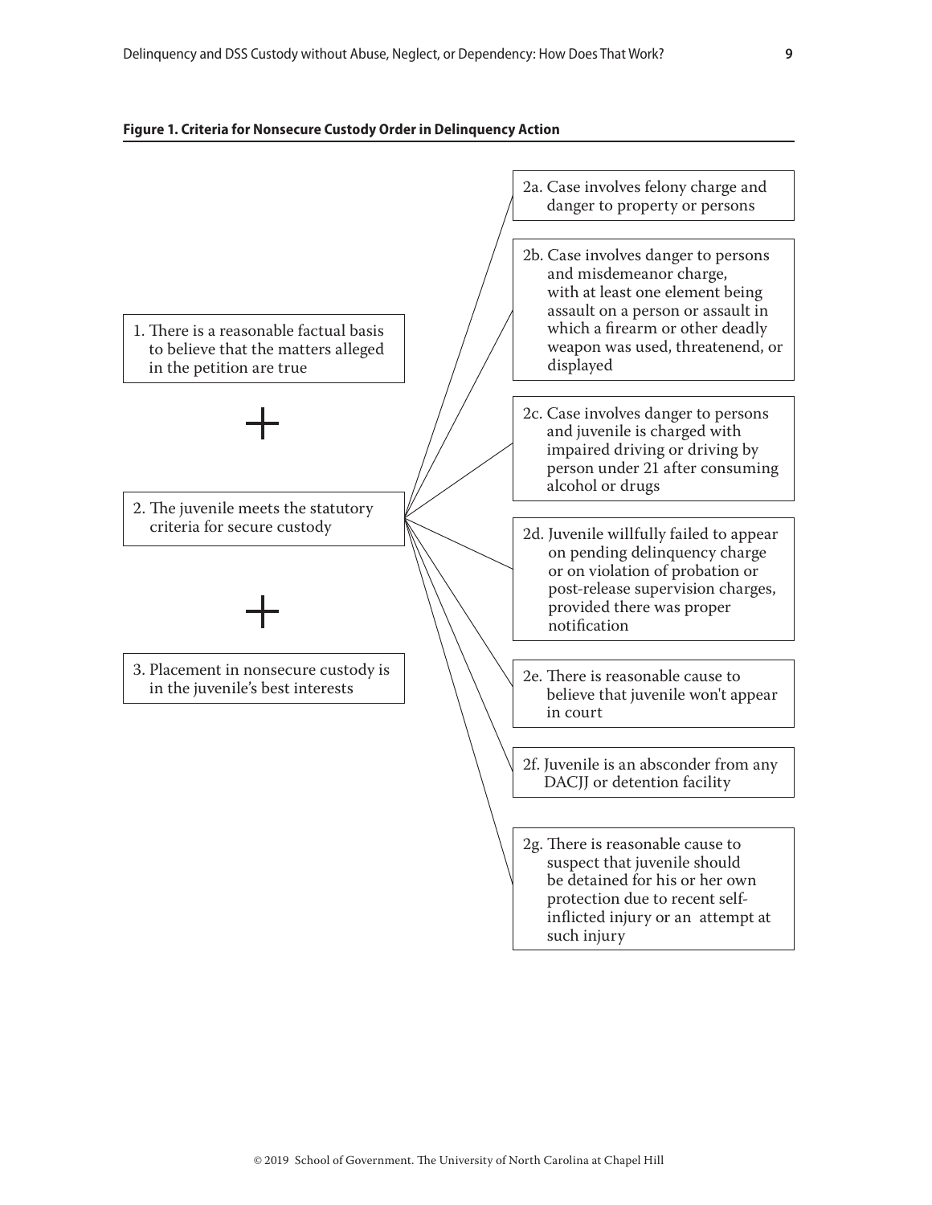**Figure 1. Criteria for Nonsecure Custody Order in Delinquency Action**

1. There is a reasonable factual basis to believe that the matters alleged in the petition are true

+

2. The juvenile meets the statutory criteria for secure custody

   - 2a. Case involves felony charge and danger to property or persons
   - 2b. Case involves danger to persons and misdemeanor charge, with at least one element being assault on a person or assault in which a firearm or other deadly weapon was used, threatenend, or displayed
   - 2c. Case involves danger to persons and juvenile is charged with impaired driving or driving by person under 21 after consuming alcohol or drugs
   - 2d. Juvenile willfully failed to appear on pending delinquency charge or on violation of probation or post-release supervision charges, provided there was proper notification
   - 2e. There is reasonable cause to believe that juvenile won't appear in court
   - 2f. Juvenile is an absconder from any DACJJ or detention facility
   - 2g. There is reasonable cause to suspect that juvenile should be detained for his or her own protection due to recent self-inflicted injury or an attempt at such injury

+

3. Placement in nonsecure custody is in the juvenile's best interests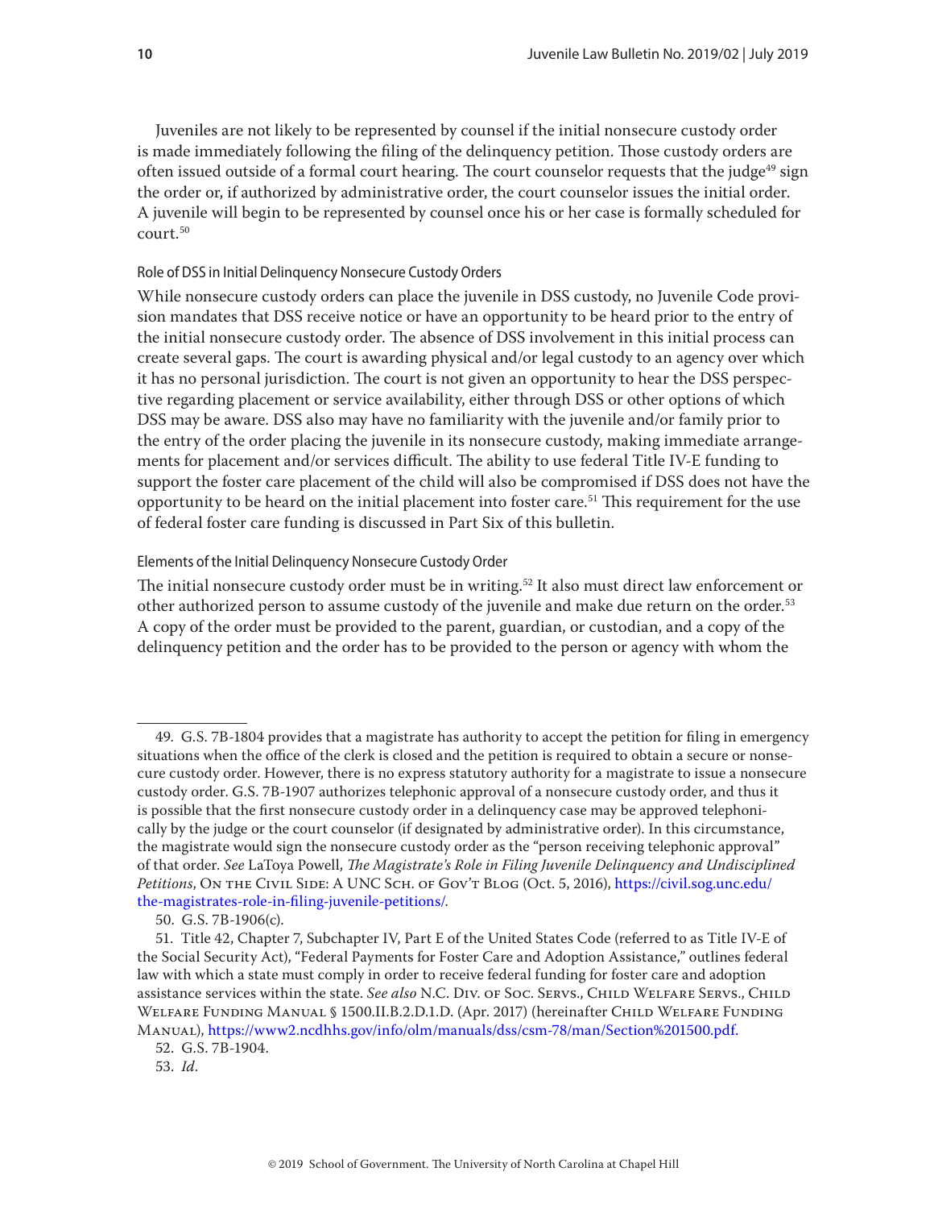Juveniles are not likely to be represented by counsel if the initial nonsecure custody order is made immediately following the filing of the delinquency petition. Those custody orders are often issued outside of a formal court hearing. The court counselor requests that the judge[49] sign the order or, if authorized by administrative order, the court counselor issues the initial order. A juvenile will begin to be represented by counsel once his or her case is formally scheduled for court.[50]

#### Role of DSS in Initial Delinquency Nonsecure Custody Orders

While nonsecure custody orders can place the juvenile in DSS custody, no Juvenile Code provision mandates that DSS receive notice or have an opportunity to be heard prior to the entry of the initial nonsecure custody order. The absence of DSS involvement in this initial process can create several gaps. The court is awarding physical and/or legal custody to an agency over which it has no personal jurisdiction. The court is not given an opportunity to hear the DSS perspective regarding placement or service availability, either through DSS or other options of which DSS may be aware. DSS also may have no familiarity with the juvenile and/or family prior to the entry of the order placing the juvenile in its nonsecure custody, making immediate arrangements for placement and/or services difficult. The ability to use federal Title IV-E funding to support the foster care placement of the child will also be compromised if DSS does not have the opportunity to be heard on the initial placement into foster care.[51] This requirement for the use of federal foster care funding is discussed in Part Six of this bulletin.

#### Elements of the Initial Delinquency Nonsecure Custody Order

The initial nonsecure custody order must be in writing.[52] It also must direct law enforcement or other authorized person to assume custody of the juvenile and make due return on the order.[53] A copy of the order must be provided to the parent, guardian, or custodian, and a copy of the delinquency petition and the order has to be provided to the person or agency with whom the

---

49. G.S. 7B-1804 provides that a magistrate has authority to accept the petition for filing in emergency situations when the office of the clerk is closed and the petition is required to obtain a secure or nonsecure custody order. However, there is no express statutory authority for a magistrate to issue a nonsecure custody order. G.S. 7B-1907 authorizes telephonic approval of a nonsecure custody order, and thus it is possible that the first nonsecure custody order in a delinquency case may be approved telephonically by the judge or the court counselor (if designated by administrative order). In this circumstance, the magistrate would sign the nonsecure custody order as the "person receiving telephonic approval" of that order. *See* LaToya Powell, *The Magistrate's Role in Filing Juvenile Delinquency and Undisciplined Petitions*, On the Civil Side: A UNC Sch. of Gov't Blog (Oct. 5, 2016), https://civil.sog.unc.edu/the-magistrates-role-in-filing-juvenile-petitions/.

50. G.S. 7B-1906(c).

51. Title 42, Chapter 7, Subchapter IV, Part E of the United States Code (referred to as Title IV-E of the Social Security Act), "Federal Payments for Foster Care and Adoption Assistance," outlines federal law with which a state must comply in order to receive federal funding for foster care and adoption assistance services within the state. *See also* N.C. Div. of Soc. Servs., Child Welfare Servs., Child Welfare Funding Manual § 1500.II.B.2.D.1.D. (Apr. 2017) (hereinafter Child Welfare Funding Manual), https://www2.ncdhhs.gov/info/olm/manuals/dss/csm-78/man/Section%201500.pdf.

52. G.S. 7B-1904.

53. *Id*.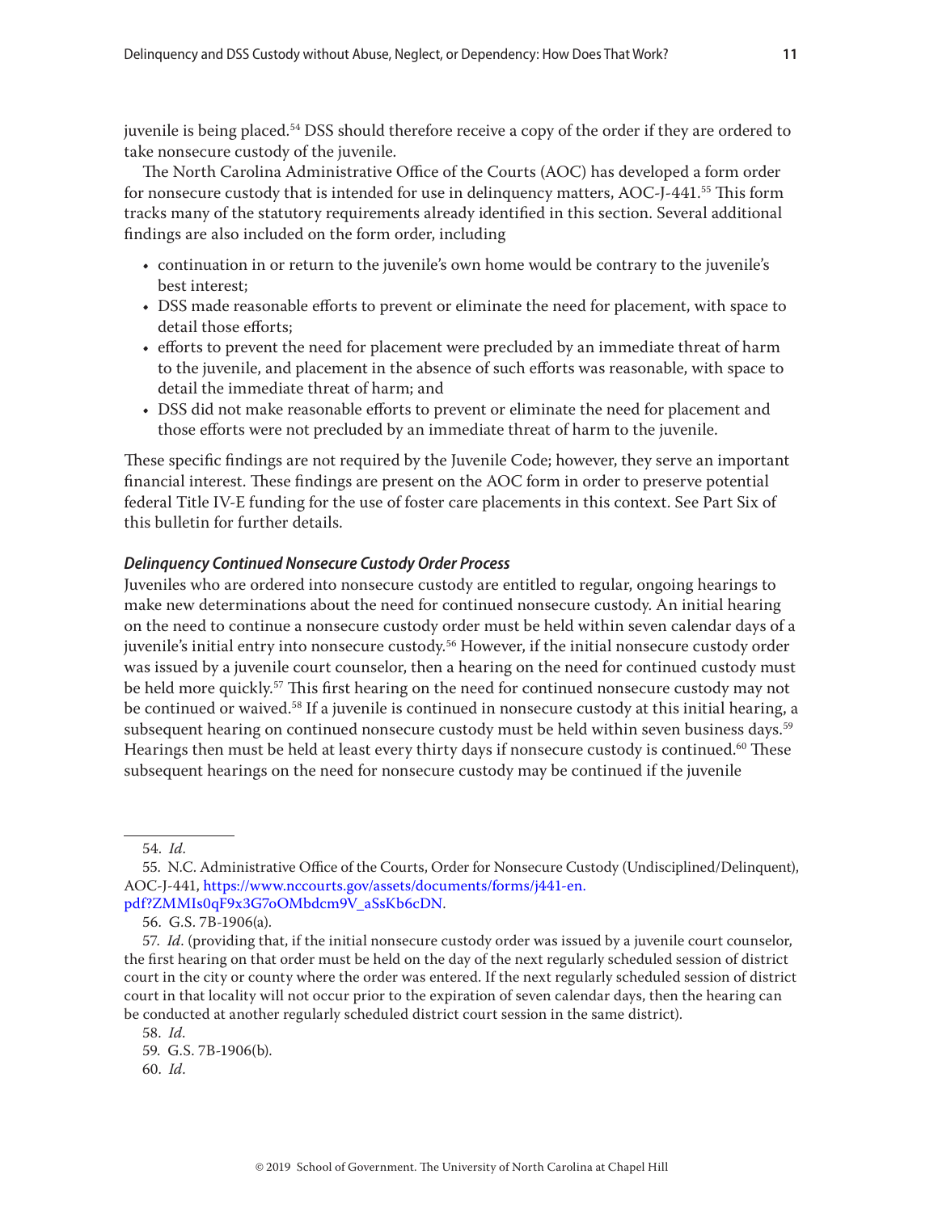juvenile is being placed.[54] DSS should therefore receive a copy of the order if they are ordered to take nonsecure custody of the juvenile.

The North Carolina Administrative Office of the Courts (AOC) has developed a form order for nonsecure custody that is intended for use in delinquency matters, AOC-J-441.[55] This form tracks many of the statutory requirements already identified in this section. Several additional findings are also included on the form order, including

- continuation in or return to the juvenile's own home would be contrary to the juvenile's best interest;
- DSS made reasonable efforts to prevent or eliminate the need for placement, with space to detail those efforts;
- efforts to prevent the need for placement were precluded by an immediate threat of harm to the juvenile, and placement in the absence of such efforts was reasonable, with space to detail the immediate threat of harm; and
- DSS did not make reasonable efforts to prevent or eliminate the need for placement and those efforts were not precluded by an immediate threat of harm to the juvenile.

These specific findings are not required by the Juvenile Code; however, they serve an important financial interest. These findings are present on the AOC form in order to preserve potential federal Title IV-E funding for the use of foster care placements in this context. See Part Six of this bulletin for further details.

### *Delinquency Continued Nonsecure Custody Order Process*

Juveniles who are ordered into nonsecure custody are entitled to regular, ongoing hearings to make new determinations about the need for continued nonsecure custody. An initial hearing on the need to continue a nonsecure custody order must be held within seven calendar days of a juvenile's initial entry into nonsecure custody.[56] However, if the initial nonsecure custody order was issued by a juvenile court counselor, then a hearing on the need for continued custody must be held more quickly.[57] This first hearing on the need for continued nonsecure custody may not be continued or waived.[58] If a juvenile is continued in nonsecure custody at this initial hearing, a subsequent hearing on continued nonsecure custody must be held within seven business days.[59] Hearings then must be held at least every thirty days if nonsecure custody is continued.[60] These subsequent hearings on the need for nonsecure custody may be continued if the juvenile

---

54. *Id*.

55. N.C. Administrative Office of the Courts, Order for Nonsecure Custody (Undisciplined/Delinquent), AOC-J-441, https://www.nccourts.gov/assets/documents/forms/j441-en.pdf?ZMMIs0qF9x3G7oOMbdcm9V_aSsKb6cDN.

56. G.S. 7B-1906(a).

57. *Id*. (providing that, if the initial nonsecure custody order was issued by a juvenile court counselor, the first hearing on that order must be held on the day of the next regularly scheduled session of district court in the city or county where the order was entered. If the next regularly scheduled session of district court in that locality will not occur prior to the expiration of seven calendar days, then the hearing can be conducted at another regularly scheduled district court session in the same district).

58. *Id*.

59. G.S. 7B-1906(b).

60. *Id*.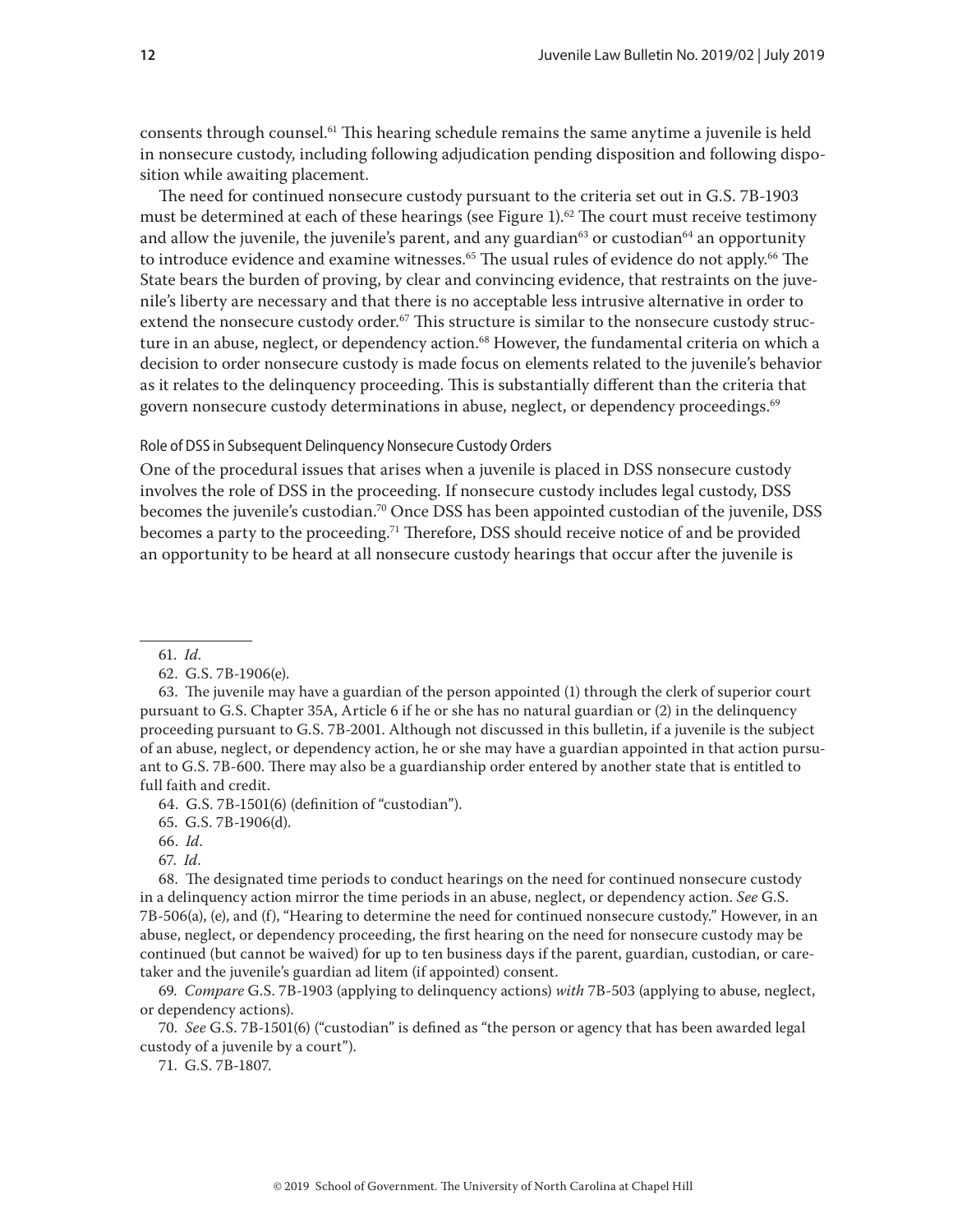consents through counsel.[61] This hearing schedule remains the same anytime a juvenile is held in nonsecure custody, including following adjudication pending disposition and following disposition while awaiting placement.

The need for continued nonsecure custody pursuant to the criteria set out in G.S. 7B-1903 must be determined at each of these hearings (see Figure 1).[62] The court must receive testimony and allow the juvenile, the juvenile's parent, and any guardian[63] or custodian[64] an opportunity to introduce evidence and examine witnesses.[65] The usual rules of evidence do not apply.[66] The State bears the burden of proving, by clear and convincing evidence, that restraints on the juvenile's liberty are necessary and that there is no acceptable less intrusive alternative in order to extend the nonsecure custody order.[67] This structure is similar to the nonsecure custody structure in an abuse, neglect, or dependency action.[68] However, the fundamental criteria on which a decision to order nonsecure custody is made focus on elements related to the juvenile's behavior as it relates to the delinquency proceeding. This is substantially different than the criteria that govern nonsecure custody determinations in abuse, neglect, or dependency proceedings.[69]

### Role of DSS in Subsequent Delinquency Nonsecure Custody Orders

One of the procedural issues that arises when a juvenile is placed in DSS nonsecure custody involves the role of DSS in the proceeding. If nonsecure custody includes legal custody, DSS becomes the juvenile's custodian.[70] Once DSS has been appointed custodian of the juvenile, DSS becomes a party to the proceeding.[71] Therefore, DSS should receive notice of and be provided an opportunity to be heard at all nonsecure custody hearings that occur after the juvenile is

---

61. *Id.*

62. G.S. 7B-1906(e).

63. The juvenile may have a guardian of the person appointed (1) through the clerk of superior court pursuant to G.S. Chapter 35A, Article 6 if he or she has no natural guardian or (2) in the delinquency proceeding pursuant to G.S. 7B-2001. Although not discussed in this bulletin, if a juvenile is the subject of an abuse, neglect, or dependency action, he or she may have a guardian appointed in that action pursuant to G.S. 7B-600. There may also be a guardianship order entered by another state that is entitled to full faith and credit.

64. G.S. 7B-1501(6) (definition of "custodian").

65. G.S. 7B-1906(d).

66. *Id.*

67. *Id.*

68. The designated time periods to conduct hearings on the need for continued nonsecure custody in a delinquency action mirror the time periods in an abuse, neglect, or dependency action. *See* G.S. 7B-506(a), (e), and (f), "Hearing to determine the need for continued nonsecure custody." However, in an abuse, neglect, or dependency proceeding, the first hearing on the need for nonsecure custody may be continued (but cannot be waived) for up to ten business days if the parent, guardian, custodian, or caretaker and the juvenile's guardian ad litem (if appointed) consent.

69. *Compare* G.S. 7B-1903 (applying to delinquency actions) *with* 7B-503 (applying to abuse, neglect, or dependency actions).

70. *See* G.S. 7B-1501(6) ("custodian" is defined as "the person or agency that has been awarded legal custody of a juvenile by a court").

71. G.S. 7B-1807.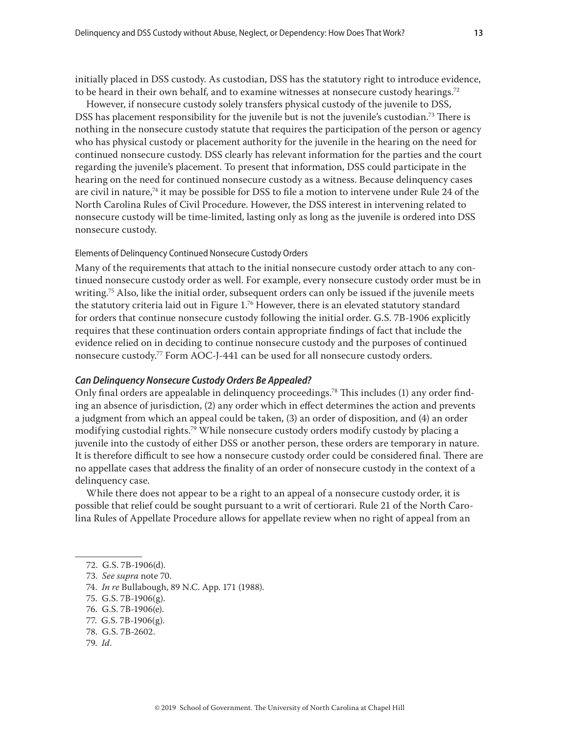initially placed in DSS custody. As custodian, DSS has the statutory right to introduce evidence, to be heard in their own behalf, and to examine witnesses at nonsecure custody hearings.[72]

However, if nonsecure custody solely transfers physical custody of the juvenile to DSS, DSS has placement responsibility for the juvenile but is not the juvenile's custodian.[73] There is nothing in the nonsecure custody statute that requires the participation of the person or agency who has physical custody or placement authority for the juvenile in the hearing on the need for continued nonsecure custody. DSS clearly has relevant information for the parties and the court regarding the juvenile's placement. To present that information, DSS could participate in the hearing on the need for continued nonsecure custody as a witness. Because delinquency cases are civil in nature,[74] it may be possible for DSS to file a motion to intervene under Rule 24 of the North Carolina Rules of Civil Procedure. However, the DSS interest in intervening related to nonsecure custody will be time-limited, lasting only as long as the juvenile is ordered into DSS nonsecure custody.

#### Elements of Delinquency Continued Nonsecure Custody Orders

Many of the requirements that attach to the initial nonsecure custody order attach to any continued nonsecure custody order as well. For example, every nonsecure custody order must be in writing.[75] Also, like the initial order, subsequent orders can only be issued if the juvenile meets the statutory criteria laid out in Figure 1.[76] However, there is an elevated statutory standard for orders that continue nonsecure custody following the initial order. G.S. 7B-1906 explicitly requires that these continuation orders contain appropriate findings of fact that include the evidence relied on in deciding to continue nonsecure custody and the purposes of continued nonsecure custody.[77] Form AOC-J-441 can be used for all nonsecure custody orders.

### *Can Delinquency Nonsecure Custody Orders Be Appealed?*

Only final orders are appealable in delinquency proceedings.[78] This includes (1) any order finding an absence of jurisdiction, (2) any order which in effect determines the action and prevents a judgment from which an appeal could be taken, (3) an order of disposition, and (4) an order modifying custodial rights.[79] While nonsecure custody orders modify custody by placing a juvenile into the custody of either DSS or another person, these orders are temporary in nature. It is therefore difficult to see how a nonsecure custody order could be considered final. There are no appellate cases that address the finality of an order of nonsecure custody in the context of a delinquency case.

While there does not appear to be a right to an appeal of a nonsecure custody order, it is possible that relief could be sought pursuant to a writ of certiorari. Rule 21 of the North Carolina Rules of Appellate Procedure allows for appellate review when no right of appeal from an

---

72. G.S. 7B-1906(d).

73. *See supra* note 70.

74. *In re* Bullabough, 89 N.C. App. 171 (1988).

75. G.S. 7B-1906(g).

76. G.S. 7B-1906(e).

77. G.S. 7B-1906(g).

78. G.S. 7B-2602.

79. *Id*.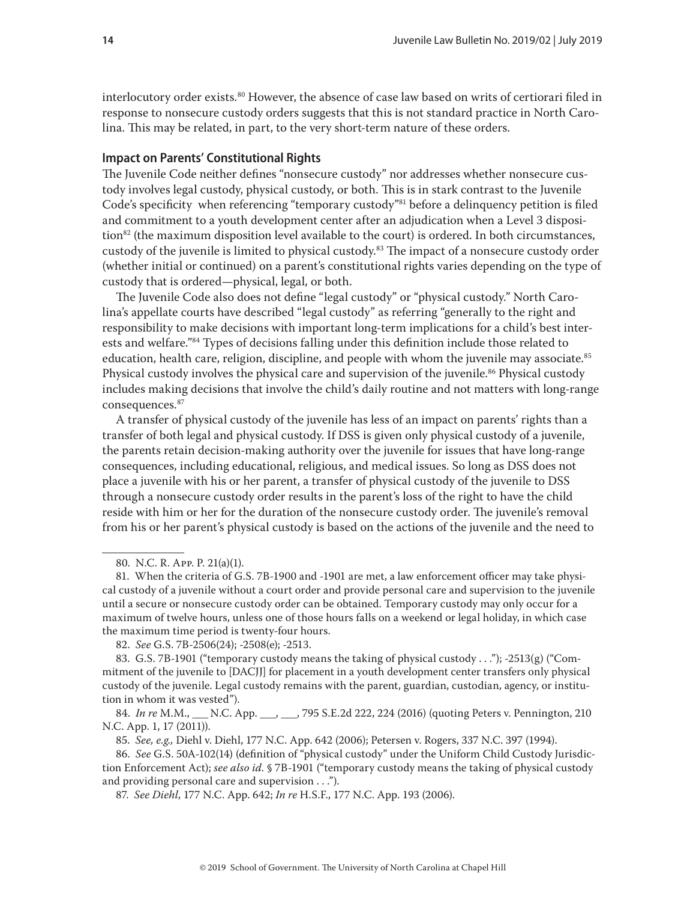interlocutory order exists.[80] However, the absence of case law based on writs of certiorari filed in response to nonsecure custody orders suggests that this is not standard practice in North Carolina. This may be related, in part, to the very short-term nature of these orders.

### Impact on Parents' Constitutional Rights

The Juvenile Code neither defines "nonsecure custody" nor addresses whether nonsecure custody involves legal custody, physical custody, or both. This is in stark contrast to the Juvenile Code's specificity when referencing "temporary custody"[81] before a delinquency petition is filed and commitment to a youth development center after an adjudication when a Level 3 disposition[82] (the maximum disposition level available to the court) is ordered. In both circumstances, custody of the juvenile is limited to physical custody.[83] The impact of a nonsecure custody order (whether initial or continued) on a parent's constitutional rights varies depending on the type of custody that is ordered—physical, legal, or both.

The Juvenile Code also does not define "legal custody" or "physical custody." North Carolina's appellate courts have described "legal custody" as referring "generally to the right and responsibility to make decisions with important long-term implications for a child's best interests and welfare."[84] Types of decisions falling under this definition include those related to education, health care, religion, discipline, and people with whom the juvenile may associate.[85] Physical custody involves the physical care and supervision of the juvenile.[86] Physical custody includes making decisions that involve the child's daily routine and not matters with long-range consequences.[87]

A transfer of physical custody of the juvenile has less of an impact on parents' rights than a transfer of both legal and physical custody. If DSS is given only physical custody of a juvenile, the parents retain decision-making authority over the juvenile for issues that have long-range consequences, including educational, religious, and medical issues. So long as DSS does not place a juvenile with his or her parent, a transfer of physical custody of the juvenile to DSS through a nonsecure custody order results in the parent's loss of the right to have the child reside with him or her for the duration of the nonsecure custody order. The juvenile's removal from his or her parent's physical custody is based on the actions of the juvenile and the need to

---

80. N.C. R. App. P. 21(a)(1).

81. When the criteria of G.S. 7B-1900 and -1901 are met, a law enforcement officer may take physical custody of a juvenile without a court order and provide personal care and supervision to the juvenile until a secure or nonsecure custody order can be obtained. Temporary custody may only occur for a maximum of twelve hours, unless one of those hours falls on a weekend or legal holiday, in which case the maximum time period is twenty-four hours.

82. *See* G.S. 7B-2506(24); -2508(e); -2513.

83. G.S. 7B-1901 ("temporary custody means the taking of physical custody . . ."); -2513(g) ("Commitment of the juvenile to [DACJJ] for placement in a youth development center transfers only physical custody of the juvenile. Legal custody remains with the parent, guardian, custodian, agency, or institution in whom it was vested").

84. *In re* M.M., ___ N.C. App. ___, ___, 795 S.E.2d 222, 224 (2016) (quoting Peters v. Pennington, 210 N.C. App. 1, 17 (2011)).

85. *See, e.g.,* Diehl v. Diehl, 177 N.C. App. 642 (2006); Petersen v. Rogers, 337 N.C. 397 (1994).

86. *See* G.S. 50A-102(14) (definition of "physical custody" under the Uniform Child Custody Jurisdiction Enforcement Act); *see also id.* § 7B-1901 ("temporary custody means the taking of physical custody and providing personal care and supervision . . .").

87. *See Diehl*, 177 N.C. App. 642; *In re* H.S.F., 177 N.C. App. 193 (2006).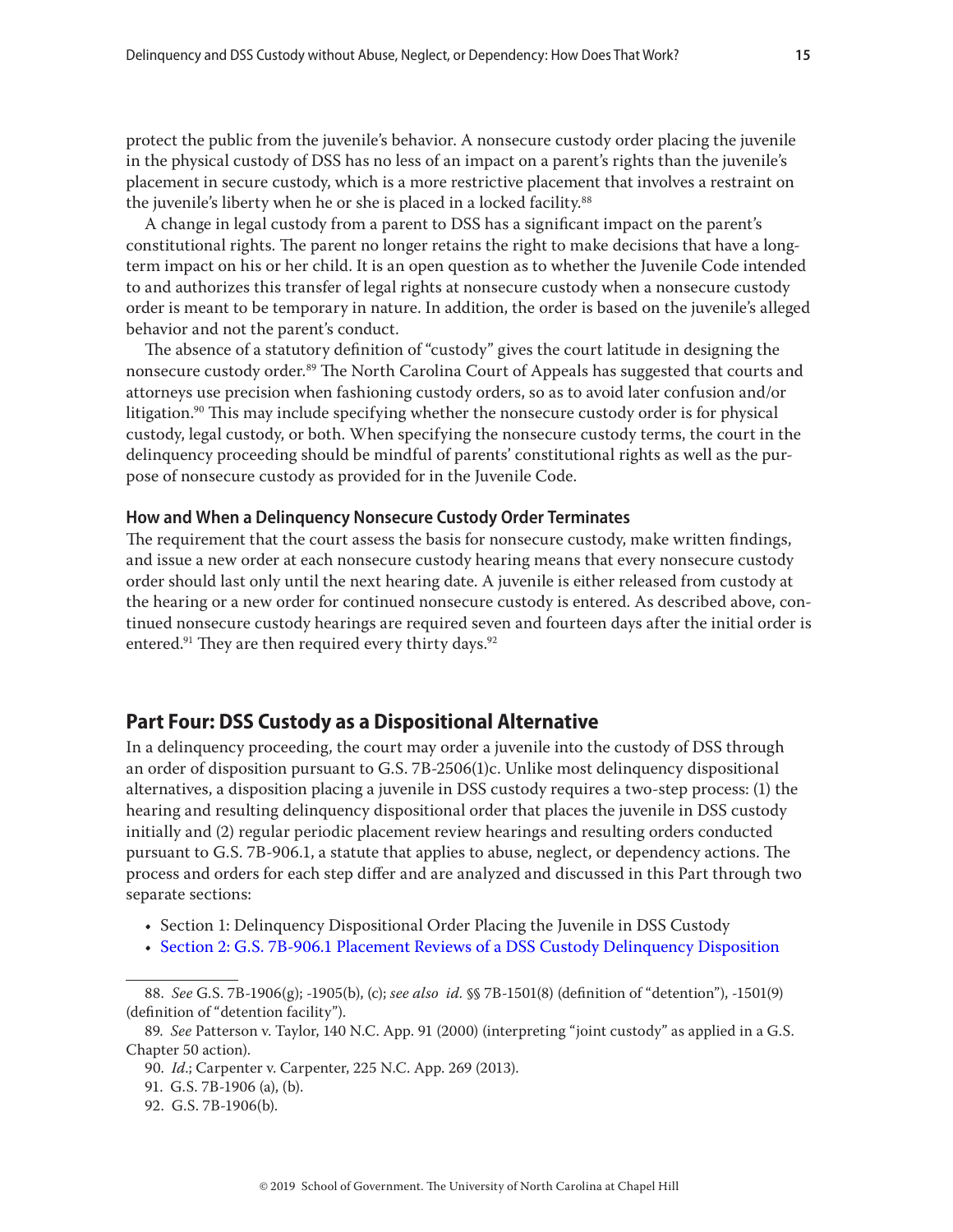protect the public from the juvenile's behavior. A nonsecure custody order placing the juvenile in the physical custody of DSS has no less of an impact on a parent's rights than the juvenile's placement in secure custody, which is a more restrictive placement that involves a restraint on the juvenile's liberty when he or she is placed in a locked facility.[88]

A change in legal custody from a parent to DSS has a significant impact on the parent's constitutional rights. The parent no longer retains the right to make decisions that have a long-term impact on his or her child. It is an open question as to whether the Juvenile Code intended to and authorizes this transfer of legal rights at nonsecure custody when a nonsecure custody order is meant to be temporary in nature. In addition, the order is based on the juvenile's alleged behavior and not the parent's conduct.

The absence of a statutory definition of "custody" gives the court latitude in designing the nonsecure custody order.[89] The North Carolina Court of Appeals has suggested that courts and attorneys use precision when fashioning custody orders, so as to avoid later confusion and/or litigation.[90] This may include specifying whether the nonsecure custody order is for physical custody, legal custody, or both. When specifying the nonsecure custody terms, the court in the delinquency proceeding should be mindful of parents' constitutional rights as well as the purpose of nonsecure custody as provided for in the Juvenile Code.

### How and When a Delinquency Nonsecure Custody Order Terminates

The requirement that the court assess the basis for nonsecure custody, make written findings, and issue a new order at each nonsecure custody hearing means that every nonsecure custody order should last only until the next hearing date. A juvenile is either released from custody at the hearing or a new order for continued nonsecure custody is entered. As described above, continued nonsecure custody hearings are required seven and fourteen days after the initial order is entered.[91] They are then required every thirty days.[92]

## Part Four: DSS Custody as a Dispositional Alternative

In a delinquency proceeding, the court may order a juvenile into the custody of DSS through an order of disposition pursuant to G.S. 7B-2506(1)c. Unlike most delinquency dispositional alternatives, a disposition placing a juvenile in DSS custody requires a two-step process: (1) the hearing and resulting delinquency dispositional order that places the juvenile in DSS custody initially and (2) regular periodic placement review hearings and resulting orders conducted pursuant to G.S. 7B-906.1, a statute that applies to abuse, neglect, or dependency actions. The process and orders for each step differ and are analyzed and discussed in this Part through two separate sections:

- Section 1: Delinquency Dispositional Order Placing the Juvenile in DSS Custody
- Section 2: G.S. 7B-906.1 Placement Reviews of a DSS Custody Delinquency Disposition

---

88. *See* G.S. 7B-1906(g); -1905(b), (c); *see also id.* §§ 7B-1501(8) (definition of "detention"), -1501(9) (definition of "detention facility").

89. *See* Patterson v. Taylor, 140 N.C. App. 91 (2000) (interpreting "joint custody" as applied in a G.S. Chapter 50 action).

90. *Id.*; Carpenter v. Carpenter, 225 N.C. App. 269 (2013).

91. G.S. 7B-1906 (a), (b).

92. G.S. 7B-1906(b).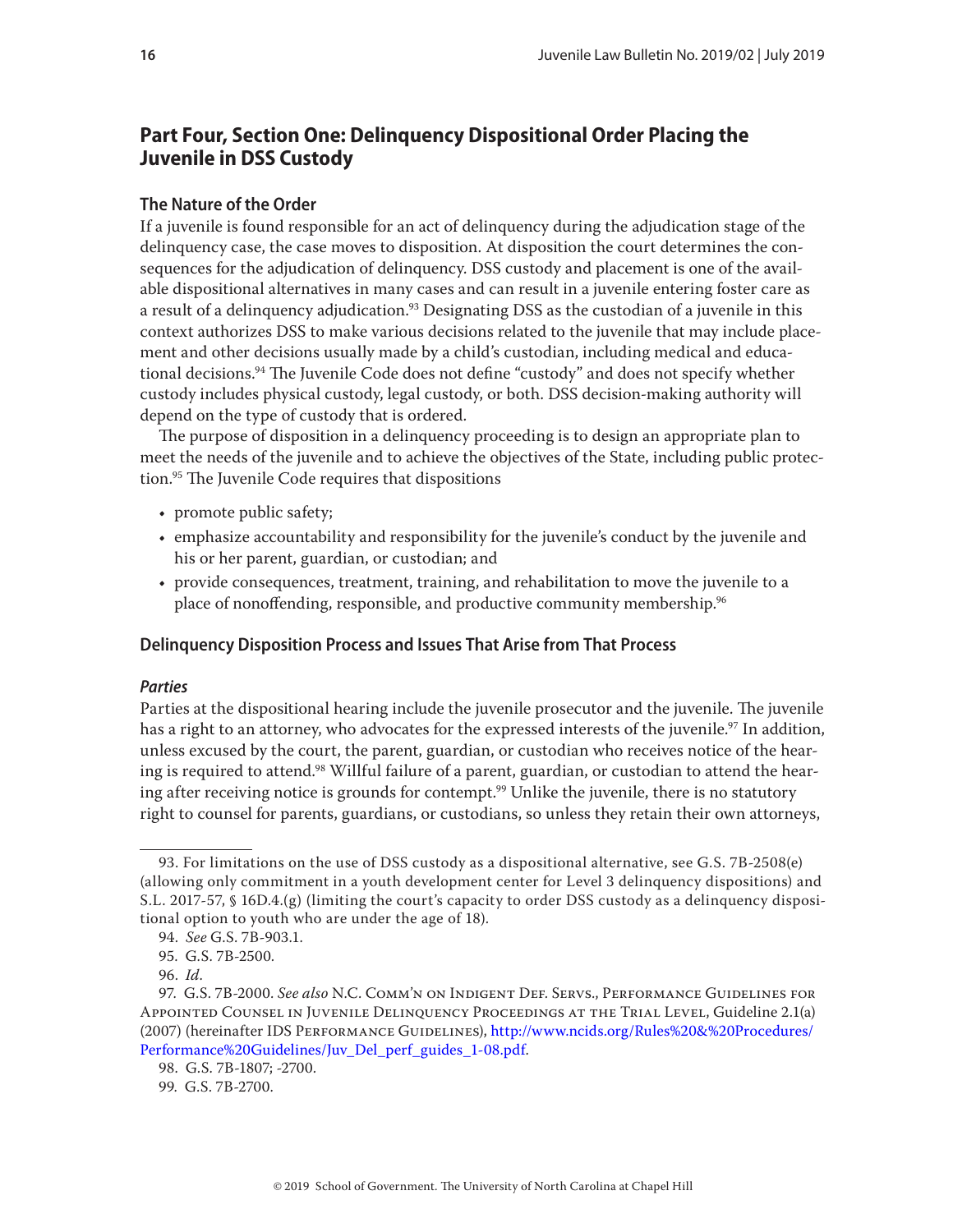## Part Four, Section One: Delinquency Dispositional Order Placing the Juvenile in DSS Custody

### The Nature of the Order

If a juvenile is found responsible for an act of delinquency during the adjudication stage of the delinquency case, the case moves to disposition. At disposition the court determines the consequences for the adjudication of delinquency. DSS custody and placement is one of the available dispositional alternatives in many cases and can result in a juvenile entering foster care as a result of a delinquency adjudication.[93] Designating DSS as the custodian of a juvenile in this context authorizes DSS to make various decisions related to the juvenile that may include placement and other decisions usually made by a child's custodian, including medical and educational decisions.[94] The Juvenile Code does not define "custody" and does not specify whether custody includes physical custody, legal custody, or both. DSS decision-making authority will depend on the type of custody that is ordered.

The purpose of disposition in a delinquency proceeding is to design an appropriate plan to meet the needs of the juvenile and to achieve the objectives of the State, including public protection.[95] The Juvenile Code requires that dispositions

- promote public safety;
- emphasize accountability and responsibility for the juvenile's conduct by the juvenile and his or her parent, guardian, or custodian; and
- provide consequences, treatment, training, and rehabilitation to move the juvenile to a place of nonoffending, responsible, and productive community membership.[96]

### Delinquency Disposition Process and Issues That Arise from That Process

#### *Parties*

Parties at the dispositional hearing include the juvenile prosecutor and the juvenile. The juvenile has a right to an attorney, who advocates for the expressed interests of the juvenile.[97] In addition, unless excused by the court, the parent, guardian, or custodian who receives notice of the hearing is required to attend.[98] Willful failure of a parent, guardian, or custodian to attend the hearing after receiving notice is grounds for contempt.[99] Unlike the juvenile, there is no statutory right to counsel for parents, guardians, or custodians, so unless they retain their own attorneys,

---

93. For limitations on the use of DSS custody as a dispositional alternative, see G.S. 7B-2508(e) (allowing only commitment in a youth development center for Level 3 delinquency dispositions) and S.L. 2017-57, § 16D.4.(g) (limiting the court's capacity to order DSS custody as a delinquency dispositional option to youth who are under the age of 18).

94. *See* G.S. 7B-903.1.

95. G.S. 7B-2500.

96. *Id.*

97. G.S. 7B-2000. *See also* N.C. Comm'n on Indigent Def. Servs., Performance Guidelines for Appointed Counsel in Juvenile Delinquency Proceedings at the Trial Level, Guideline 2.1(a) (2007) (hereinafter IDS Performance Guidelines), http://www.ncids.org/Rules%20&%20Procedures/Performance%20Guidelines/Juv_Del_perf_guides_1-08.pdf.

98. G.S. 7B-1807; -2700.

99. G.S. 7B-2700.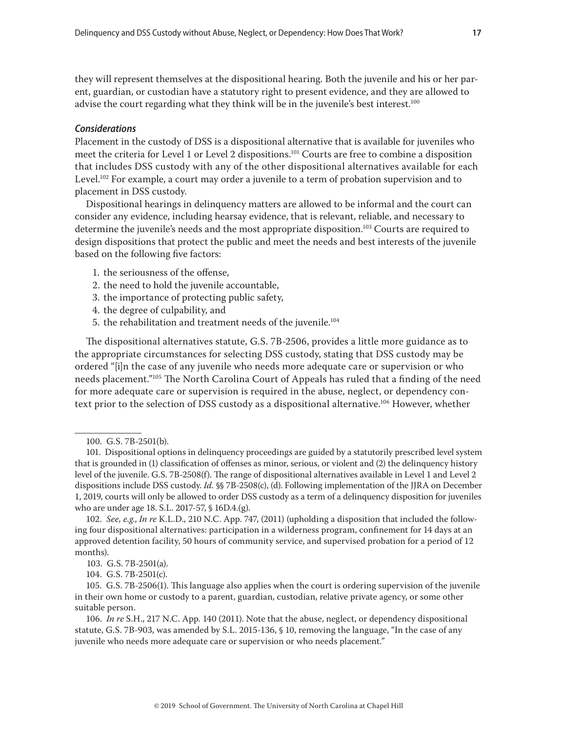they will represent themselves at the dispositional hearing. Both the juvenile and his or her parent, guardian, or custodian have a statutory right to present evidence, and they are allowed to advise the court regarding what they think will be in the juvenile's best interest.[100]

### *Considerations*

Placement in the custody of DSS is a dispositional alternative that is available for juveniles who meet the criteria for Level 1 or Level 2 dispositions.[101] Courts are free to combine a disposition that includes DSS custody with any of the other dispositional alternatives available for each Level.[102] For example, a court may order a juvenile to a term of probation supervision and to placement in DSS custody.

Dispositional hearings in delinquency matters are allowed to be informal and the court can consider any evidence, including hearsay evidence, that is relevant, reliable, and necessary to determine the juvenile's needs and the most appropriate disposition.[103] Courts are required to design dispositions that protect the public and meet the needs and best interests of the juvenile based on the following five factors:

1. the seriousness of the offense,
2. the need to hold the juvenile accountable,
3. the importance of protecting public safety,
4. the degree of culpability, and
5. the rehabilitation and treatment needs of the juvenile.[104]

The dispositional alternatives statute, G.S. 7B-2506, provides a little more guidance as to the appropriate circumstances for selecting DSS custody, stating that DSS custody may be ordered "[i]n the case of any juvenile who needs more adequate care or supervision or who needs placement."[105] The North Carolina Court of Appeals has ruled that a finding of the need for more adequate care or supervision is required in the abuse, neglect, or dependency context prior to the selection of DSS custody as a dispositional alternative.[106] However, whether

---

100. G.S. 7B-2501(b).

101. Dispositional options in delinquency proceedings are guided by a statutorily prescribed level system that is grounded in (1) classification of offenses as minor, serious, or violent and (2) the delinquency history level of the juvenile. G.S. 7B-2508(f). The range of dispositional alternatives available in Level 1 and Level 2 dispositions include DSS custody. *Id.* §§ 7B-2508(c), (d). Following implementation of the JJRA on December 1, 2019, courts will only be allowed to order DSS custody as a term of a delinquency disposition for juveniles who are under age 18. S.L. 2017-57, § 16D.4.(g).

102. *See, e.g.*, *In re* K.L.D., 210 N.C. App. 747, (2011) (upholding a disposition that included the following four dispositional alternatives: participation in a wilderness program, confinement for 14 days at an approved detention facility, 50 hours of community service, and supervised probation for a period of 12 months).

103. G.S. 7B-2501(a).

104. G.S. 7B-2501(c).

105. G.S. 7B-2506(1). This language also applies when the court is ordering supervision of the juvenile in their own home or custody to a parent, guardian, custodian, relative private agency, or some other suitable person.

106. *In re* S.H., 217 N.C. App. 140 (2011). Note that the abuse, neglect, or dependency dispositional statute, G.S. 7B-903, was amended by S.L. 2015-136, § 10, removing the language, "In the case of any juvenile who needs more adequate care or supervision or who needs placement."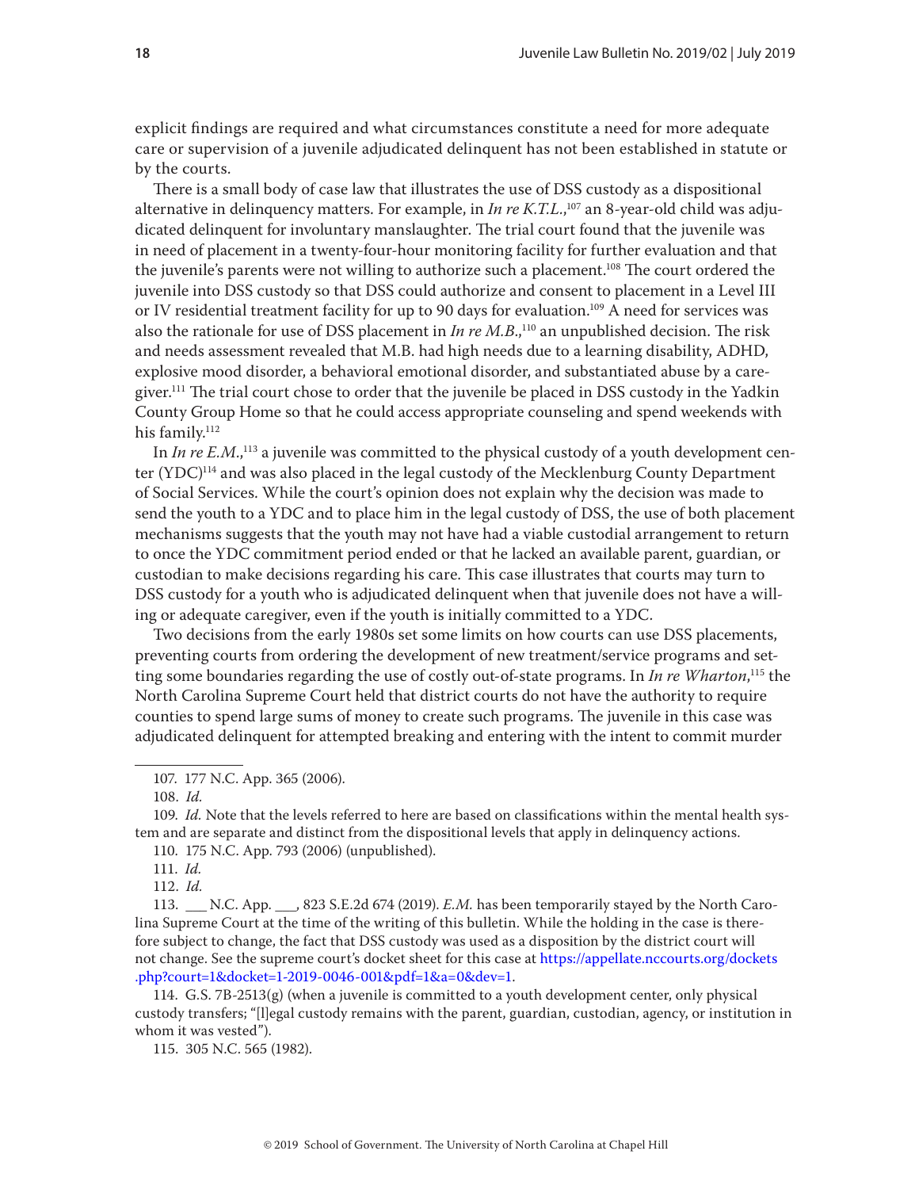explicit findings are required and what circumstances constitute a need for more adequate care or supervision of a juvenile adjudicated delinquent has not been established in statute or by the courts.

There is a small body of case law that illustrates the use of DSS custody as a dispositional alternative in delinquency matters. For example, in *In re K.T.L.*,[107] an 8-year-old child was adjudicated delinquent for involuntary manslaughter. The trial court found that the juvenile was in need of placement in a twenty-four-hour monitoring facility for further evaluation and that the juvenile's parents were not willing to authorize such a placement.[108] The court ordered the juvenile into DSS custody so that DSS could authorize and consent to placement in a Level III or IV residential treatment facility for up to 90 days for evaluation.[109] A need for services was also the rationale for use of DSS placement in *In re M.B.*,[110] an unpublished decision. The risk and needs assessment revealed that M.B. had high needs due to a learning disability, ADHD, explosive mood disorder, a behavioral emotional disorder, and substantiated abuse by a caregiver.[111] The trial court chose to order that the juvenile be placed in DSS custody in the Yadkin County Group Home so that he could access appropriate counseling and spend weekends with his family.[112]

In *In re E.M.*,[113] a juvenile was committed to the physical custody of a youth development center (YDC)[114] and was also placed in the legal custody of the Mecklenburg County Department of Social Services. While the court's opinion does not explain why the decision was made to send the youth to a YDC and to place him in the legal custody of DSS, the use of both placement mechanisms suggests that the youth may not have had a viable custodial arrangement to return to once the YDC commitment period ended or that he lacked an available parent, guardian, or custodian to make decisions regarding his care. This case illustrates that courts may turn to DSS custody for a youth who is adjudicated delinquent when that juvenile does not have a willing or adequate caregiver, even if the youth is initially committed to a YDC.

Two decisions from the early 1980s set some limits on how courts can use DSS placements, preventing courts from ordering the development of new treatment/service programs and setting some boundaries regarding the use of costly out-of-state programs. In *In re Wharton*,[115] the North Carolina Supreme Court held that district courts do not have the authority to require counties to spend large sums of money to create such programs. The juvenile in this case was adjudicated delinquent for attempted breaking and entering with the intent to commit murder

---

107. 177 N.C. App. 365 (2006).

108. *Id.*

109. *Id.* Note that the levels referred to here are based on classifications within the mental health system and are separate and distinct from the dispositional levels that apply in delinquency actions.

110. 175 N.C. App. 793 (2006) (unpublished).

111. *Id.*

112. *Id.*

113. ___ N.C. App. ___, 823 S.E.2d 674 (2019). *E.M.* has been temporarily stayed by the North Carolina Supreme Court at the time of the writing of this bulletin. While the holding in the case is therefore subject to change, the fact that DSS custody was used as a disposition by the district court will not change. See the supreme court's docket sheet for this case at https://appellate.nccourts.org/dockets.php?court=1&docket=1-2019-0046-001&pdf=1&a=0&dev=1.

114. G.S. 7B-2513(g) (when a juvenile is committed to a youth development center, only physical custody transfers; "[l]egal custody remains with the parent, guardian, custodian, agency, or institution in whom it was vested").

115. 305 N.C. 565 (1982).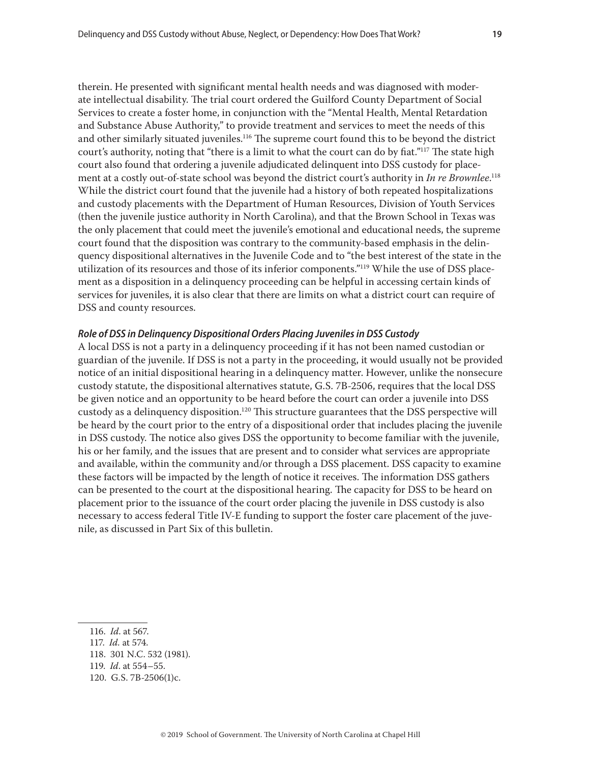therein. He presented with significant mental health needs and was diagnosed with moderate intellectual disability. The trial court ordered the Guilford County Department of Social Services to create a foster home, in conjunction with the "Mental Health, Mental Retardation and Substance Abuse Authority," to provide treatment and services to meet the needs of this and other similarly situated juveniles.[116] The supreme court found this to be beyond the district court's authority, noting that "there is a limit to what the court can do by fiat."[117] The state high court also found that ordering a juvenile adjudicated delinquent into DSS custody for placement at a costly out-of-state school was beyond the district court's authority in *In re Brownlee*.[118] While the district court found that the juvenile had a history of both repeated hospitalizations and custody placements with the Department of Human Resources, Division of Youth Services (then the juvenile justice authority in North Carolina), and that the Brown School in Texas was the only placement that could meet the juvenile's emotional and educational needs, the supreme court found that the disposition was contrary to the community-based emphasis in the delinquency dispositional alternatives in the Juvenile Code and to "the best interest of the state in the utilization of its resources and those of its inferior components."[119] While the use of DSS placement as a disposition in a delinquency proceeding can be helpful in accessing certain kinds of services for juveniles, it is also clear that there are limits on what a district court can require of DSS and county resources.

#### *Role of DSS in Delinquency Dispositional Orders Placing Juveniles in DSS Custody*

A local DSS is not a party in a delinquency proceeding if it has not been named custodian or guardian of the juvenile. If DSS is not a party in the proceeding, it would usually not be provided notice of an initial dispositional hearing in a delinquency matter. However, unlike the nonsecure custody statute, the dispositional alternatives statute, G.S. 7B-2506, requires that the local DSS be given notice and an opportunity to be heard before the court can order a juvenile into DSS custody as a delinquency disposition.[120] This structure guarantees that the DSS perspective will be heard by the court prior to the entry of a dispositional order that includes placing the juvenile in DSS custody. The notice also gives DSS the opportunity to become familiar with the juvenile, his or her family, and the issues that are present and to consider what services are appropriate and available, within the community and/or through a DSS placement. DSS capacity to examine these factors will be impacted by the length of notice it receives. The information DSS gathers can be presented to the court at the dispositional hearing. The capacity for DSS to be heard on placement prior to the issuance of the court order placing the juvenile in DSS custody is also necessary to access federal Title IV-E funding to support the foster care placement of the juvenile, as discussed in Part Six of this bulletin.

---

116. *Id*. at 567.
117. *Id*. at 574.
118. 301 N.C. 532 (1981).
119. *Id*. at 554–55.
120. G.S. 7B-2506(1)c.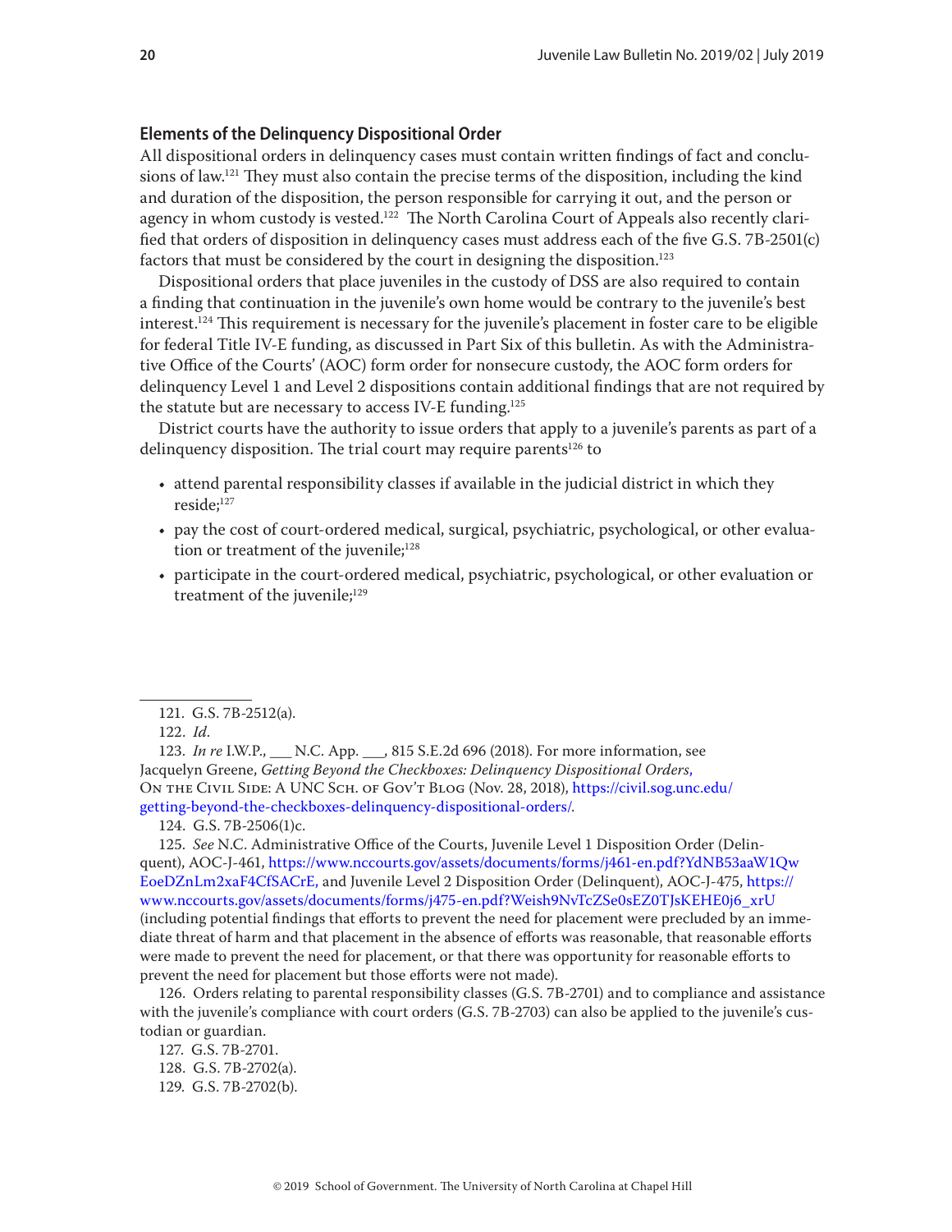### Elements of the Delinquency Dispositional Order

All dispositional orders in delinquency cases must contain written findings of fact and conclusions of law.[121] They must also contain the precise terms of the disposition, including the kind and duration of the disposition, the person responsible for carrying it out, and the person or agency in whom custody is vested.[122] The North Carolina Court of Appeals also recently clarified that orders of disposition in delinquency cases must address each of the five G.S. 7B-2501(c) factors that must be considered by the court in designing the disposition.[123]

Dispositional orders that place juveniles in the custody of DSS are also required to contain a finding that continuation in the juvenile's own home would be contrary to the juvenile's best interest.[124] This requirement is necessary for the juvenile's placement in foster care to be eligible for federal Title IV-E funding, as discussed in Part Six of this bulletin. As with the Administrative Office of the Courts' (AOC) form order for nonsecure custody, the AOC form orders for delinquency Level 1 and Level 2 dispositions contain additional findings that are not required by the statute but are necessary to access IV-E funding.[125]

District courts have the authority to issue orders that apply to a juvenile's parents as part of a delinquency disposition. The trial court may require parents[126] to

- attend parental responsibility classes if available in the judicial district in which they reside;[127]
- pay the cost of court-ordered medical, surgical, psychiatric, psychological, or other evaluation or treatment of the juvenile;[128]
- participate in the court-ordered medical, psychiatric, psychological, or other evaluation or treatment of the juvenile;[129]

---

121. G.S. 7B-2512(a).

122. *Id.*

123. *In re* I.W.P., ___ N.C. App. ___, 815 S.E.2d 696 (2018). For more information, see Jacquelyn Greene, *Getting Beyond the Checkboxes: Delinquency Dispositional Orders*, On the Civil Side: A UNC Sch. of Gov't Blog (Nov. 28, 2018), https://civil.sog.unc.edu/getting-beyond-the-checkboxes-delinquency-dispositional-orders/.

124. G.S. 7B-2506(1)c.

125. *See* N.C. Administrative Office of the Courts, Juvenile Level 1 Disposition Order (Delinquent), AOC-J-461, https://www.nccourts.gov/assets/documents/forms/j461-en.pdf?YdNB53aaW1QwEoeDZnLm2xaF4CfSACrE, and Juvenile Level 2 Disposition Order (Delinquent), AOC-J-475, https://www.nccourts.gov/assets/documents/forms/j475-en.pdf?Weish9NvTcZSe0sEZ0TJsKEHE0j6_xrU (including potential findings that efforts to prevent the need for placement were precluded by an immediate threat of harm and that placement in the absence of efforts was reasonable, that reasonable efforts were made to prevent the need for placement, or that there was opportunity for reasonable efforts to prevent the need for placement but those efforts were not made).

126. Orders relating to parental responsibility classes (G.S. 7B-2701) and to compliance and assistance with the juvenile's compliance with court orders (G.S. 7B-2703) can also be applied to the juvenile's custodian or guardian.

127. G.S. 7B-2701.

128. G.S. 7B-2702(a).

129. G.S. 7B-2702(b).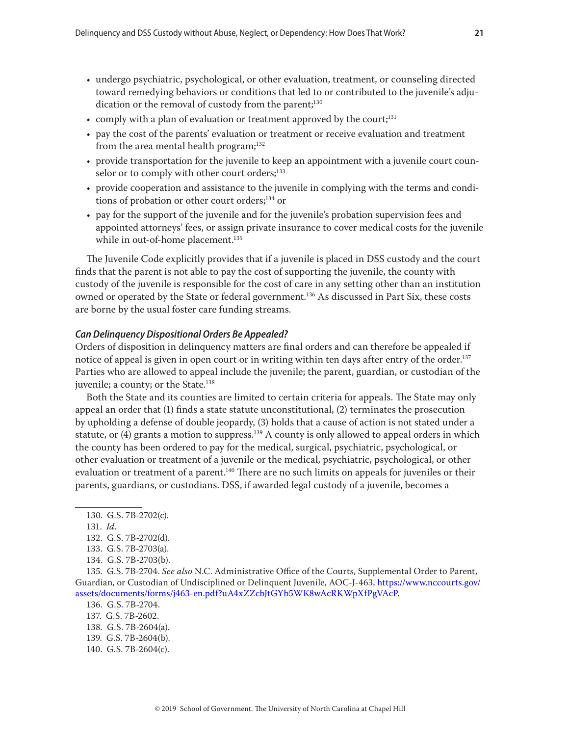- undergo psychiatric, psychological, or other evaluation, treatment, or counseling directed toward remedying behaviors or conditions that led to or contributed to the juvenile's adjudication or the removal of custody from the parent;[130]
- comply with a plan of evaluation or treatment approved by the court;[131]
- pay the cost of the parents' evaluation or treatment or receive evaluation and treatment from the area mental health program;[132]
- provide transportation for the juvenile to keep an appointment with a juvenile court counselor or to comply with other court orders;[133]
- provide cooperation and assistance to the juvenile in complying with the terms and conditions of probation or other court orders;[134] or
- pay for the support of the juvenile and for the juvenile's probation supervision fees and appointed attorneys' fees, or assign private insurance to cover medical costs for the juvenile while in out-of-home placement.[135]

The Juvenile Code explicitly provides that if a juvenile is placed in DSS custody and the court finds that the parent is not able to pay the cost of supporting the juvenile, the county with custody of the juvenile is responsible for the cost of care in any setting other than an institution owned or operated by the State or federal government.[136] As discussed in Part Six, these costs are borne by the usual foster care funding streams.

### *Can Delinquency Dispositional Orders Be Appealed?*

Orders of disposition in delinquency matters are final orders and can therefore be appealed if notice of appeal is given in open court or in writing within ten days after entry of the order.[137] Parties who are allowed to appeal include the juvenile; the parent, guardian, or custodian of the juvenile; a county; or the State.[138]

Both the State and its counties are limited to certain criteria for appeals. The State may only appeal an order that (1) finds a state statute unconstitutional, (2) terminates the prosecution by upholding a defense of double jeopardy, (3) holds that a cause of action is not stated under a statute, or (4) grants a motion to suppress.[139] A county is only allowed to appeal orders in which the county has been ordered to pay for the medical, surgical, psychiatric, psychological, or other evaluation or treatment of a juvenile or the medical, psychiatric, psychological, or other evaluation or treatment of a parent.[140] There are no such limits on appeals for juveniles or their parents, guardians, or custodians. DSS, if awarded legal custody of a juvenile, becomes a

---

130. G.S. 7B-2702(c).

131. *Id.*

132. G.S. 7B-2702(d).

133. G.S. 7B-2703(a).

134. G.S. 7B-2703(b).

135. G.S. 7B-2704. *See also* N.C. Administrative Office of the Courts, Supplemental Order to Parent, Guardian, or Custodian of Undisciplined or Delinquent Juvenile, AOC-J-463, https://www.nccourts.gov/assets/documents/forms/j463-en.pdf?uA4xZZcbJtGYb5WK8wAcRKWpXfPgVAcP.

136. G.S. 7B-2704.

137. G.S. 7B-2602.

138. G.S. 7B-2604(a).

139. G.S. 7B-2604(b).

140. G.S. 7B-2604(c).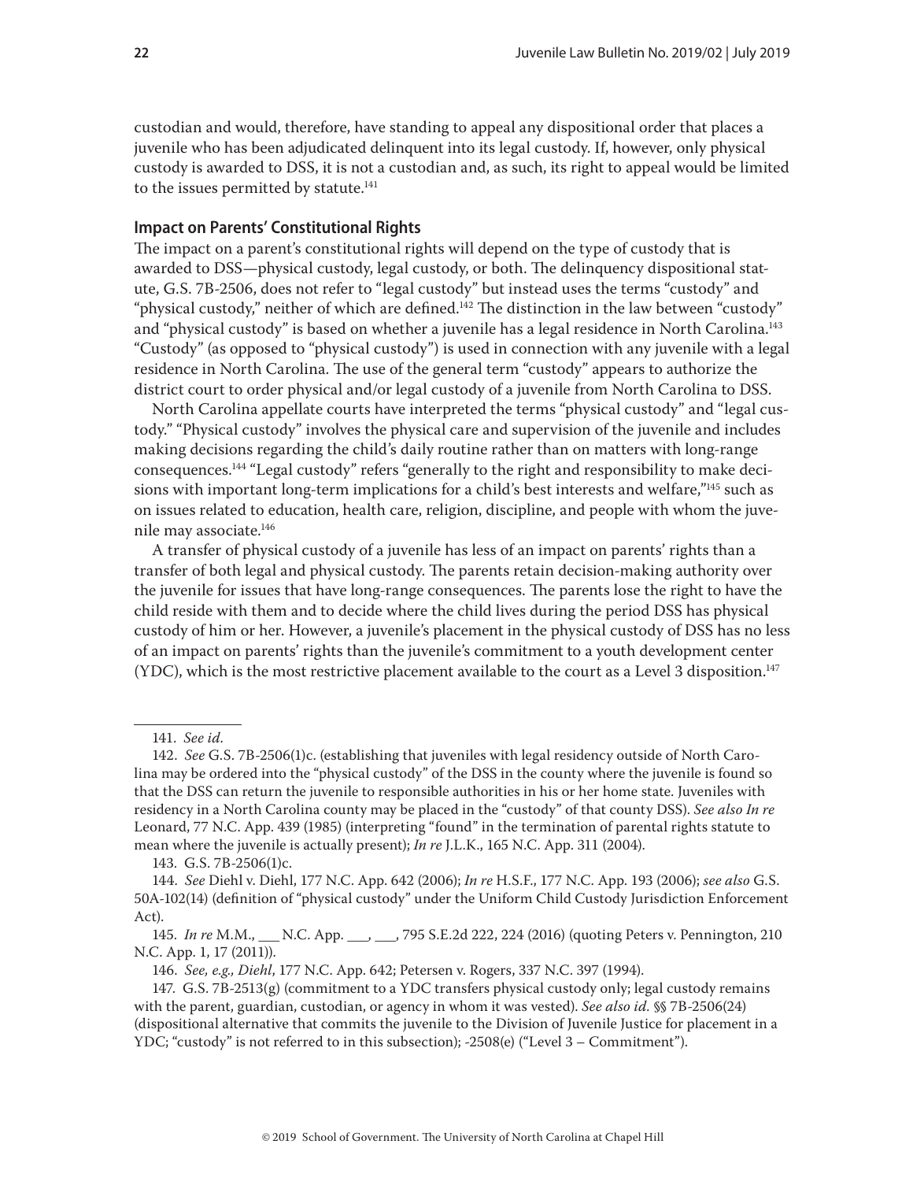custodian and would, therefore, have standing to appeal any dispositional order that places a juvenile who has been adjudicated delinquent into its legal custody. If, however, only physical custody is awarded to DSS, it is not a custodian and, as such, its right to appeal would be limited to the issues permitted by statute.[141]

### Impact on Parents' Constitutional Rights

The impact on a parent's constitutional rights will depend on the type of custody that is awarded to DSS—physical custody, legal custody, or both. The delinquency dispositional statute, G.S. 7B-2506, does not refer to "legal custody" but instead uses the terms "custody" and "physical custody," neither of which are defined.[142] The distinction in the law between "custody" and "physical custody" is based on whether a juvenile has a legal residence in North Carolina.[143] "Custody" (as opposed to "physical custody") is used in connection with any juvenile with a legal residence in North Carolina. The use of the general term "custody" appears to authorize the district court to order physical and/or legal custody of a juvenile from North Carolina to DSS.

North Carolina appellate courts have interpreted the terms "physical custody" and "legal custody." "Physical custody" involves the physical care and supervision of the juvenile and includes making decisions regarding the child's daily routine rather than on matters with long-range consequences.[144] "Legal custody" refers "generally to the right and responsibility to make decisions with important long-term implications for a child's best interests and welfare,"[145] such as on issues related to education, health care, religion, discipline, and people with whom the juvenile may associate.[146]

A transfer of physical custody of a juvenile has less of an impact on parents' rights than a transfer of both legal and physical custody. The parents retain decision-making authority over the juvenile for issues that have long-range consequences. The parents lose the right to have the child reside with them and to decide where the child lives during the period DSS has physical custody of him or her. However, a juvenile's placement in the physical custody of DSS has no less of an impact on parents' rights than the juvenile's commitment to a youth development center (YDC), which is the most restrictive placement available to the court as a Level 3 disposition.[147]

---

141. *See id.*

142. *See* G.S. 7B-2506(1)c. (establishing that juveniles with legal residency outside of North Carolina may be ordered into the "physical custody" of the DSS in the county where the juvenile is found so that the DSS can return the juvenile to responsible authorities in his or her home state. Juveniles with residency in a North Carolina county may be placed in the "custody" of that county DSS). *See also In re* Leonard, 77 N.C. App. 439 (1985) (interpreting "found" in the termination of parental rights statute to mean where the juvenile is actually present); *In re* J.L.K., 165 N.C. App. 311 (2004).

143. G.S. 7B-2506(1)c.

144. *See* Diehl v. Diehl, 177 N.C. App. 642 (2006); *In re* H.S.F., 177 N.C. App. 193 (2006); *see also* G.S. 50A-102(14) (definition of "physical custody" under the Uniform Child Custody Jurisdiction Enforcement Act).

145. *In re* M.M., ___ N.C. App. ___, ___, 795 S.E.2d 222, 224 (2016) (quoting Peters v. Pennington, 210 N.C. App. 1, 17 (2011)).

146. *See, e.g., Diehl*, 177 N.C. App. 642; Petersen v. Rogers, 337 N.C. 397 (1994).

147. G.S. 7B-2513(g) (commitment to a YDC transfers physical custody only; legal custody remains with the parent, guardian, custodian, or agency in whom it was vested). *See also id.* §§ 7B-2506(24) (dispositional alternative that commits the juvenile to the Division of Juvenile Justice for placement in a YDC; "custody" is not referred to in this subsection); -2508(e) ("Level 3 – Commitment").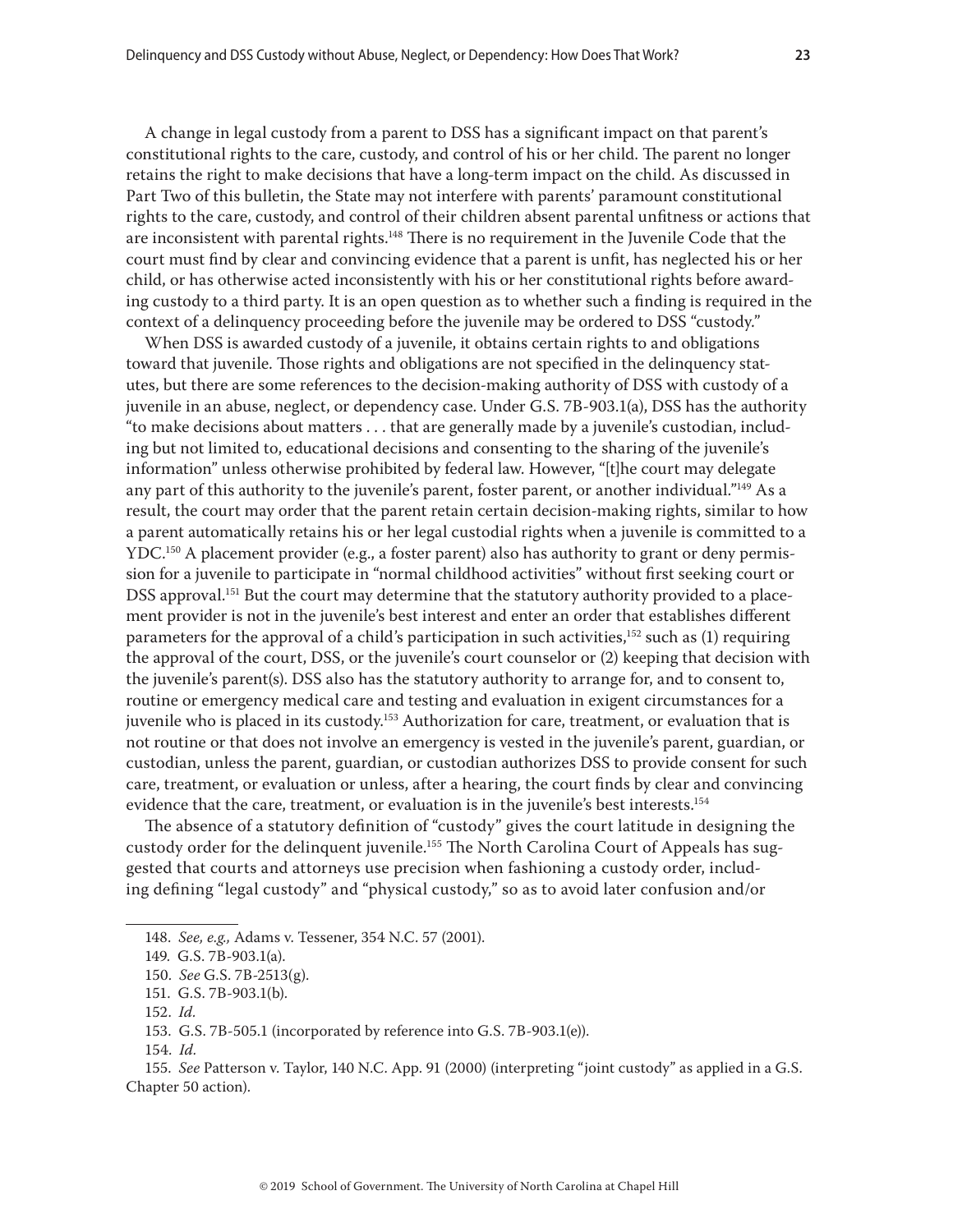A change in legal custody from a parent to DSS has a significant impact on that parent's constitutional rights to the care, custody, and control of his or her child. The parent no longer retains the right to make decisions that have a long-term impact on the child. As discussed in Part Two of this bulletin, the State may not interfere with parents' paramount constitutional rights to the care, custody, and control of their children absent parental unfitness or actions that are inconsistent with parental rights.[148] There is no requirement in the Juvenile Code that the court must find by clear and convincing evidence that a parent is unfit, has neglected his or her child, or has otherwise acted inconsistently with his or her constitutional rights before awarding custody to a third party. It is an open question as to whether such a finding is required in the context of a delinquency proceeding before the juvenile may be ordered to DSS "custody."

When DSS is awarded custody of a juvenile, it obtains certain rights to and obligations toward that juvenile. Those rights and obligations are not specified in the delinquency statutes, but there are some references to the decision-making authority of DSS with custody of a juvenile in an abuse, neglect, or dependency case. Under G.S. 7B-903.1(a), DSS has the authority "to make decisions about matters . . . that are generally made by a juvenile's custodian, including but not limited to, educational decisions and consenting to the sharing of the juvenile's information" unless otherwise prohibited by federal law. However, "[t]he court may delegate any part of this authority to the juvenile's parent, foster parent, or another individual."[149] As a result, the court may order that the parent retain certain decision-making rights, similar to how a parent automatically retains his or her legal custodial rights when a juvenile is committed to a YDC.[150] A placement provider (e.g., a foster parent) also has authority to grant or deny permission for a juvenile to participate in "normal childhood activities" without first seeking court or DSS approval.[151] But the court may determine that the statutory authority provided to a placement provider is not in the juvenile's best interest and enter an order that establishes different parameters for the approval of a child's participation in such activities,[152] such as (1) requiring the approval of the court, DSS, or the juvenile's court counselor or (2) keeping that decision with the juvenile's parent(s). DSS also has the statutory authority to arrange for, and to consent to, routine or emergency medical care and testing and evaluation in exigent circumstances for a juvenile who is placed in its custody.[153] Authorization for care, treatment, or evaluation that is not routine or that does not involve an emergency is vested in the juvenile's parent, guardian, or custodian, unless the parent, guardian, or custodian authorizes DSS to provide consent for such care, treatment, or evaluation or unless, after a hearing, the court finds by clear and convincing evidence that the care, treatment, or evaluation is in the juvenile's best interests.[154]

The absence of a statutory definition of "custody" gives the court latitude in designing the custody order for the delinquent juvenile.[155] The North Carolina Court of Appeals has suggested that courts and attorneys use precision when fashioning a custody order, including defining "legal custody" and "physical custody," so as to avoid later confusion and/or

---

148. *See, e.g.,* Adams v. Tessener, 354 N.C. 57 (2001).

149. G.S. 7B-903.1(a).

150. *See* G.S. 7B-2513(g).

151. G.S. 7B-903.1(b).

152. *Id.*

153. G.S. 7B-505.1 (incorporated by reference into G.S. 7B-903.1(e)).

154. *Id.*

155. *See* Patterson v. Taylor, 140 N.C. App. 91 (2000) (interpreting "joint custody" as applied in a G.S. Chapter 50 action).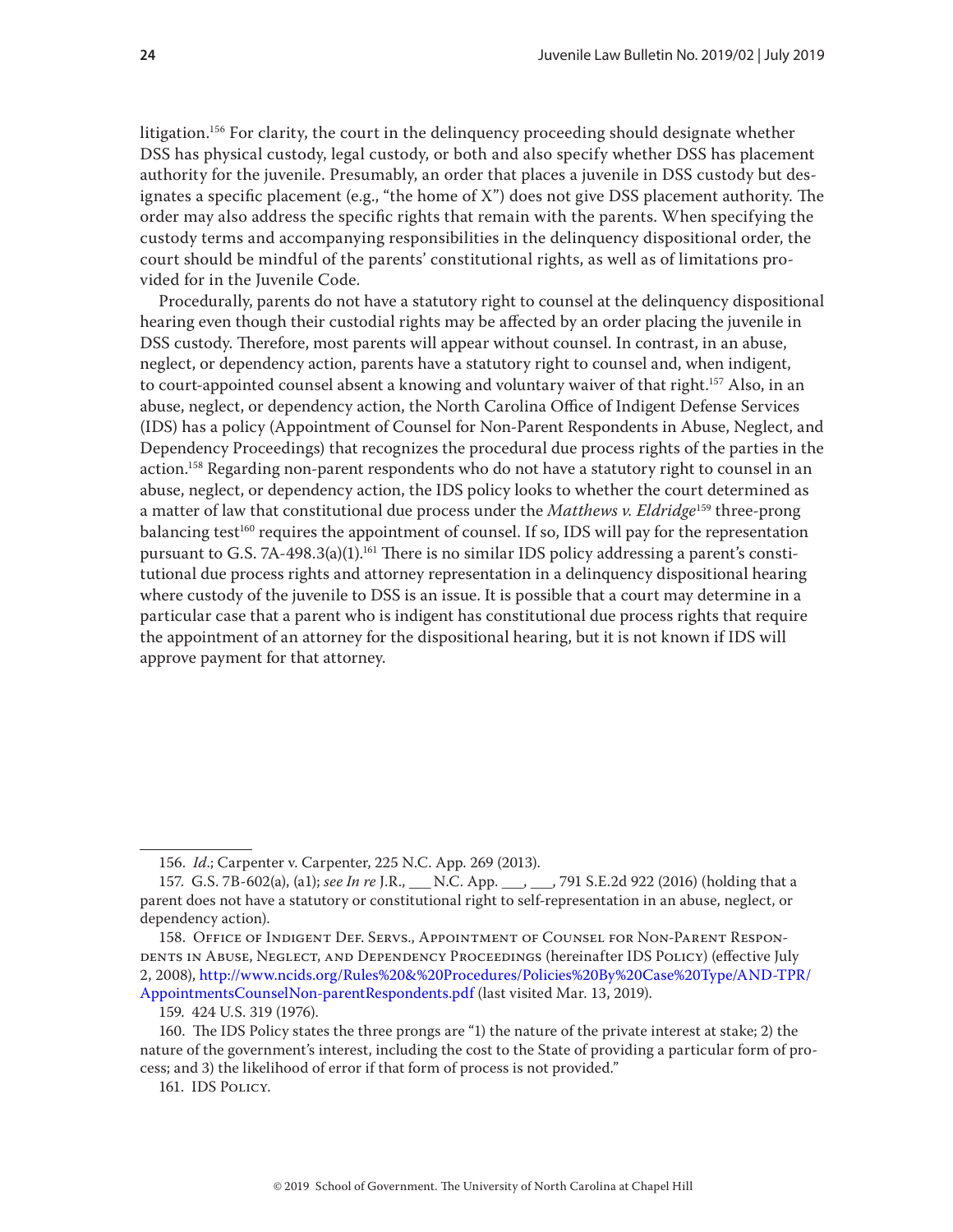litigation.[156] For clarity, the court in the delinquency proceeding should designate whether DSS has physical custody, legal custody, or both and also specify whether DSS has placement authority for the juvenile. Presumably, an order that places a juvenile in DSS custody but designates a specific placement (e.g., "the home of X") does not give DSS placement authority. The order may also address the specific rights that remain with the parents. When specifying the custody terms and accompanying responsibilities in the delinquency dispositional order, the court should be mindful of the parents' constitutional rights, as well as of limitations provided for in the Juvenile Code.

Procedurally, parents do not have a statutory right to counsel at the delinquency dispositional hearing even though their custodial rights may be affected by an order placing the juvenile in DSS custody. Therefore, most parents will appear without counsel. In contrast, in an abuse, neglect, or dependency action, parents have a statutory right to counsel and, when indigent, to court-appointed counsel absent a knowing and voluntary waiver of that right.[157] Also, in an abuse, neglect, or dependency action, the North Carolina Office of Indigent Defense Services (IDS) has a policy (Appointment of Counsel for Non-Parent Respondents in Abuse, Neglect, and Dependency Proceedings) that recognizes the procedural due process rights of the parties in the action.[158] Regarding non-parent respondents who do not have a statutory right to counsel in an abuse, neglect, or dependency action, the IDS policy looks to whether the court determined as a matter of law that constitutional due process under the *Matthews v. Eldridge*[159] three-prong balancing test[160] requires the appointment of counsel. If so, IDS will pay for the representation pursuant to G.S. 7A-498.3(a)(1).[161] There is no similar IDS policy addressing a parent's constitutional due process rights and attorney representation in a delinquency dispositional hearing where custody of the juvenile to DSS is an issue. It is possible that a court may determine in a particular case that a parent who is indigent has constitutional due process rights that require the appointment of an attorney for the dispositional hearing, but it is not known if IDS will approve payment for that attorney.

---

156. *Id.*; Carpenter v. Carpenter, 225 N.C. App. 269 (2013).

157. G.S. 7B-602(a), (a1); *see In re* J.R., ___ N.C. App. ___, ___, 791 S.E.2d 922 (2016) (holding that a parent does not have a statutory or constitutional right to self-representation in an abuse, neglect, or dependency action).

158. Office of Indigent Def. Servs., Appointment of Counsel for Non-Parent Respondents in Abuse, Neglect, and Dependency Proceedings (hereinafter IDS Policy) (effective July 2, 2008), http://www.ncids.org/Rules%20&%20Procedures/Policies%20By%20Case%20Type/AND-TPR/AppointmentsCounselNon-parentRespondents.pdf (last visited Mar. 13, 2019).

159. 424 U.S. 319 (1976).

160. The IDS Policy states the three prongs are "1) the nature of the private interest at stake; 2) the nature of the government's interest, including the cost to the State of providing a particular form of process; and 3) the likelihood of error if that form of process is not provided."

161. IDS Policy.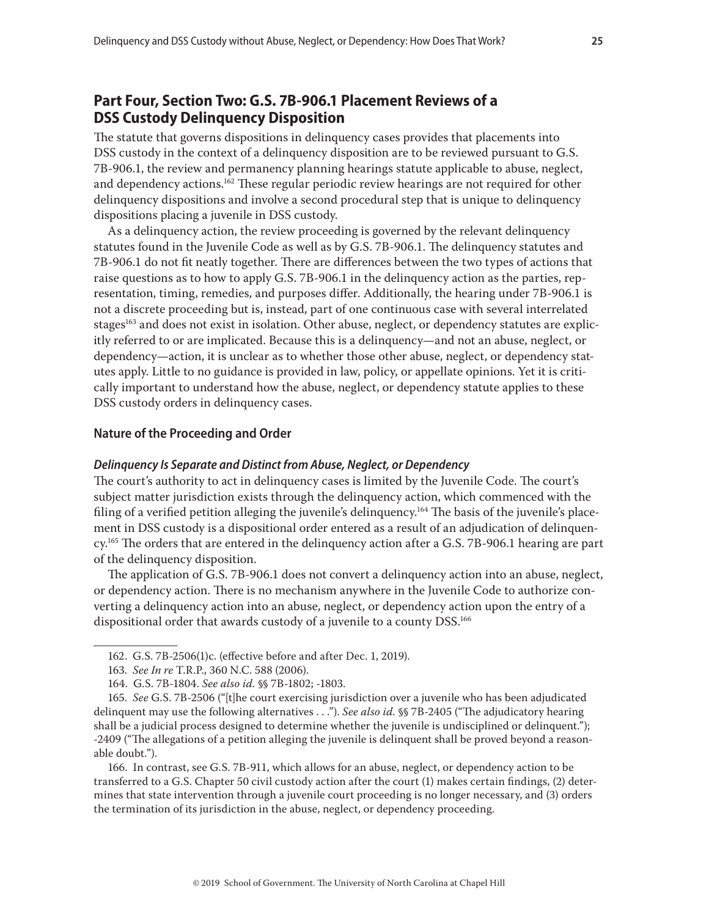## Part Four, Section Two: G.S. 7B-906.1 Placement Reviews of a DSS Custody Delinquency Disposition

The statute that governs dispositions in delinquency cases provides that placements into DSS custody in the context of a delinquency disposition are to be reviewed pursuant to G.S. 7B-906.1, the review and permanency planning hearings statute applicable to abuse, neglect, and dependency actions.[162] These regular periodic review hearings are not required for other delinquency dispositions and involve a second procedural step that is unique to delinquency dispositions placing a juvenile in DSS custody.

As a delinquency action, the review proceeding is governed by the relevant delinquency statutes found in the Juvenile Code as well as by G.S. 7B-906.1. The delinquency statutes and 7B-906.1 do not fit neatly together. There are differences between the two types of actions that raise questions as to how to apply G.S. 7B-906.1 in the delinquency action as the parties, representation, timing, remedies, and purposes differ. Additionally, the hearing under 7B-906.1 is not a discrete proceeding but is, instead, part of one continuous case with several interrelated stages[163] and does not exist in isolation. Other abuse, neglect, or dependency statutes are explicitly referred to or are implicated. Because this is a delinquency—and not an abuse, neglect, or dependency—action, it is unclear as to whether those other abuse, neglect, or dependency statutes apply. Little to no guidance is provided in law, policy, or appellate opinions. Yet it is critically important to understand how the abuse, neglect, or dependency statute applies to these DSS custody orders in delinquency cases.

### Nature of the Proceeding and Order

#### *Delinquency Is Separate and Distinct from Abuse, Neglect, or Dependency*

The court's authority to act in delinquency cases is limited by the Juvenile Code. The court's subject matter jurisdiction exists through the delinquency action, which commenced with the filing of a verified petition alleging the juvenile's delinquency.[164] The basis of the juvenile's placement in DSS custody is a dispositional order entered as a result of an adjudication of delinquency.[165] The orders that are entered in the delinquency action after a G.S. 7B-906.1 hearing are part of the delinquency disposition.

The application of G.S. 7B-906.1 does not convert a delinquency action into an abuse, neglect, or dependency action. There is no mechanism anywhere in the Juvenile Code to authorize converting a delinquency action into an abuse, neglect, or dependency action upon the entry of a dispositional order that awards custody of a juvenile to a county DSS.[166]

---

162. G.S. 7B-2506(1)c. (effective before and after Dec. 1, 2019).

163. *See In re* T.R.P., 360 N.C. 588 (2006).

164. G.S. 7B-1804. *See also id.* §§ 7B-1802; -1803.

165. *See* G.S. 7B-2506 ("[t]he court exercising jurisdiction over a juvenile who has been adjudicated delinquent may use the following alternatives . . ."). *See also id.* §§ 7B-2405 ("The adjudicatory hearing shall be a judicial process designed to determine whether the juvenile is undisciplined or delinquent."); -2409 ("The allegations of a petition alleging the juvenile is delinquent shall be proved beyond a reasonable doubt.").

166. In contrast, see G.S. 7B-911, which allows for an abuse, neglect, or dependency action to be transferred to a G.S. Chapter 50 civil custody action after the court (1) makes certain findings, (2) determines that state intervention through a juvenile court proceeding is no longer necessary, and (3) orders the termination of its jurisdiction in the abuse, neglect, or dependency proceeding.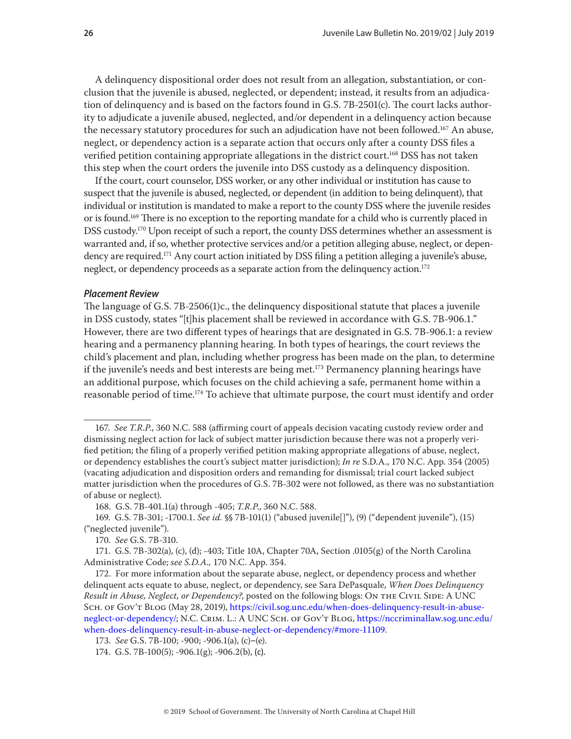A delinquency dispositional order does not result from an allegation, substantiation, or conclusion that the juvenile is abused, neglected, or dependent; instead, it results from an adjudication of delinquency and is based on the factors found in G.S. 7B-2501(c). The court lacks authority to adjudicate a juvenile abused, neglected, and/or dependent in a delinquency action because the necessary statutory procedures for such an adjudication have not been followed.[167] An abuse, neglect, or dependency action is a separate action that occurs only after a county DSS files a verified petition containing appropriate allegations in the district court.[168] DSS has not taken this step when the court orders the juvenile into DSS custody as a delinquency disposition.

If the court, court counselor, DSS worker, or any other individual or institution has cause to suspect that the juvenile is abused, neglected, or dependent (in addition to being delinquent), that individual or institution is mandated to make a report to the county DSS where the juvenile resides or is found.[169] There is no exception to the reporting mandate for a child who is currently placed in DSS custody.[170] Upon receipt of such a report, the county DSS determines whether an assessment is warranted and, if so, whether protective services and/or a petition alleging abuse, neglect, or dependency are required.[171] Any court action initiated by DSS filing a petition alleging a juvenile's abuse, neglect, or dependency proceeds as a separate action from the delinquency action.[172]

#### *Placement Review*

The language of G.S. 7B-2506(1)c., the delinquency dispositional statute that places a juvenile in DSS custody, states "[t]his placement shall be reviewed in accordance with G.S. 7B-906.1." However, there are two different types of hearings that are designated in G.S. 7B-906.1: a review hearing and a permanency planning hearing. In both types of hearings, the court reviews the child's placement and plan, including whether progress has been made on the plan, to determine if the juvenile's needs and best interests are being met.[173] Permanency planning hearings have an additional purpose, which focuses on the child achieving a safe, permanent home within a reasonable period of time.[174] To achieve that ultimate purpose, the court must identify and order

---

167. *See T.R.P.*, 360 N.C. 588 (affirming court of appeals decision vacating custody review order and dismissing neglect action for lack of subject matter jurisdiction because there was not a properly verified petition; the filing of a properly verified petition making appropriate allegations of abuse, neglect, or dependency establishes the court's subject matter jurisdiction); *In re* S.D.A., 170 N.C. App. 354 (2005) (vacating adjudication and disposition orders and remanding for dismissal; trial court lacked subject matter jurisdiction when the procedures of G.S. 7B-302 were not followed, as there was no substantiation of abuse or neglect).

168. G.S. 7B-401.1(a) through -405; *T.R.P.*, 360 N.C. 588.

169. G.S. 7B-301; -1700.1. *See id.* §§ 7B-101(1) ("abused juvenile[]"), (9) ("dependent juvenile"), (15) ("neglected juvenile").

170. *See* G.S. 7B-310.

171. G.S. 7B-302(a), (c), (d); -403; Title 10A, Chapter 70A, Section .0105(g) of the North Carolina Administrative Code; *see S.D.A.*, 170 N.C. App. 354.

172. For more information about the separate abuse, neglect, or dependency process and whether delinquent acts equate to abuse, neglect, or dependency, see Sara DePasquale, *When Does Delinquency Result in Abuse, Neglect, or Dependency?*, posted on the following blogs: On the Civil Side: A UNC Sch. of Gov't Blog (May 28, 2019), https://civil.sog.unc.edu/when-does-delinquency-result-in-abuse-neglect-or-dependency/; N.C. Crim. L.: A UNC Sch. of Gov't Blog, https://nccriminallaw.sog.unc.edu/when-does-delinquency-result-in-abuse-neglect-or-dependency/#more-11109.

173. *See* G.S. 7B-100; -900; -906.1(a), (c)–(e).

174. G.S. 7B-100(5); -906.1(g); -906.2(b), (c).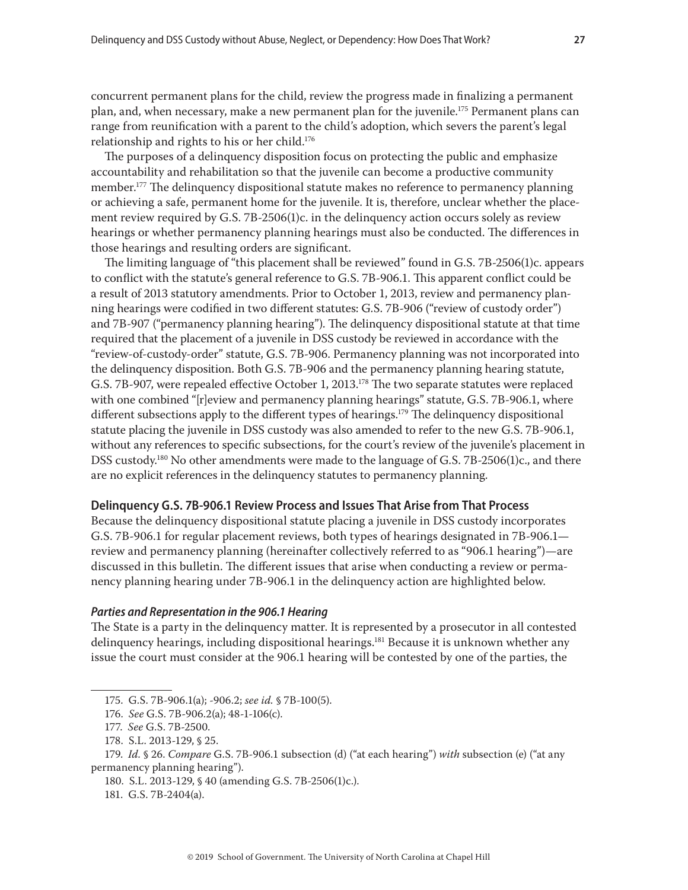concurrent permanent plans for the child, review the progress made in finalizing a permanent plan, and, when necessary, make a new permanent plan for the juvenile.[175] Permanent plans can range from reunification with a parent to the child's adoption, which severs the parent's legal relationship and rights to his or her child.[176]

The purposes of a delinquency disposition focus on protecting the public and emphasize accountability and rehabilitation so that the juvenile can become a productive community member.[177] The delinquency dispositional statute makes no reference to permanency planning or achieving a safe, permanent home for the juvenile. It is, therefore, unclear whether the placement review required by G.S. 7B-2506(1)c. in the delinquency action occurs solely as review hearings or whether permanency planning hearings must also be conducted. The differences in those hearings and resulting orders are significant.

The limiting language of "this placement shall be reviewed" found in G.S. 7B-2506(1)c. appears to conflict with the statute's general reference to G.S. 7B-906.1. This apparent conflict could be a result of 2013 statutory amendments. Prior to October 1, 2013, review and permanency planning hearings were codified in two different statutes: G.S. 7B-906 ("review of custody order") and 7B-907 ("permanency planning hearing"). The delinquency dispositional statute at that time required that the placement of a juvenile in DSS custody be reviewed in accordance with the "review-of-custody-order" statute, G.S. 7B-906. Permanency planning was not incorporated into the delinquency disposition. Both G.S. 7B-906 and the permanency planning hearing statute, G.S. 7B-907, were repealed effective October 1, 2013.[178] The two separate statutes were replaced with one combined "[r]eview and permanency planning hearings" statute, G.S. 7B-906.1, where different subsections apply to the different types of hearings.[179] The delinquency dispositional statute placing the juvenile in DSS custody was also amended to refer to the new G.S. 7B-906.1, without any references to specific subsections, for the court's review of the juvenile's placement in DSS custody.[180] No other amendments were made to the language of G.S. 7B-2506(1)c., and there are no explicit references in the delinquency statutes to permanency planning.

### Delinquency G.S. 7B-906.1 Review Process and Issues That Arise from That Process

Because the delinquency dispositional statute placing a juvenile in DSS custody incorporates G.S. 7B-906.1 for regular placement reviews, both types of hearings designated in 7B-906.1—review and permanency planning (hereinafter collectively referred to as "906.1 hearing")—are discussed in this bulletin. The different issues that arise when conducting a review or permanency planning hearing under 7B-906.1 in the delinquency action are highlighted below.

#### *Parties and Representation in the 906.1 Hearing*

The State is a party in the delinquency matter. It is represented by a prosecutor in all contested delinquency hearings, including dispositional hearings.[181] Because it is unknown whether any issue the court must consider at the 906.1 hearing will be contested by one of the parties, the

---

175. G.S. 7B-906.1(a); -906.2; *see id.* § 7B-100(5).

176. *See* G.S. 7B-906.2(a); 48-1-106(c).

177. *See* G.S. 7B-2500.

178. S.L. 2013-129, § 25.

179. *Id.* § 26. *Compare* G.S. 7B-906.1 subsection (d) ("at each hearing") *with* subsection (e) ("at any permanency planning hearing").

180. S.L. 2013-129, § 40 (amending G.S. 7B-2506(1)c.).

181. G.S. 7B-2404(a).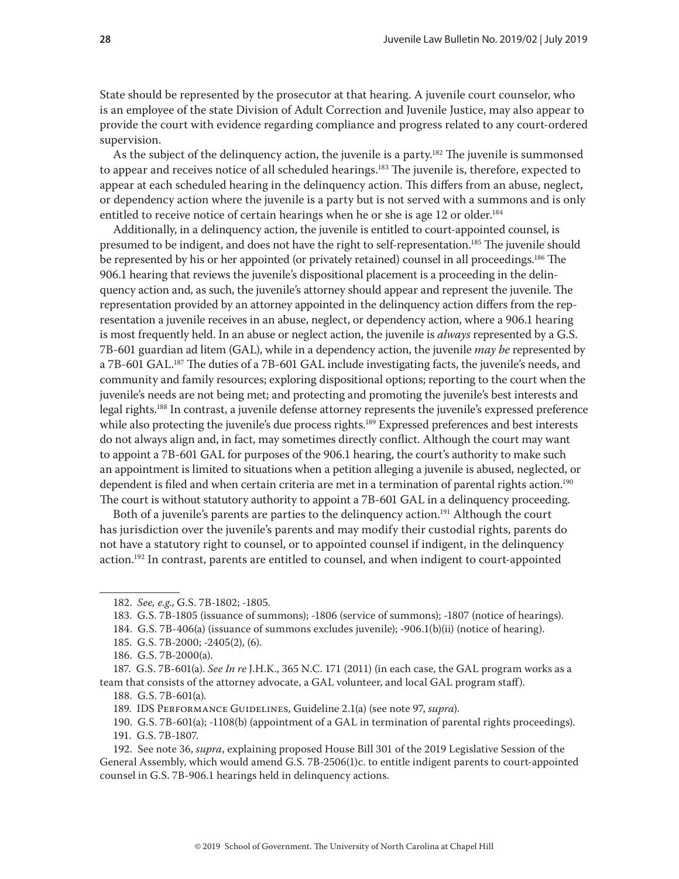State should be represented by the prosecutor at that hearing. A juvenile court counselor, who is an employee of the state Division of Adult Correction and Juvenile Justice, may also appear to provide the court with evidence regarding compliance and progress related to any court-ordered supervision.

As the subject of the delinquency action, the juvenile is a party.[182] The juvenile is summonsed to appear and receives notice of all scheduled hearings.[183] The juvenile is, therefore, expected to appear at each scheduled hearing in the delinquency action. This differs from an abuse, neglect, or dependency action where the juvenile is a party but is not served with a summons and is only entitled to receive notice of certain hearings when he or she is age 12 or older.[184]

Additionally, in a delinquency action, the juvenile is entitled to court-appointed counsel, is presumed to be indigent, and does not have the right to self-representation.[185] The juvenile should be represented by his or her appointed (or privately retained) counsel in all proceedings.[186] The 906.1 hearing that reviews the juvenile's dispositional placement is a proceeding in the delinquency action and, as such, the juvenile's attorney should appear and represent the juvenile. The representation provided by an attorney appointed in the delinquency action differs from the representation a juvenile receives in an abuse, neglect, or dependency action, where a 906.1 hearing is most frequently held. In an abuse or neglect action, the juvenile is *always* represented by a G.S. 7B-601 guardian ad litem (GAL), while in a dependency action, the juvenile *may be* represented by a 7B-601 GAL.[187] The duties of a 7B-601 GAL include investigating facts, the juvenile's needs, and community and family resources; exploring dispositional options; reporting to the court when the juvenile's needs are not being met; and protecting and promoting the juvenile's best interests and legal rights.[188] In contrast, a juvenile defense attorney represents the juvenile's expressed preference while also protecting the juvenile's due process rights.[189] Expressed preferences and best interests do not always align and, in fact, may sometimes directly conflict. Although the court may want to appoint a 7B-601 GAL for purposes of the 906.1 hearing, the court's authority to make such an appointment is limited to situations when a petition alleging a juvenile is abused, neglected, or dependent is filed and when certain criteria are met in a termination of parental rights action.[190] The court is without statutory authority to appoint a 7B-601 GAL in a delinquency proceeding.

Both of a juvenile's parents are parties to the delinquency action.[191] Although the court has jurisdiction over the juvenile's parents and may modify their custodial rights, parents do not have a statutory right to counsel, or to appointed counsel if indigent, in the delinquency action.[192] In contrast, parents are entitled to counsel, and when indigent to court-appointed

---

182. *See, e.g.*, G.S. 7B-1802; -1805.

183. G.S. 7B-1805 (issuance of summons); -1806 (service of summons); -1807 (notice of hearings).

184. G.S. 7B-406(a) (issuance of summons excludes juvenile); -906.1(b)(ii) (notice of hearing).

185. G.S. 7B-2000; -2405(2), (6).

186. G.S. 7B-2000(a).

187. G.S. 7B-601(a). *See In re* J.H.K., 365 N.C. 171 (2011) (in each case, the GAL program works as a team that consists of the attorney advocate, a GAL volunteer, and local GAL program staff).

188. G.S. 7B-601(a).

189. IDS Performance Guidelines, Guideline 2.1(a) (see note 97, *supra*).

190. G.S. 7B-601(a); -1108(b) (appointment of a GAL in termination of parental rights proceedings).

191. G.S. 7B-1807.

192. See note 36, *supra*, explaining proposed House Bill 301 of the 2019 Legislative Session of the General Assembly, which would amend G.S. 7B-2506(1)c. to entitle indigent parents to court-appointed counsel in G.S. 7B-906.1 hearings held in delinquency actions.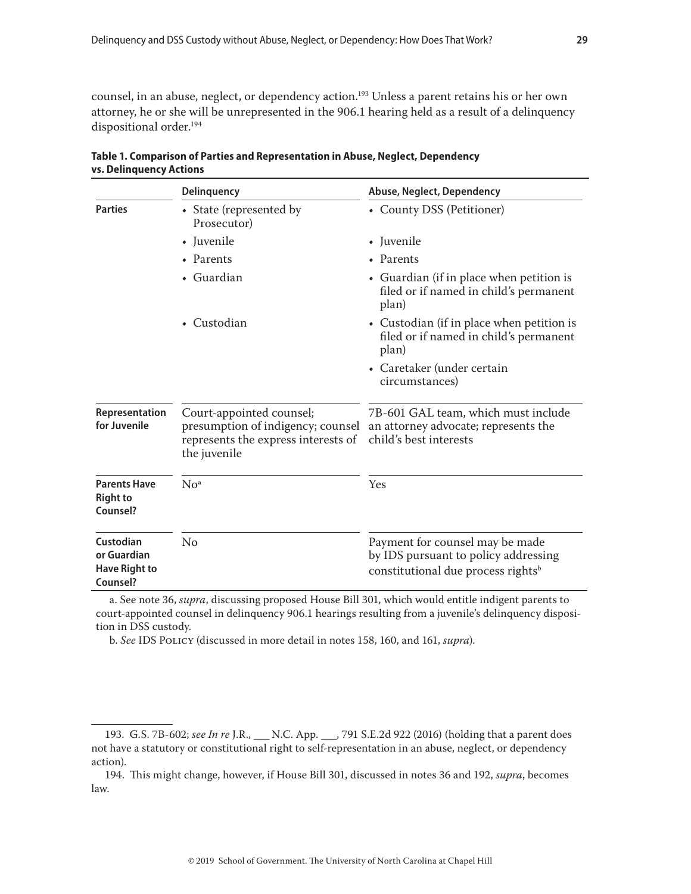counsel, in an abuse, neglect, or dependency action.[193] Unless a parent retains his or her own attorney, he or she will be unrepresented in the 906.1 hearing held as a result of a delinquency dispositional order.[194]

**Table 1. Comparison of Parties and Representation in Abuse, Neglect, Dependency vs. Delinquency Actions**

| | Delinquency | Abuse, Neglect, Dependency |
|---|---|---|
| **Parties** | • State (represented by Prosecutor)<br>• Juvenile<br>• Parents<br>• Guardian<br>• Custodian | • County DSS (Petitioner)<br>• Juvenile<br>• Parents<br>• Guardian (if in place when petition is filed or if named in child's permanent plan)<br>• Custodian (if in place when petition is filed or if named in child's permanent plan)<br>• Caretaker (under certain circumstances) |
| **Representation for Juvenile** | Court-appointed counsel; presumption of indigency; counsel represents the express interests of the juvenile | 7B-601 GAL team, which must include an attorney advocate; represents the child's best interests |
| **Parents Have Right to Counsel?** | No[a] | Yes |
| **Custodian or Guardian Have Right to Counsel?** | No | Payment for counsel may be made by IDS pursuant to policy addressing constitutional due process rights[b] |

a. See note 36, *supra*, discussing proposed House Bill 301, which would entitle indigent parents to court-appointed counsel in delinquency 906.1 hearings resulting from a juvenile's delinquency disposition in DSS custody.

b. *See* IDS Policy (discussed in more detail in notes 158, 160, and 161, *supra*).

193. G.S. 7B-602; *see In re* J.R., ___ N.C. App. ___, 791 S.E.2d 922 (2016) (holding that a parent does not have a statutory or constitutional right to self-representation in an abuse, neglect, or dependency action).

194. This might change, however, if House Bill 301, discussed in notes 36 and 192, *supra*, becomes law.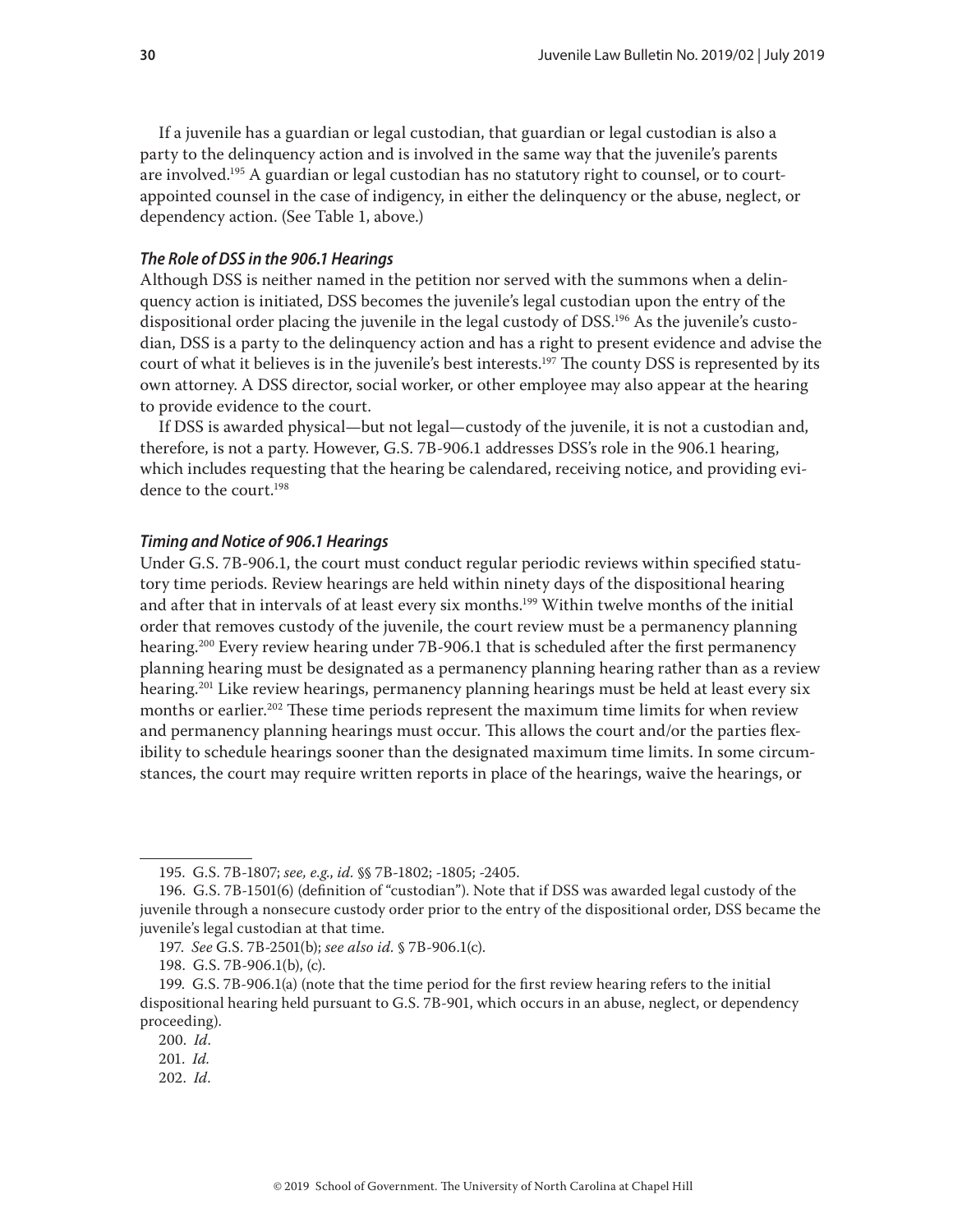If a juvenile has a guardian or legal custodian, that guardian or legal custodian is also a party to the delinquency action and is involved in the same way that the juvenile's parents are involved.[195] A guardian or legal custodian has no statutory right to counsel, or to court-appointed counsel in the case of indigency, in either the delinquency or the abuse, neglect, or dependency action. (See Table 1, above.)

### *The Role of DSS in the 906.1 Hearings*

Although DSS is neither named in the petition nor served with the summons when a delinquency action is initiated, DSS becomes the juvenile's legal custodian upon the entry of the dispositional order placing the juvenile in the legal custody of DSS.[196] As the juvenile's custodian, DSS is a party to the delinquency action and has a right to present evidence and advise the court of what it believes is in the juvenile's best interests.[197] The county DSS is represented by its own attorney. A DSS director, social worker, or other employee may also appear at the hearing to provide evidence to the court.

If DSS is awarded physical—but not legal—custody of the juvenile, it is not a custodian and, therefore, is not a party. However, G.S. 7B-906.1 addresses DSS's role in the 906.1 hearing, which includes requesting that the hearing be calendared, receiving notice, and providing evidence to the court.[198]

### *Timing and Notice of 906.1 Hearings*

Under G.S. 7B-906.1, the court must conduct regular periodic reviews within specified statutory time periods. Review hearings are held within ninety days of the dispositional hearing and after that in intervals of at least every six months.[199] Within twelve months of the initial order that removes custody of the juvenile, the court review must be a permanency planning hearing.[200] Every review hearing under 7B-906.1 that is scheduled after the first permanency planning hearing must be designated as a permanency planning hearing rather than as a review hearing.[201] Like review hearings, permanency planning hearings must be held at least every six months or earlier.[202] These time periods represent the maximum time limits for when review and permanency planning hearings must occur. This allows the court and/or the parties flexibility to schedule hearings sooner than the designated maximum time limits. In some circumstances, the court may require written reports in place of the hearings, waive the hearings, or

---

195. G.S. 7B-1807; *see, e.g., id.* §§ 7B-1802; -1805; -2405.

196. G.S. 7B-1501(6) (definition of "custodian"). Note that if DSS was awarded legal custody of the juvenile through a nonsecure custody order prior to the entry of the dispositional order, DSS became the juvenile's legal custodian at that time.

197. *See* G.S. 7B-2501(b); *see also id.* § 7B-906.1(c).

198. G.S. 7B-906.1(b), (c).

199. G.S. 7B-906.1(a) (note that the time period for the first review hearing refers to the initial dispositional hearing held pursuant to G.S. 7B-901, which occurs in an abuse, neglect, or dependency proceeding).

200. *Id.*

201. *Id.*

202. *Id.*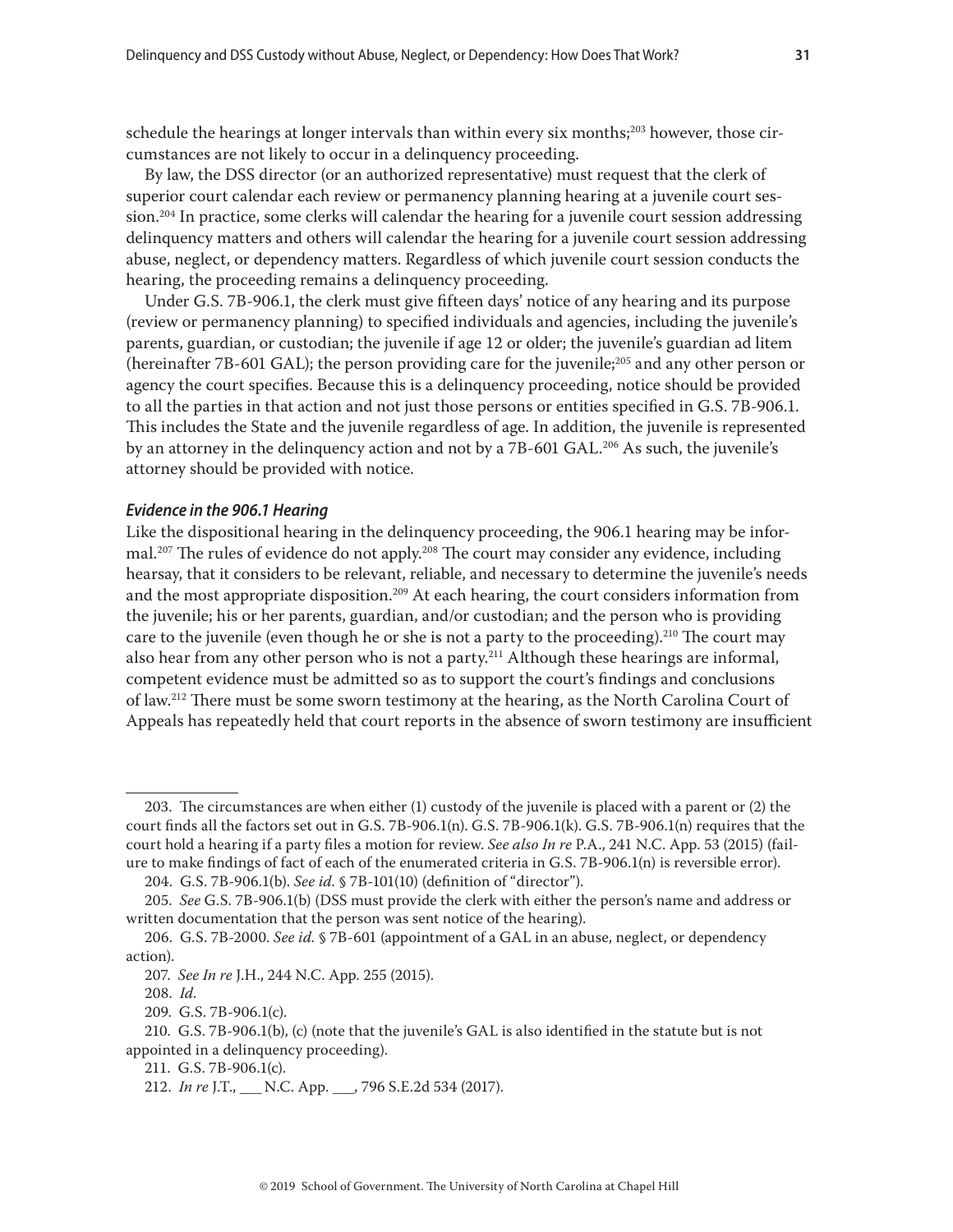schedule the hearings at longer intervals than within every six months;[203] however, those circumstances are not likely to occur in a delinquency proceeding.

By law, the DSS director (or an authorized representative) must request that the clerk of superior court calendar each review or permanency planning hearing at a juvenile court session.[204] In practice, some clerks will calendar the hearing for a juvenile court session addressing delinquency matters and others will calendar the hearing for a juvenile court session addressing abuse, neglect, or dependency matters. Regardless of which juvenile court session conducts the hearing, the proceeding remains a delinquency proceeding.

Under G.S. 7B-906.1, the clerk must give fifteen days' notice of any hearing and its purpose (review or permanency planning) to specified individuals and agencies, including the juvenile's parents, guardian, or custodian; the juvenile if age 12 or older; the juvenile's guardian ad litem (hereinafter 7B-601 GAL); the person providing care for the juvenile;[205] and any other person or agency the court specifies. Because this is a delinquency proceeding, notice should be provided to all the parties in that action and not just those persons or entities specified in G.S. 7B-906.1. This includes the State and the juvenile regardless of age. In addition, the juvenile is represented by an attorney in the delinquency action and not by a 7B-601 GAL.[206] As such, the juvenile's attorney should be provided with notice.

### *Evidence in the 906.1 Hearing*

Like the dispositional hearing in the delinquency proceeding, the 906.1 hearing may be informal.[207] The rules of evidence do not apply.[208] The court may consider any evidence, including hearsay, that it considers to be relevant, reliable, and necessary to determine the juvenile's needs and the most appropriate disposition.[209] At each hearing, the court considers information from the juvenile; his or her parents, guardian, and/or custodian; and the person who is providing care to the juvenile (even though he or she is not a party to the proceeding).[210] The court may also hear from any other person who is not a party.[211] Although these hearings are informal, competent evidence must be admitted so as to support the court's findings and conclusions of law.[212] There must be some sworn testimony at the hearing, as the North Carolina Court of Appeals has repeatedly held that court reports in the absence of sworn testimony are insufficient

---

203. The circumstances are when either (1) custody of the juvenile is placed with a parent or (2) the court finds all the factors set out in G.S. 7B-906.1(n). G.S. 7B-906.1(k). G.S. 7B-906.1(n) requires that the court hold a hearing if a party files a motion for review. *See also In re* P.A., 241 N.C. App. 53 (2015) (failure to make findings of fact of each of the enumerated criteria in G.S. 7B-906.1(n) is reversible error).

204. G.S. 7B-906.1(b). *See id.* § 7B-101(10) (definition of "director").

205. *See* G.S. 7B-906.1(b) (DSS must provide the clerk with either the person's name and address or written documentation that the person was sent notice of the hearing).

206. G.S. 7B-2000. *See id.* § 7B-601 (appointment of a GAL in an abuse, neglect, or dependency action).

207. *See In re* J.H., 244 N.C. App. 255 (2015).

208. *Id.*

209. G.S. 7B-906.1(c).

210. G.S. 7B-906.1(b), (c) (note that the juvenile's GAL is also identified in the statute but is not appointed in a delinquency proceeding).

211. G.S. 7B-906.1(c).

212. *In re* J.T., ___ N.C. App. ___, 796 S.E.2d 534 (2017).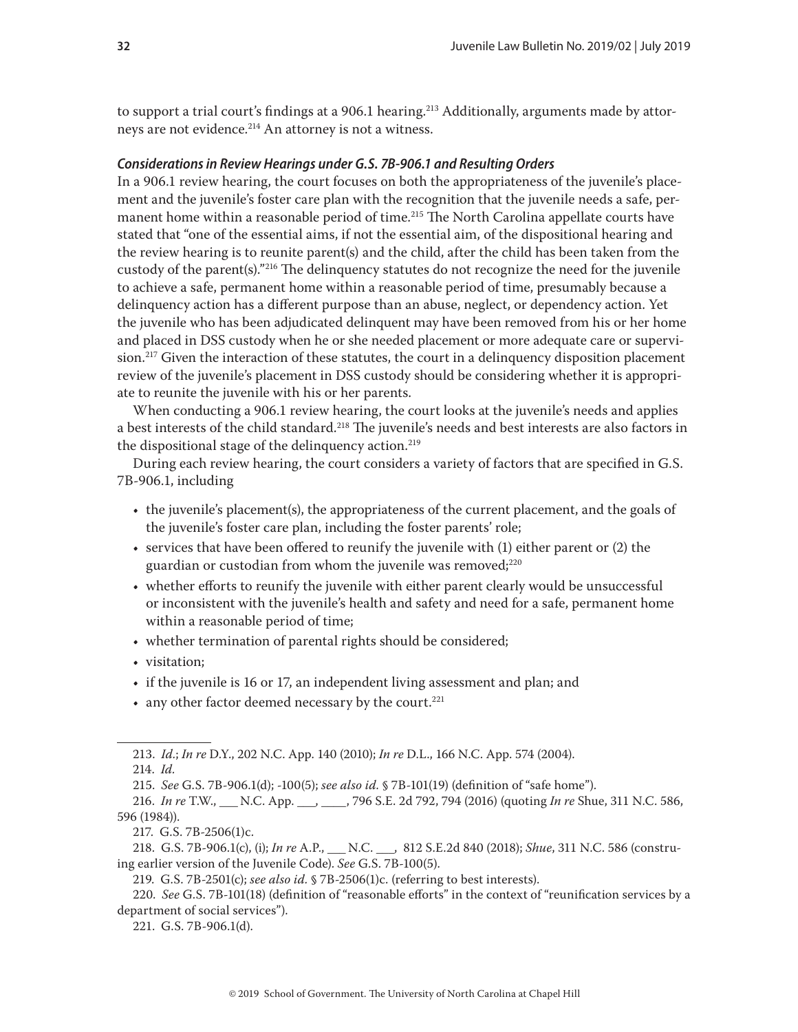to support a trial court's findings at a 906.1 hearing.[213] Additionally, arguments made by attorneys are not evidence.[214] An attorney is not a witness.

### *Considerations in Review Hearings under G.S. 7B-906.1 and Resulting Orders*

In a 906.1 review hearing, the court focuses on both the appropriateness of the juvenile's placement and the juvenile's foster care plan with the recognition that the juvenile needs a safe, permanent home within a reasonable period of time.[215] The North Carolina appellate courts have stated that "one of the essential aims, if not the essential aim, of the dispositional hearing and the review hearing is to reunite parent(s) and the child, after the child has been taken from the custody of the parent(s)."[216] The delinquency statutes do not recognize the need for the juvenile to achieve a safe, permanent home within a reasonable period of time, presumably because a delinquency action has a different purpose than an abuse, neglect, or dependency action. Yet the juvenile who has been adjudicated delinquent may have been removed from his or her home and placed in DSS custody when he or she needed placement or more adequate care or supervision.[217] Given the interaction of these statutes, the court in a delinquency disposition placement review of the juvenile's placement in DSS custody should be considering whether it is appropriate to reunite the juvenile with his or her parents.

When conducting a 906.1 review hearing, the court looks at the juvenile's needs and applies a best interests of the child standard.[218] The juvenile's needs and best interests are also factors in the dispositional stage of the delinquency action.[219]

During each review hearing, the court considers a variety of factors that are specified in G.S. 7B-906.1, including

- the juvenile's placement(s), the appropriateness of the current placement, and the goals of the juvenile's foster care plan, including the foster parents' role;
- services that have been offered to reunify the juvenile with (1) either parent or (2) the guardian or custodian from whom the juvenile was removed;[220]
- whether efforts to reunify the juvenile with either parent clearly would be unsuccessful or inconsistent with the juvenile's health and safety and need for a safe, permanent home within a reasonable period of time;
- whether termination of parental rights should be considered;
- visitation;
- if the juvenile is 16 or 17, an independent living assessment and plan; and
- any other factor deemed necessary by the court.[221]

---

213. *Id.*; *In re* D.Y., 202 N.C. App. 140 (2010); *In re* D.L., 166 N.C. App. 574 (2004).

214. *Id.*

215. *See* G.S. 7B-906.1(d); -100(5); *see also id.* § 7B-101(19) (definition of "safe home").

216. *In re* T.W., ___ N.C. App. ___, ____, 796 S.E. 2d 792, 794 (2016) (quoting *In re* Shue, 311 N.C. 586, 596 (1984)).

217. G.S. 7B-2506(1)c.

218. G.S. 7B-906.1(c), (i); *In re* A.P., ___ N.C. ___, 812 S.E.2d 840 (2018); *Shue*, 311 N.C. 586 (construing earlier version of the Juvenile Code). *See* G.S. 7B-100(5).

219. G.S. 7B-2501(c); *see also id.* § 7B-2506(1)c. (referring to best interests).

220. *See* G.S. 7B-101(18) (definition of "reasonable efforts" in the context of "reunification services by a department of social services").

221. G.S. 7B-906.1(d).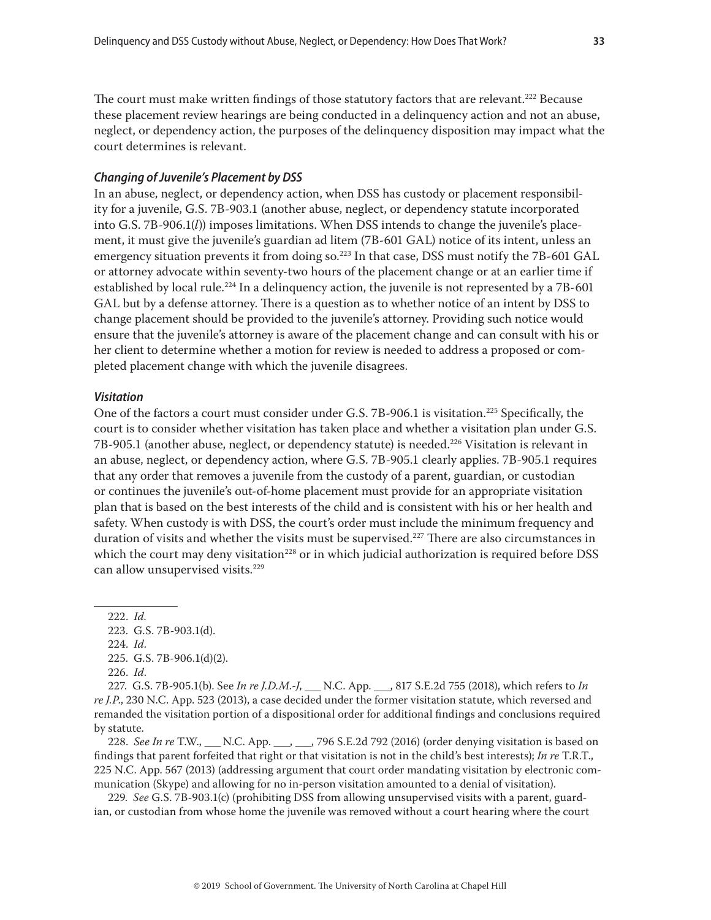The court must make written findings of those statutory factors that are relevant.[222] Because these placement review hearings are being conducted in a delinquency action and not an abuse, neglect, or dependency action, the purposes of the delinquency disposition may impact what the court determines is relevant.

### *Changing of Juvenile's Placement by DSS*

In an abuse, neglect, or dependency action, when DSS has custody or placement responsibility for a juvenile, G.S. 7B-903.1 (another abuse, neglect, or dependency statute incorporated into G.S. 7B-906.1(*l*)) imposes limitations. When DSS intends to change the juvenile's placement, it must give the juvenile's guardian ad litem (7B-601 GAL) notice of its intent, unless an emergency situation prevents it from doing so.[223] In that case, DSS must notify the 7B-601 GAL or attorney advocate within seventy-two hours of the placement change or at an earlier time if established by local rule.[224] In a delinquency action, the juvenile is not represented by a 7B-601 GAL but by a defense attorney. There is a question as to whether notice of an intent by DSS to change placement should be provided to the juvenile's attorney. Providing such notice would ensure that the juvenile's attorney is aware of the placement change and can consult with his or her client to determine whether a motion for review is needed to address a proposed or completed placement change with which the juvenile disagrees.

### *Visitation*

One of the factors a court must consider under G.S. 7B-906.1 is visitation.[225] Specifically, the court is to consider whether visitation has taken place and whether a visitation plan under G.S. 7B-905.1 (another abuse, neglect, or dependency statute) is needed.[226] Visitation is relevant in an abuse, neglect, or dependency action, where G.S. 7B-905.1 clearly applies. 7B-905.1 requires that any order that removes a juvenile from the custody of a parent, guardian, or custodian or continues the juvenile's out-of-home placement must provide for an appropriate visitation plan that is based on the best interests of the child and is consistent with his or her health and safety. When custody is with DSS, the court's order must include the minimum frequency and duration of visits and whether the visits must be supervised.[227] There are also circumstances in which the court may deny visitation[228] or in which judicial authorization is required before DSS can allow unsupervised visits.[229]

---

222. *Id.*

223. G.S. 7B-903.1(d).

224. *Id.*

225. G.S. 7B-906.1(d)(2).

226. *Id.*

227. G.S. 7B-905.1(b). See *In re J.D.M.-J*, ___ N.C. App. ___, 817 S.E.2d 755 (2018), which refers to *In re J.P.*, 230 N.C. App. 523 (2013), a case decided under the former visitation statute, which reversed and remanded the visitation portion of a dispositional order for additional findings and conclusions required by statute.

228. *See In re* T.W., ___ N.C. App. ___, ___, 796 S.E.2d 792 (2016) (order denying visitation is based on findings that parent forfeited that right or that visitation is not in the child's best interests); *In re* T.R.T., 225 N.C. App. 567 (2013) (addressing argument that court order mandating visitation by electronic communication (Skype) and allowing for no in-person visitation amounted to a denial of visitation).

229. *See* G.S. 7B-903.1(c) (prohibiting DSS from allowing unsupervised visits with a parent, guardian, or custodian from whose home the juvenile was removed without a court hearing where the court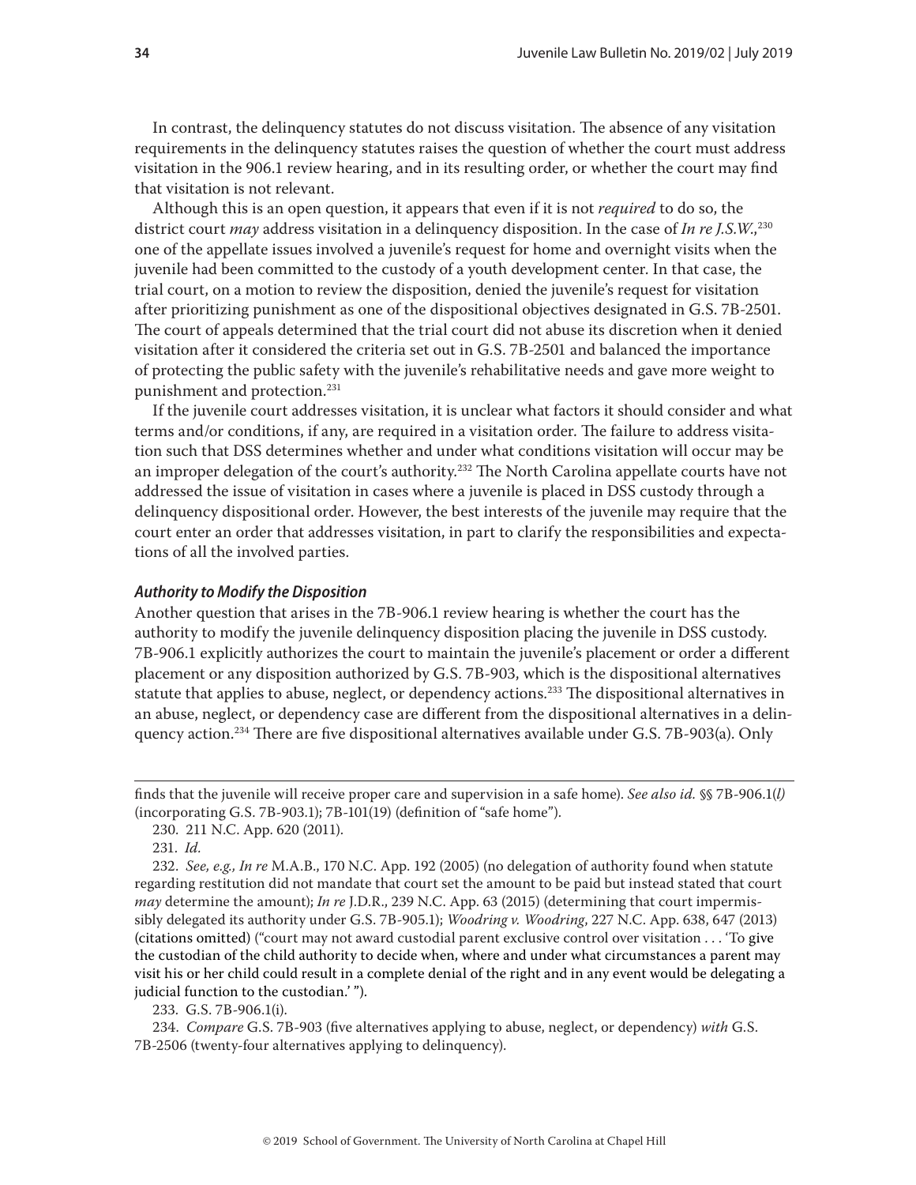In contrast, the delinquency statutes do not discuss visitation. The absence of any visitation requirements in the delinquency statutes raises the question of whether the court must address visitation in the 906.1 review hearing, and in its resulting order, or whether the court may find that visitation is not relevant.

Although this is an open question, it appears that even if it is not *required* to do so, the district court *may* address visitation in a delinquency disposition. In the case of *In re J.S.W.*,[230] one of the appellate issues involved a juvenile's request for home and overnight visits when the juvenile had been committed to the custody of a youth development center. In that case, the trial court, on a motion to review the disposition, denied the juvenile's request for visitation after prioritizing punishment as one of the dispositional objectives designated in G.S. 7B-2501. The court of appeals determined that the trial court did not abuse its discretion when it denied visitation after it considered the criteria set out in G.S. 7B-2501 and balanced the importance of protecting the public safety with the juvenile's rehabilitative needs and gave more weight to punishment and protection.[231]

If the juvenile court addresses visitation, it is unclear what factors it should consider and what terms and/or conditions, if any, are required in a visitation order. The failure to address visitation such that DSS determines whether and under what conditions visitation will occur may be an improper delegation of the court's authority.[232] The North Carolina appellate courts have not addressed the issue of visitation in cases where a juvenile is placed in DSS custody through a delinquency dispositional order. However, the best interests of the juvenile may require that the court enter an order that addresses visitation, in part to clarify the responsibilities and expectations of all the involved parties.

#### *Authority to Modify the Disposition*

Another question that arises in the 7B-906.1 review hearing is whether the court has the authority to modify the juvenile delinquency disposition placing the juvenile in DSS custody. 7B-906.1 explicitly authorizes the court to maintain the juvenile's placement or order a different placement or any disposition authorized by G.S. 7B-903, which is the dispositional alternatives statute that applies to abuse, neglect, or dependency actions.[233] The dispositional alternatives in an abuse, neglect, or dependency case are different from the dispositional alternatives in a delinquency action.[234] There are five dispositional alternatives available under G.S. 7B-903(a). Only

---

finds that the juvenile will receive proper care and supervision in a safe home). *See also id.* §§ 7B-906.1(*l*) (incorporating G.S. 7B-903.1); 7B-101(19) (definition of "safe home").

230. 211 N.C. App. 620 (2011).

231. *Id.*

232. *See, e.g., In re* M.A.B., 170 N.C. App. 192 (2005) (no delegation of authority found when statute regarding restitution did not mandate that court set the amount to be paid but instead stated that court *may* determine the amount); *In re* J.D.R., 239 N.C. App. 63 (2015) (determining that court impermissibly delegated its authority under G.S. 7B-905.1); *Woodring v. Woodring*, 227 N.C. App. 638, 647 (2013) (citations omitted) ("court may not award custodial parent exclusive control over visitation . . . 'To give the custodian of the child authority to decide when, where and under what circumstances a parent may visit his or her child could result in a complete denial of the right and in any event would be delegating a judicial function to the custodian.' ").

233. G.S. 7B-906.1(i).

234. *Compare* G.S. 7B-903 (five alternatives applying to abuse, neglect, or dependency) *with* G.S. 7B-2506 (twenty-four alternatives applying to delinquency).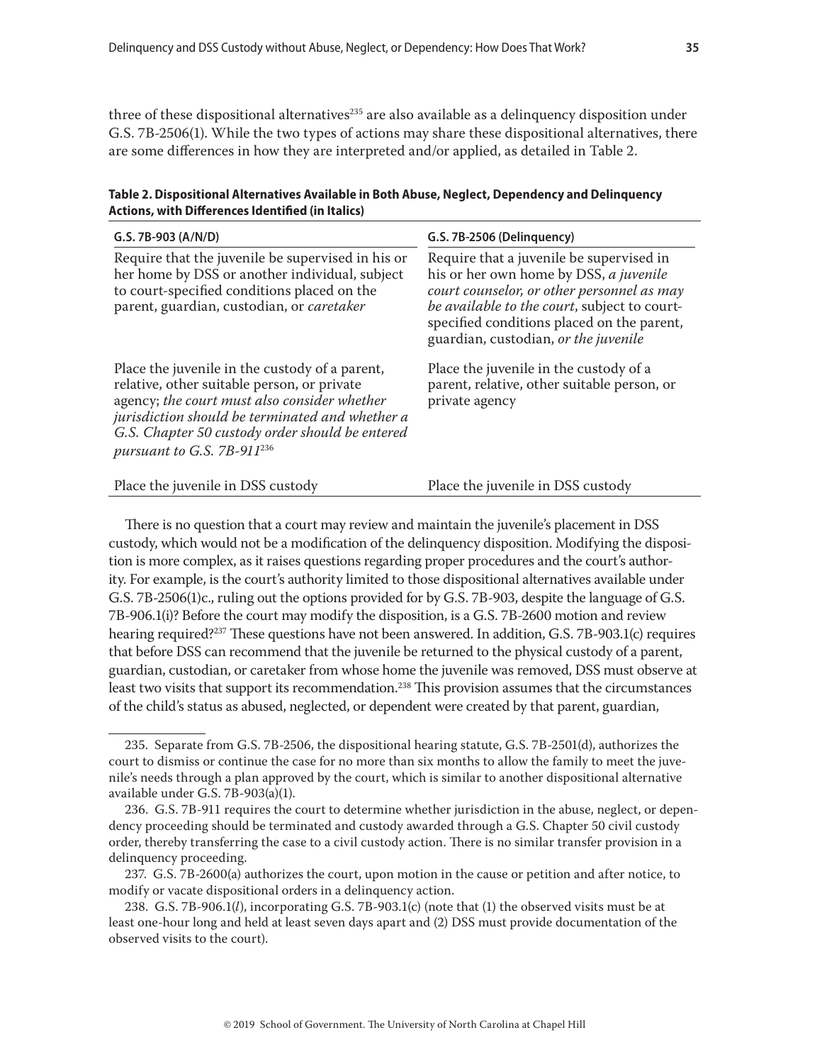three of these dispositional alternatives[235] are also available as a delinquency disposition under G.S. 7B-2506(1). While the two types of actions may share these dispositional alternatives, there are some differences in how they are interpreted and/or applied, as detailed in Table 2.

**Table 2. Dispositional Alternatives Available in Both Abuse, Neglect, Dependency and Delinquency Actions, with Differences Identified (in Italics)**

| G.S. 7B-903 (A/N/D) | G.S. 7B-2506 (Delinquency) |
|---|---|
| Require that the juvenile be supervised in his or her home by DSS or another individual, subject to court-specified conditions placed on the parent, guardian, custodian, or *caretaker* | Require that a juvenile be supervised in his or her own home by DSS, *a juvenile court counselor, or other personnel as may be available to the court*, subject to court-specified conditions placed on the parent, guardian, custodian, *or the juvenile* |
| Place the juvenile in the custody of a parent, relative, other suitable person, or private agency; *the court must also consider whether jurisdiction should be terminated and whether a G.S. Chapter 50 custody order should be entered pursuant to G.S. 7B-911*[236] | Place the juvenile in the custody of a parent, relative, other suitable person, or private agency |
| Place the juvenile in DSS custody | Place the juvenile in DSS custody |

There is no question that a court may review and maintain the juvenile's placement in DSS custody, which would not be a modification of the delinquency disposition. Modifying the disposition is more complex, as it raises questions regarding proper procedures and the court's authority. For example, is the court's authority limited to those dispositional alternatives available under G.S. 7B-2506(1)c., ruling out the options provided for by G.S. 7B-903, despite the language of G.S. 7B-906.1(i)? Before the court may modify the disposition, is a G.S. 7B-2600 motion and review hearing required?[237] These questions have not been answered. In addition, G.S. 7B-903.1(c) requires that before DSS can recommend that the juvenile be returned to the physical custody of a parent, guardian, custodian, or caretaker from whose home the juvenile was removed, DSS must observe at least two visits that support its recommendation.[238] This provision assumes that the circumstances of the child's status as abused, neglected, or dependent were created by that parent, guardian,

---

235. Separate from G.S. 7B-2506, the dispositional hearing statute, G.S. 7B-2501(d), authorizes the court to dismiss or continue the case for no more than six months to allow the family to meet the juvenile's needs through a plan approved by the court, which is similar to another dispositional alternative available under G.S. 7B-903(a)(1).

236. G.S. 7B-911 requires the court to determine whether jurisdiction in the abuse, neglect, or dependency proceeding should be terminated and custody awarded through a G.S. Chapter 50 civil custody order, thereby transferring the case to a civil custody action. There is no similar transfer provision in a delinquency proceeding.

237. G.S. 7B-2600(a) authorizes the court, upon motion in the cause or petition and after notice, to modify or vacate dispositional orders in a delinquency action.

238. G.S. 7B-906.1(*l*), incorporating G.S. 7B-903.1(c) (note that (1) the observed visits must be at least one-hour long and held at least seven days apart and (2) DSS must provide documentation of the observed visits to the court).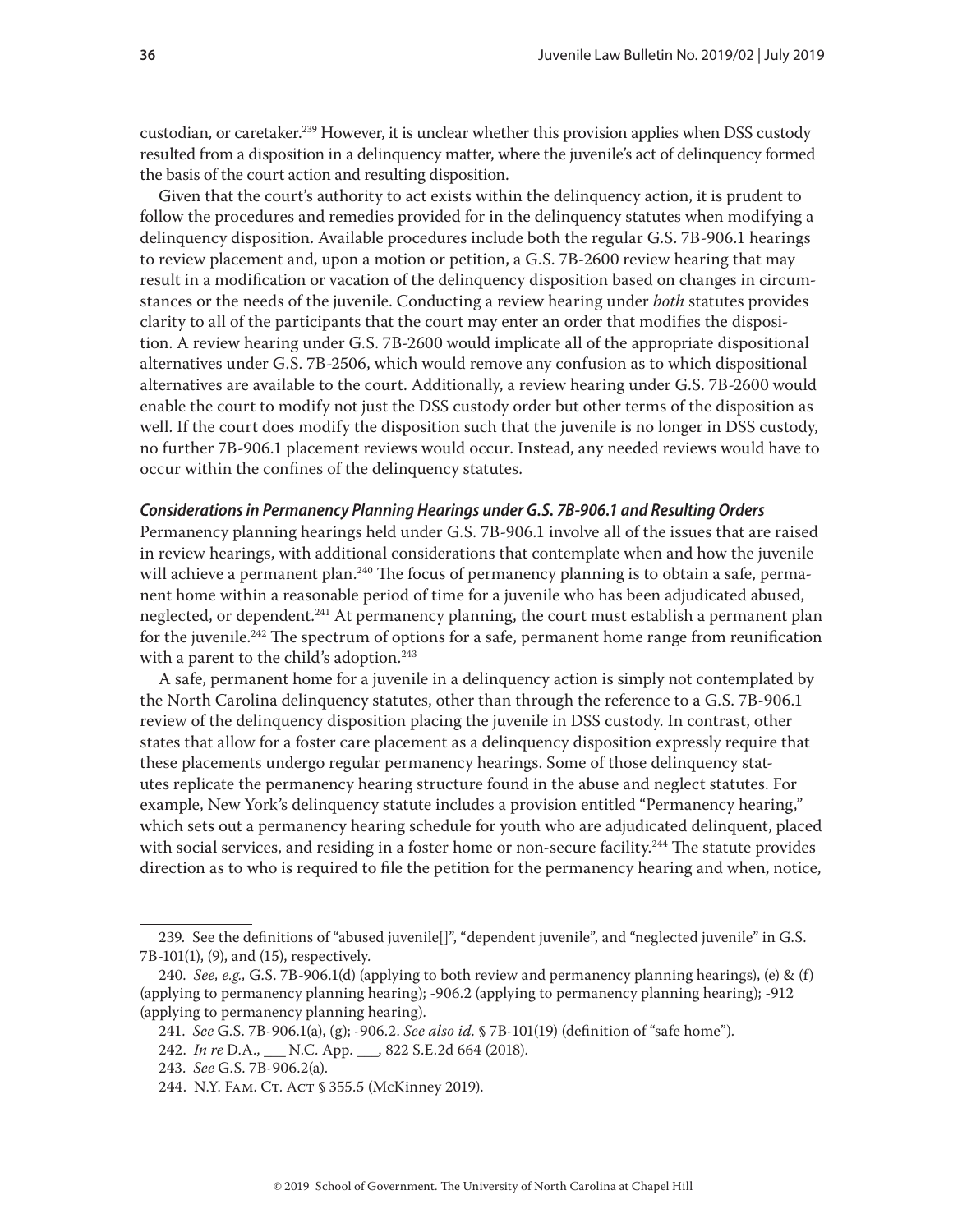custodian, or caretaker.[239] However, it is unclear whether this provision applies when DSS custody resulted from a disposition in a delinquency matter, where the juvenile's act of delinquency formed the basis of the court action and resulting disposition.

Given that the court's authority to act exists within the delinquency action, it is prudent to follow the procedures and remedies provided for in the delinquency statutes when modifying a delinquency disposition. Available procedures include both the regular G.S. 7B-906.1 hearings to review placement and, upon a motion or petition, a G.S. 7B-2600 review hearing that may result in a modification or vacation of the delinquency disposition based on changes in circumstances or the needs of the juvenile. Conducting a review hearing under *both* statutes provides clarity to all of the participants that the court may enter an order that modifies the disposition. A review hearing under G.S. 7B-2600 would implicate all of the appropriate dispositional alternatives under G.S. 7B-2506, which would remove any confusion as to which dispositional alternatives are available to the court. Additionally, a review hearing under G.S. 7B-2600 would enable the court to modify not just the DSS custody order but other terms of the disposition as well. If the court does modify the disposition such that the juvenile is no longer in DSS custody, no further 7B-906.1 placement reviews would occur. Instead, any needed reviews would have to occur within the confines of the delinquency statutes.

### *Considerations in Permanency Planning Hearings under G.S. 7B-906.1 and Resulting Orders*

Permanency planning hearings held under G.S. 7B-906.1 involve all of the issues that are raised in review hearings, with additional considerations that contemplate when and how the juvenile will achieve a permanent plan.[240] The focus of permanency planning is to obtain a safe, permanent home within a reasonable period of time for a juvenile who has been adjudicated abused, neglected, or dependent.[241] At permanency planning, the court must establish a permanent plan for the juvenile.[242] The spectrum of options for a safe, permanent home range from reunification with a parent to the child's adoption.[243]

A safe, permanent home for a juvenile in a delinquency action is simply not contemplated by the North Carolina delinquency statutes, other than through the reference to a G.S. 7B-906.1 review of the delinquency disposition placing the juvenile in DSS custody. In contrast, other states that allow for a foster care placement as a delinquency disposition expressly require that these placements undergo regular permanency hearings. Some of those delinquency statutes replicate the permanency hearing structure found in the abuse and neglect statutes. For example, New York's delinquency statute includes a provision entitled "Permanency hearing," which sets out a permanency hearing schedule for youth who are adjudicated delinquent, placed with social services, and residing in a foster home or non-secure facility.[244] The statute provides direction as to who is required to file the petition for the permanency hearing and when, notice,

---

239. See the definitions of "abused juvenile[]", "dependent juvenile", and "neglected juvenile" in G.S. 7B-101(1), (9), and (15), respectively.

240. *See, e.g.,* G.S. 7B-906.1(d) (applying to both review and permanency planning hearings), (e) & (f) (applying to permanency planning hearing); -906.2 (applying to permanency planning hearing); -912 (applying to permanency planning hearing).

241. *See* G.S. 7B-906.1(a), (g); -906.2. *See also id.* § 7B-101(19) (definition of "safe home").

242. *In re* D.A., ___ N.C. App. ___, 822 S.E.2d 664 (2018).

243. *See* G.S. 7B-906.2(a).

244. N.Y. Fam. Ct. Act § 355.5 (McKinney 2019).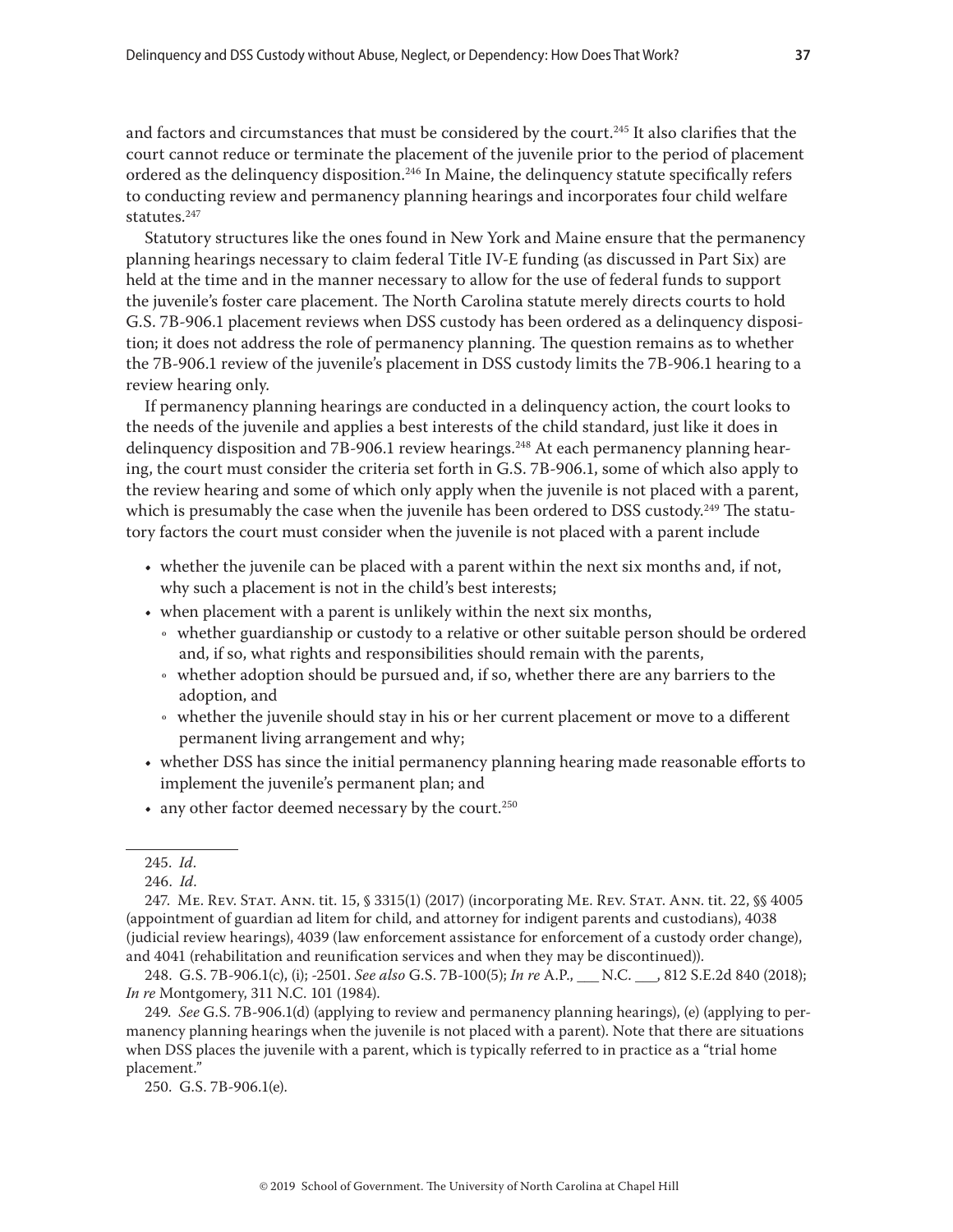and factors and circumstances that must be considered by the court.[245] It also clarifies that the court cannot reduce or terminate the placement of the juvenile prior to the period of placement ordered as the delinquency disposition.[246] In Maine, the delinquency statute specifically refers to conducting review and permanency planning hearings and incorporates four child welfare statutes.[247]

Statutory structures like the ones found in New York and Maine ensure that the permanency planning hearings necessary to claim federal Title IV-E funding (as discussed in Part Six) are held at the time and in the manner necessary to allow for the use of federal funds to support the juvenile's foster care placement. The North Carolina statute merely directs courts to hold G.S. 7B-906.1 placement reviews when DSS custody has been ordered as a delinquency disposition; it does not address the role of permanency planning. The question remains as to whether the 7B-906.1 review of the juvenile's placement in DSS custody limits the 7B-906.1 hearing to a review hearing only.

If permanency planning hearings are conducted in a delinquency action, the court looks to the needs of the juvenile and applies a best interests of the child standard, just like it does in delinquency disposition and 7B-906.1 review hearings.[248] At each permanency planning hearing, the court must consider the criteria set forth in G.S. 7B-906.1, some of which also apply to the review hearing and some of which only apply when the juvenile is not placed with a parent, which is presumably the case when the juvenile has been ordered to DSS custody.[249] The statutory factors the court must consider when the juvenile is not placed with a parent include

- whether the juvenile can be placed with a parent within the next six months and, if not, why such a placement is not in the child's best interests;
- when placement with a parent is unlikely within the next six months,
  - whether guardianship or custody to a relative or other suitable person should be ordered and, if so, what rights and responsibilities should remain with the parents,
  - whether adoption should be pursued and, if so, whether there are any barriers to the adoption, and
  - whether the juvenile should stay in his or her current placement or move to a different permanent living arrangement and why;
- whether DSS has since the initial permanency planning hearing made reasonable efforts to implement the juvenile's permanent plan; and
- any other factor deemed necessary by the court.[250]

---

245. *Id.*

246. *Id.*

247. Me. Rev. Stat. Ann. tit. 15, § 3315(1) (2017) (incorporating Me. Rev. Stat. Ann. tit. 22, §§ 4005 (appointment of guardian ad litem for child, and attorney for indigent parents and custodians), 4038 (judicial review hearings), 4039 (law enforcement assistance for enforcement of a custody order change), and 4041 (rehabilitation and reunification services and when they may be discontinued)).

248. G.S. 7B-906.1(c), (i); -2501. *See also* G.S. 7B-100(5); *In re* A.P., ___ N.C. ___, 812 S.E.2d 840 (2018); *In re* Montgomery, 311 N.C. 101 (1984).

249. *See* G.S. 7B-906.1(d) (applying to review and permanency planning hearings), (e) (applying to permanency planning hearings when the juvenile is not placed with a parent). Note that there are situations when DSS places the juvenile with a parent, which is typically referred to in practice as a "trial home placement."

250. G.S. 7B-906.1(e).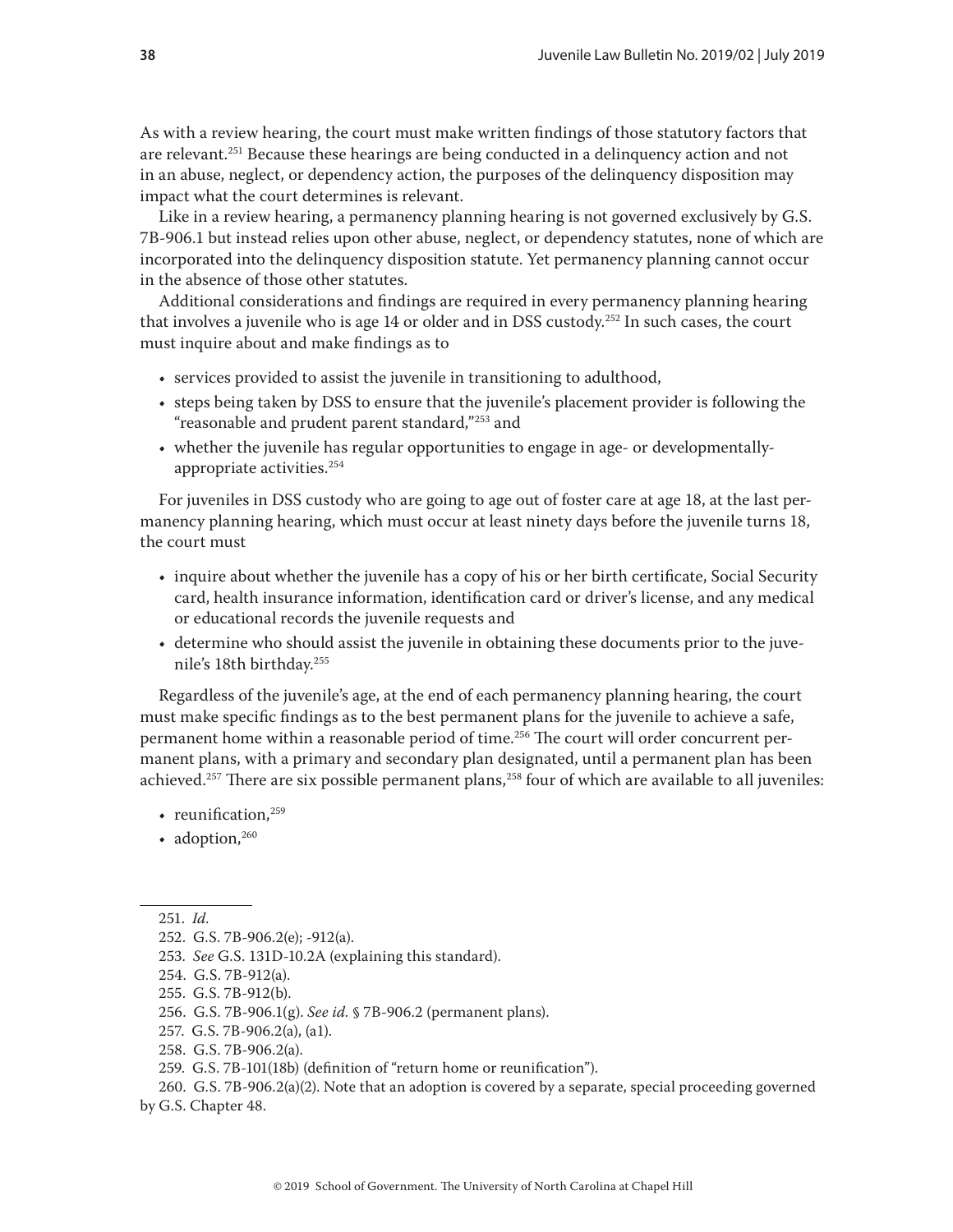As with a review hearing, the court must make written findings of those statutory factors that are relevant.[251] Because these hearings are being conducted in a delinquency action and not in an abuse, neglect, or dependency action, the purposes of the delinquency disposition may impact what the court determines is relevant.

Like in a review hearing, a permanency planning hearing is not governed exclusively by G.S. 7B-906.1 but instead relies upon other abuse, neglect, or dependency statutes, none of which are incorporated into the delinquency disposition statute. Yet permanency planning cannot occur in the absence of those other statutes.

Additional considerations and findings are required in every permanency planning hearing that involves a juvenile who is age 14 or older and in DSS custody.[252] In such cases, the court must inquire about and make findings as to

- services provided to assist the juvenile in transitioning to adulthood,
- steps being taken by DSS to ensure that the juvenile's placement provider is following the "reasonable and prudent parent standard,"[253] and
- whether the juvenile has regular opportunities to engage in age- or developmentally-appropriate activities.[254]

For juveniles in DSS custody who are going to age out of foster care at age 18, at the last permanency planning hearing, which must occur at least ninety days before the juvenile turns 18, the court must

- inquire about whether the juvenile has a copy of his or her birth certificate, Social Security card, health insurance information, identification card or driver's license, and any medical or educational records the juvenile requests and
- determine who should assist the juvenile in obtaining these documents prior to the juvenile's 18th birthday.[255]

Regardless of the juvenile's age, at the end of each permanency planning hearing, the court must make specific findings as to the best permanent plans for the juvenile to achieve a safe, permanent home within a reasonable period of time.[256] The court will order concurrent permanent plans, with a primary and secondary plan designated, until a permanent plan has been achieved.[257] There are six possible permanent plans,[258] four of which are available to all juveniles:

- reunification,[259]
- adoption,[260]

---

251. *Id.*

252. G.S. 7B-906.2(e); -912(a).

253. *See* G.S. 131D-10.2A (explaining this standard).

254. G.S. 7B-912(a).

255. G.S. 7B-912(b).

256. G.S. 7B-906.1(g). *See id.* § 7B-906.2 (permanent plans).

257. G.S. 7B-906.2(a), (a1).

258. G.S. 7B-906.2(a).

259. G.S. 7B-101(18b) (definition of "return home or reunification").

260. G.S. 7B-906.2(a)(2). Note that an adoption is covered by a separate, special proceeding governed by G.S. Chapter 48.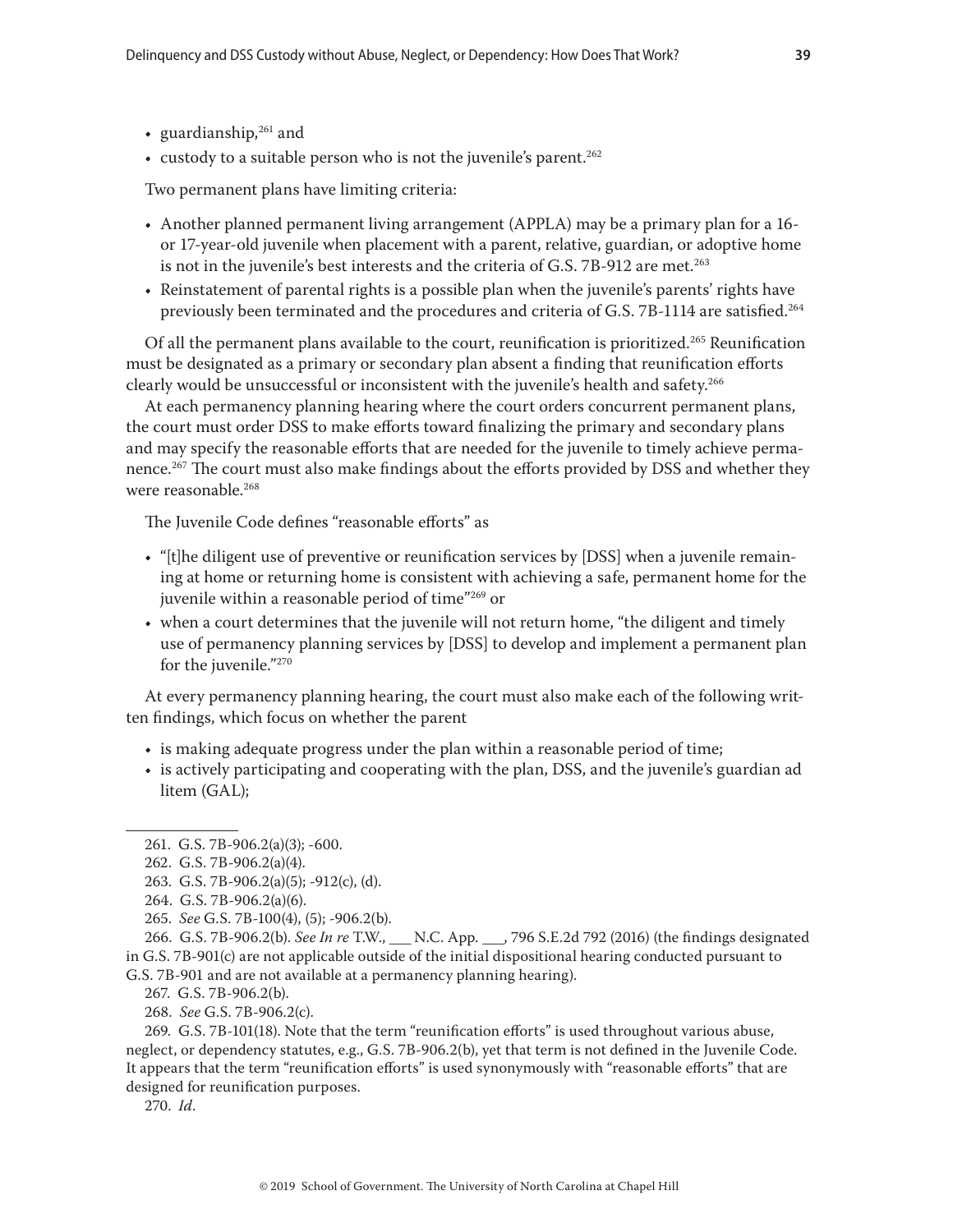- guardianship,[261] and
- custody to a suitable person who is not the juvenile's parent.[262]

Two permanent plans have limiting criteria:

- Another planned permanent living arrangement (APPLA) may be a primary plan for a 16- or 17-year-old juvenile when placement with a parent, relative, guardian, or adoptive home is not in the juvenile's best interests and the criteria of G.S. 7B-912 are met.[263]
- Reinstatement of parental rights is a possible plan when the juvenile's parents' rights have previously been terminated and the procedures and criteria of G.S. 7B-1114 are satisfied.[264]

Of all the permanent plans available to the court, reunification is prioritized.[265] Reunification must be designated as a primary or secondary plan absent a finding that reunification efforts clearly would be unsuccessful or inconsistent with the juvenile's health and safety.[266]

At each permanency planning hearing where the court orders concurrent permanent plans, the court must order DSS to make efforts toward finalizing the primary and secondary plans and may specify the reasonable efforts that are needed for the juvenile to timely achieve permanence.[267] The court must also make findings about the efforts provided by DSS and whether they were reasonable.[268]

The Juvenile Code defines "reasonable efforts" as

- "[t]he diligent use of preventive or reunification services by [DSS] when a juvenile remaining at home or returning home is consistent with achieving a safe, permanent home for the juvenile within a reasonable period of time"[269] or
- when a court determines that the juvenile will not return home, "the diligent and timely use of permanency planning services by [DSS] to develop and implement a permanent plan for the juvenile."[270]

At every permanency planning hearing, the court must also make each of the following written findings, which focus on whether the parent

- is making adequate progress under the plan within a reasonable period of time;
- is actively participating and cooperating with the plan, DSS, and the juvenile's guardian ad litem (GAL);

---

261. G.S. 7B-906.2(a)(3); -600.

262. G.S. 7B-906.2(a)(4).

263. G.S. 7B-906.2(a)(5); -912(c), (d).

264. G.S. 7B-906.2(a)(6).

265. *See* G.S. 7B-100(4), (5); -906.2(b).

266. G.S. 7B-906.2(b). *See In re* T.W., ___ N.C. App. ___, 796 S.E.2d 792 (2016) (the findings designated in G.S. 7B-901(c) are not applicable outside of the initial dispositional hearing conducted pursuant to G.S. 7B-901 and are not available at a permanency planning hearing).

267. G.S. 7B-906.2(b).

268. *See* G.S. 7B-906.2(c).

269. G.S. 7B-101(18). Note that the term "reunification efforts" is used throughout various abuse, neglect, or dependency statutes, e.g., G.S. 7B-906.2(b), yet that term is not defined in the Juvenile Code. It appears that the term "reunification efforts" is used synonymously with "reasonable efforts" that are designed for reunification purposes.

270. *Id.*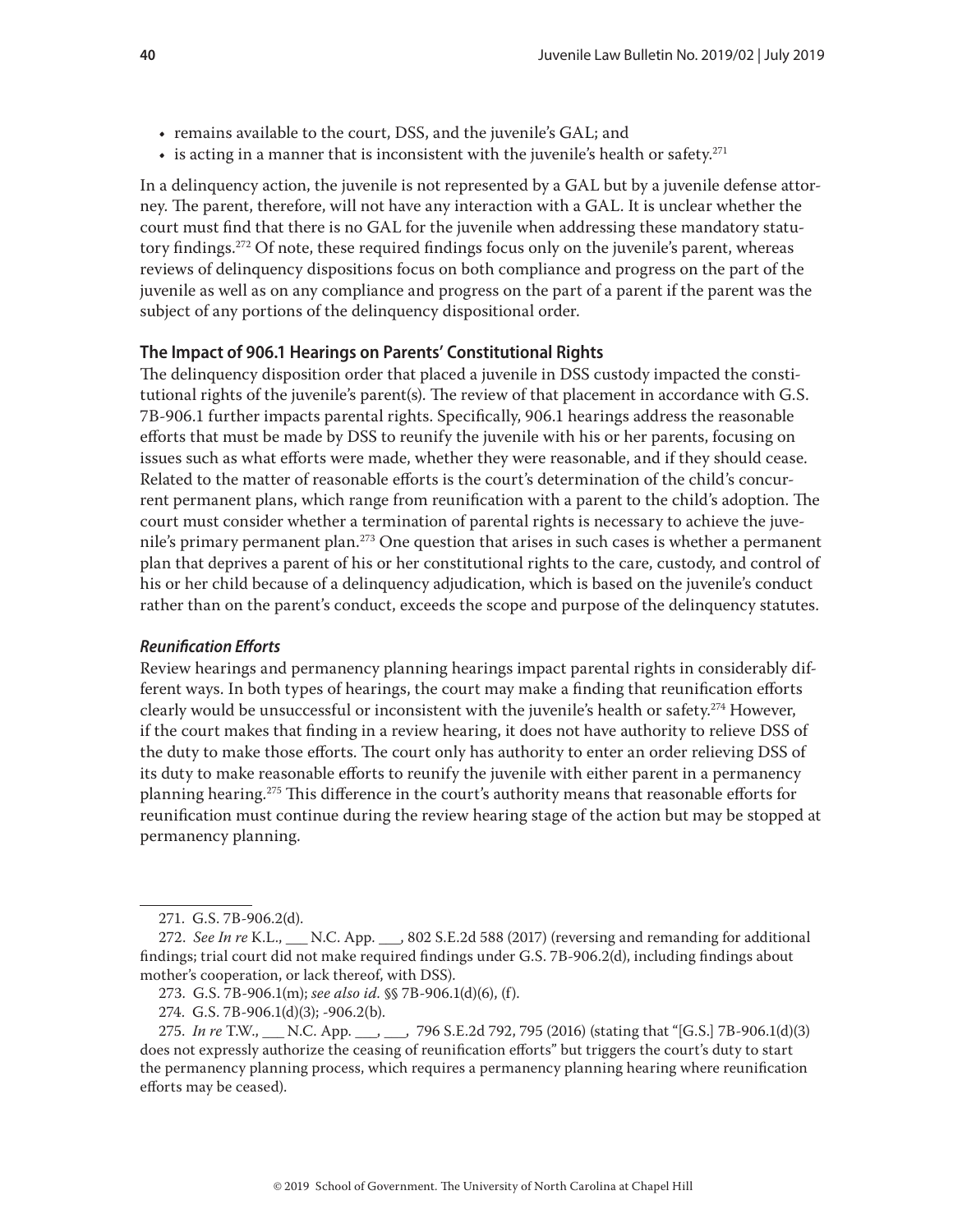- remains available to the court, DSS, and the juvenile's GAL; and
- is acting in a manner that is inconsistent with the juvenile's health or safety.[271]

In a delinquency action, the juvenile is not represented by a GAL but by a juvenile defense attorney. The parent, therefore, will not have any interaction with a GAL. It is unclear whether the court must find that there is no GAL for the juvenile when addressing these mandatory statutory findings.[272] Of note, these required findings focus only on the juvenile's parent, whereas reviews of delinquency dispositions focus on both compliance and progress on the part of the juvenile as well as on any compliance and progress on the part of a parent if the parent was the subject of any portions of the delinquency dispositional order.

### The Impact of 906.1 Hearings on Parents' Constitutional Rights

The delinquency disposition order that placed a juvenile in DSS custody impacted the constitutional rights of the juvenile's parent(s). The review of that placement in accordance with G.S. 7B-906.1 further impacts parental rights. Specifically, 906.1 hearings address the reasonable efforts that must be made by DSS to reunify the juvenile with his or her parents, focusing on issues such as what efforts were made, whether they were reasonable, and if they should cease. Related to the matter of reasonable efforts is the court's determination of the child's concurrent permanent plans, which range from reunification with a parent to the child's adoption. The court must consider whether a termination of parental rights is necessary to achieve the juvenile's primary permanent plan.[273] One question that arises in such cases is whether a permanent plan that deprives a parent of his or her constitutional rights to the care, custody, and control of his or her child because of a delinquency adjudication, which is based on the juvenile's conduct rather than on the parent's conduct, exceeds the scope and purpose of the delinquency statutes.

#### *Reunification Efforts*

Review hearings and permanency planning hearings impact parental rights in considerably different ways. In both types of hearings, the court may make a finding that reunification efforts clearly would be unsuccessful or inconsistent with the juvenile's health or safety.[274] However, if the court makes that finding in a review hearing, it does not have authority to relieve DSS of the duty to make those efforts. The court only has authority to enter an order relieving DSS of its duty to make reasonable efforts to reunify the juvenile with either parent in a permanency planning hearing.[275] This difference in the court's authority means that reasonable efforts for reunification must continue during the review hearing stage of the action but may be stopped at permanency planning.

---

271. G.S. 7B-906.2(d).

272. *See In re* K.L., ___ N.C. App. ___, 802 S.E.2d 588 (2017) (reversing and remanding for additional findings; trial court did not make required findings under G.S. 7B-906.2(d), including findings about mother's cooperation, or lack thereof, with DSS).

273. G.S. 7B-906.1(m); *see also id.* §§ 7B-906.1(d)(6), (f).

274. G.S. 7B-906.1(d)(3); -906.2(b).

275. *In re* T.W., ___ N.C. App. ___, ___, 796 S.E.2d 792, 795 (2016) (stating that "[G.S.] 7B-906.1(d)(3) does not expressly authorize the ceasing of reunification efforts" but triggers the court's duty to start the permanency planning process, which requires a permanency planning hearing where reunification efforts may be ceased).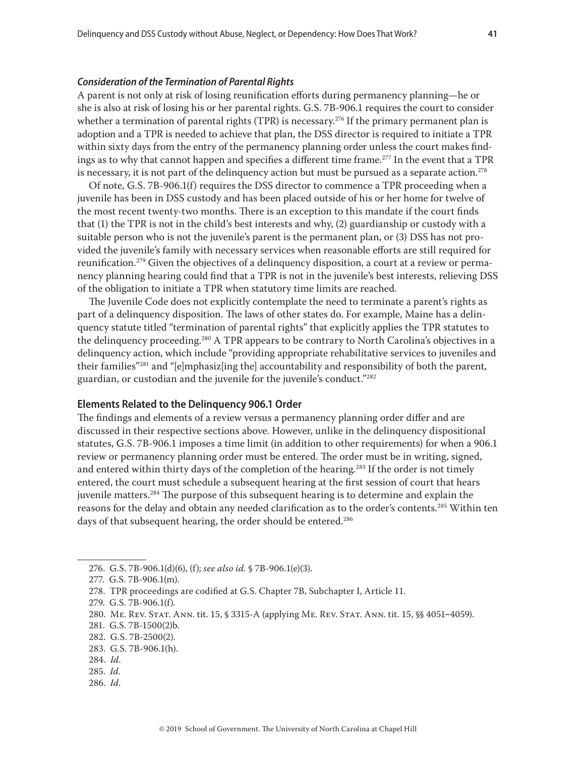### *Consideration of the Termination of Parental Rights*

A parent is not only at risk of losing reunification efforts during permanency planning—he or she is also at risk of losing his or her parental rights. G.S. 7B-906.1 requires the court to consider whether a termination of parental rights (TPR) is necessary.[276] If the primary permanent plan is adoption and a TPR is needed to achieve that plan, the DSS director is required to initiate a TPR within sixty days from the entry of the permanency planning order unless the court makes findings as to why that cannot happen and specifies a different time frame.[277] In the event that a TPR is necessary, it is not part of the delinquency action but must be pursued as a separate action.[278]

Of note, G.S. 7B-906.1(f) requires the DSS director to commence a TPR proceeding when a juvenile has been in DSS custody and has been placed outside of his or her home for twelve of the most recent twenty-two months. There is an exception to this mandate if the court finds that (1) the TPR is not in the child's best interests and why, (2) guardianship or custody with a suitable person who is not the juvenile's parent is the permanent plan, or (3) DSS has not provided the juvenile's family with necessary services when reasonable efforts are still required for reunification.[279] Given the objectives of a delinquency disposition, a court at a review or permanency planning hearing could find that a TPR is not in the juvenile's best interests, relieving DSS of the obligation to initiate a TPR when statutory time limits are reached.

The Juvenile Code does not explicitly contemplate the need to terminate a parent's rights as part of a delinquency disposition. The laws of other states do. For example, Maine has a delinquency statute titled "termination of parental rights" that explicitly applies the TPR statutes to the delinquency proceeding.[280] A TPR appears to be contrary to North Carolina's objectives in a delinquency action, which include "providing appropriate rehabilitative services to juveniles and their families"[281] and "[e]mphasiz[ing the] accountability and responsibility of both the parent, guardian, or custodian and the juvenile for the juvenile's conduct."[282]

## Elements Related to the Delinquency 906.1 Order

The findings and elements of a review versus a permanency planning order differ and are discussed in their respective sections above. However, unlike in the delinquency dispositional statutes, G.S. 7B-906.1 imposes a time limit (in addition to other requirements) for when a 906.1 review or permanency planning order must be entered. The order must be in writing, signed, and entered within thirty days of the completion of the hearing.[283] If the order is not timely entered, the court must schedule a subsequent hearing at the first session of court that hears juvenile matters.[284] The purpose of this subsequent hearing is to determine and explain the reasons for the delay and obtain any needed clarification as to the order's contents.[285] Within ten days of that subsequent hearing, the order should be entered.[286]

---

276. G.S. 7B-906.1(d)(6), (f); *see also id.* § 7B-906.1(e)(3).
277. G.S. 7B-906.1(m).
278. TPR proceedings are codified at G.S. Chapter 7B, Subchapter I, Article 11.
279. G.S. 7B-906.1(f).
280. Me. Rev. Stat. Ann. tit. 15, § 3315-A (applying Me. Rev. Stat. Ann. tit. 15, §§ 4051–4059).
281. G.S. 7B-1500(2)b.
282. G.S. 7B-2500(2).
283. G.S. 7B-906.1(h).
284. *Id.*
285. *Id.*
286. *Id.*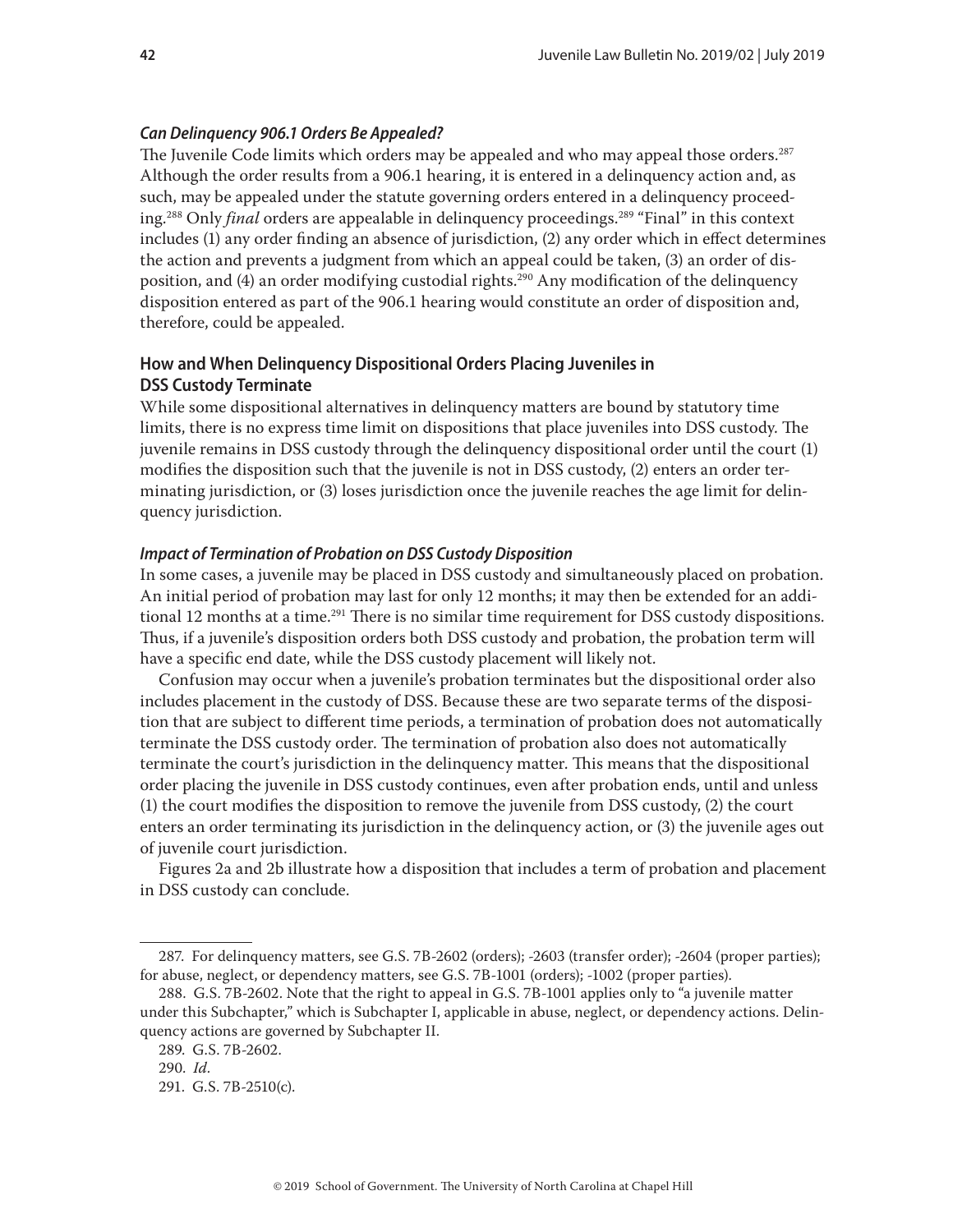### *Can Delinquency 906.1 Orders Be Appealed?*

The Juvenile Code limits which orders may be appealed and who may appeal those orders.[287] Although the order results from a 906.1 hearing, it is entered in a delinquency action and, as such, may be appealed under the statute governing orders entered in a delinquency proceeding.[288] Only *final* orders are appealable in delinquency proceedings.[289] "Final" in this context includes (1) any order finding an absence of jurisdiction, (2) any order which in effect determines the action and prevents a judgment from which an appeal could be taken, (3) an order of disposition, and (4) an order modifying custodial rights.[290] Any modification of the delinquency disposition entered as part of the 906.1 hearing would constitute an order of disposition and, therefore, could be appealed.

## How and When Delinquency Dispositional Orders Placing Juveniles in DSS Custody Terminate

While some dispositional alternatives in delinquency matters are bound by statutory time limits, there is no express time limit on dispositions that place juveniles into DSS custody. The juvenile remains in DSS custody through the delinquency dispositional order until the court (1) modifies the disposition such that the juvenile is not in DSS custody, (2) enters an order terminating jurisdiction, or (3) loses jurisdiction once the juvenile reaches the age limit for delinquency jurisdiction.

### *Impact of Termination of Probation on DSS Custody Disposition*

In some cases, a juvenile may be placed in DSS custody and simultaneously placed on probation. An initial period of probation may last for only 12 months; it may then be extended for an additional 12 months at a time.[291] There is no similar time requirement for DSS custody dispositions. Thus, if a juvenile's disposition orders both DSS custody and probation, the probation term will have a specific end date, while the DSS custody placement will likely not.

Confusion may occur when a juvenile's probation terminates but the dispositional order also includes placement in the custody of DSS. Because these are two separate terms of the disposition that are subject to different time periods, a termination of probation does not automatically terminate the DSS custody order. The termination of probation also does not automatically terminate the court's jurisdiction in the delinquency matter. This means that the dispositional order placing the juvenile in DSS custody continues, even after probation ends, until and unless (1) the court modifies the disposition to remove the juvenile from DSS custody, (2) the court enters an order terminating its jurisdiction in the delinquency action, or (3) the juvenile ages out of juvenile court jurisdiction.

Figures 2a and 2b illustrate how a disposition that includes a term of probation and placement in DSS custody can conclude.

---

287. For delinquency matters, see G.S. 7B-2602 (orders); -2603 (transfer order); -2604 (proper parties); for abuse, neglect, or dependency matters, see G.S. 7B-1001 (orders); -1002 (proper parties).

288. G.S. 7B-2602. Note that the right to appeal in G.S. 7B-1001 applies only to "a juvenile matter under this Subchapter," which is Subchapter I, applicable in abuse, neglect, or dependency actions. Delinquency actions are governed by Subchapter II.

289. G.S. 7B-2602.

290. *Id.*

291. G.S. 7B-2510(c).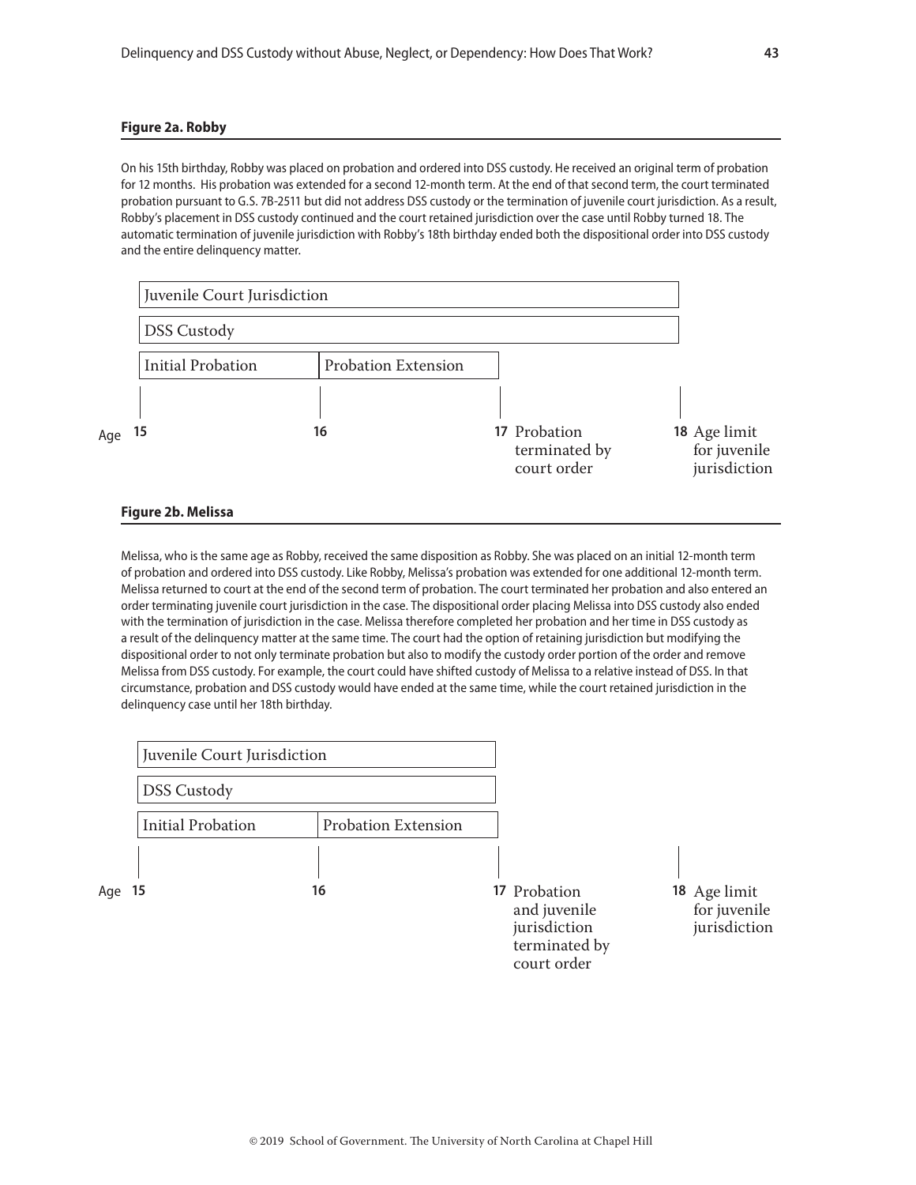**Figure 2a. Robby**

On his 15th birthday, Robby was placed on probation and ordered into DSS custody. He received an original term of probation for 12 months. His probation was extended for a second 12-month term. At the end of that second term, the court terminated probation pursuant to G.S. 7B-2511 but did not address DSS custody or the termination of juvenile court jurisdiction. As a result, Robby's placement in DSS custody continued and the court retained jurisdiction over the case until Robby turned 18. The automatic termination of juvenile jurisdiction with Robby's 18th birthday ended both the dispositional order into DSS custody and the entire delinquency matter.

Juvenile Court Jurisdiction

DSS Custody

Initial Probation | Probation Extension

Age 15 | 16 | 17 Probation terminated by court order | 18 Age limit for juvenile jurisdiction

**Figure 2b. Melissa**

Melissa, who is the same age as Robby, received the same disposition as Robby. She was placed on an initial 12-month term of probation and ordered into DSS custody. Like Robby, Melissa's probation was extended for one additional 12-month term. Melissa returned to court at the end of the second term of probation. The court terminated her probation and also entered an order terminating juvenile court jurisdiction in the case. The dispositional order placing Melissa into DSS custody also ended with the termination of jurisdiction in the case. Melissa therefore completed her probation and her time in DSS custody as a result of the delinquency matter at the same time. The court had the option of retaining jurisdiction but modifying the dispositional order to not only terminate probation but also to modify the custody order portion of the order and remove Melissa from DSS custody. For example, the court could have shifted custody of Melissa to a relative instead of DSS. In that circumstance, probation and DSS custody would have ended at the same time, while the court retained jurisdiction in the delinquency case until her 18th birthday.

Juvenile Court Jurisdiction

DSS Custody

Initial Probation | Probation Extension

Age 15 | 16 | 17 Probation and juvenile jurisdiction terminated by court order | 18 Age limit for juvenile jurisdiction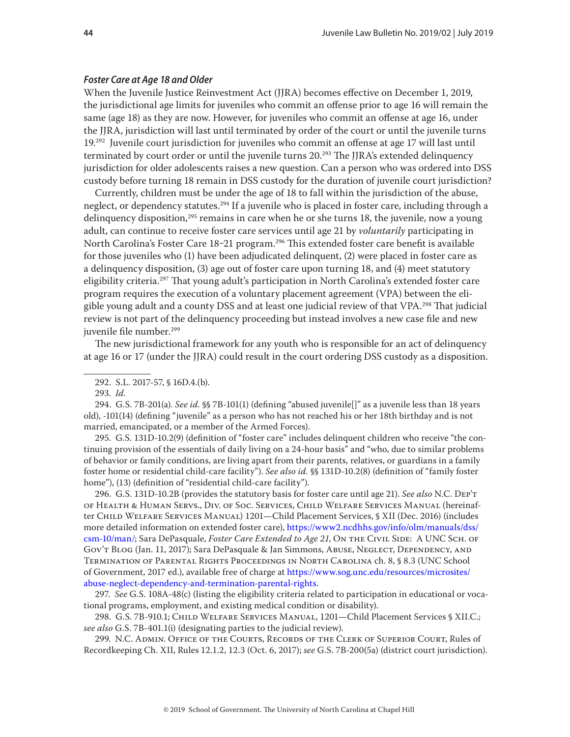### *Foster Care at Age 18 and Older*

When the Juvenile Justice Reinvestment Act (JJRA) becomes effective on December 1, 2019, the jurisdictional age limits for juveniles who commit an offense prior to age 16 will remain the same (age 18) as they are now. However, for juveniles who commit an offense at age 16, under the JJRA, jurisdiction will last until terminated by order of the court or until the juvenile turns 19.[292] Juvenile court jurisdiction for juveniles who commit an offense at age 17 will last until terminated by court order or until the juvenile turns 20.[293] The JJRA's extended delinquency jurisdiction for older adolescents raises a new question. Can a person who was ordered into DSS custody before turning 18 remain in DSS custody for the duration of juvenile court jurisdiction?

Currently, children must be under the age of 18 to fall within the jurisdiction of the abuse, neglect, or dependency statutes.[294] If a juvenile who is placed in foster care, including through a delinquency disposition,[295] remains in care when he or she turns 18, the juvenile, now a young adult, can continue to receive foster care services until age 21 by *voluntarily* participating in North Carolina's Foster Care 18–21 program.[296] This extended foster care benefit is available for those juveniles who (1) have been adjudicated delinquent, (2) were placed in foster care as a delinquency disposition, (3) age out of foster care upon turning 18, and (4) meet statutory eligibility criteria.[297] That young adult's participation in North Carolina's extended foster care program requires the execution of a voluntary placement agreement (VPA) between the eligible young adult and a county DSS and at least one judicial review of that VPA.[298] That judicial review is not part of the delinquency proceeding but instead involves a new case file and new juvenile file number.[299]

The new jurisdictional framework for any youth who is responsible for an act of delinquency at age 16 or 17 (under the JJRA) could result in the court ordering DSS custody as a disposition.

---

292. S.L. 2017-57, § 16D.4.(b).

293. *Id.*

294. G.S. 7B-201(a). *See id.* §§ 7B-101(1) (defining "abused juvenile[]" as a juvenile less than 18 years old), -101(14) (defining "juvenile" as a person who has not reached his or her 18th birthday and is not married, emancipated, or a member of the Armed Forces).

295. G.S. 131D-10.2(9) (definition of "foster care" includes delinquent children who receive "the continuing provision of the essentials of daily living on a 24-hour basis" and "who, due to similar problems of behavior or family conditions, are living apart from their parents, relatives, or guardians in a family foster home or residential child-care facility"). *See also id.* §§ 131D-10.2(8) (definition of "family foster home"), (13) (definition of "residential child-care facility").

296. G.S. 131D-10.2B (provides the statutory basis for foster care until age 21). *See also* N.C. Dep't of Health & Human Servs., Div. of Soc. Services, Child Welfare Services Manual (hereinafter Child Welfare Services Manual) 1201—Child Placement Services, § XII (Dec. 2016) (includes more detailed information on extended foster care), https://www2.ncdhhs.gov/info/olm/manuals/dss/csm-10/man/; Sara DePasquale, *Foster Care Extended to Age 21*, On the Civil Side: A UNC Sch. of Gov't Blog (Jan. 11, 2017); Sara DePasquale & Jan Simmons, Abuse, Neglect, Dependency, and Termination of Parental Rights Proceedings in North Carolina ch. 8, § 8.3 (UNC School of Government, 2017 ed.), available free of charge at https://www.sog.unc.edu/resources/microsites/abuse-neglect-dependency-and-termination-parental-rights.

297. *See* G.S. 108A-48(c) (listing the eligibility criteria related to participation in educational or vocational programs, employment, and existing medical condition or disability).

298. G.S. 7B-910.1; Child Welfare Services Manual, 1201—Child Placement Services § XII.C.; *see also* G.S. 7B-401.1(i) (designating parties to the judicial review).

299. N.C. Admin. Office of the Courts, Records of the Clerk of Superior Court, Rules of Recordkeeping Ch. XII, Rules 12.1.2, 12.3 (Oct. 6, 2017); *see* G.S. 7B-200(5a) (district court jurisdiction).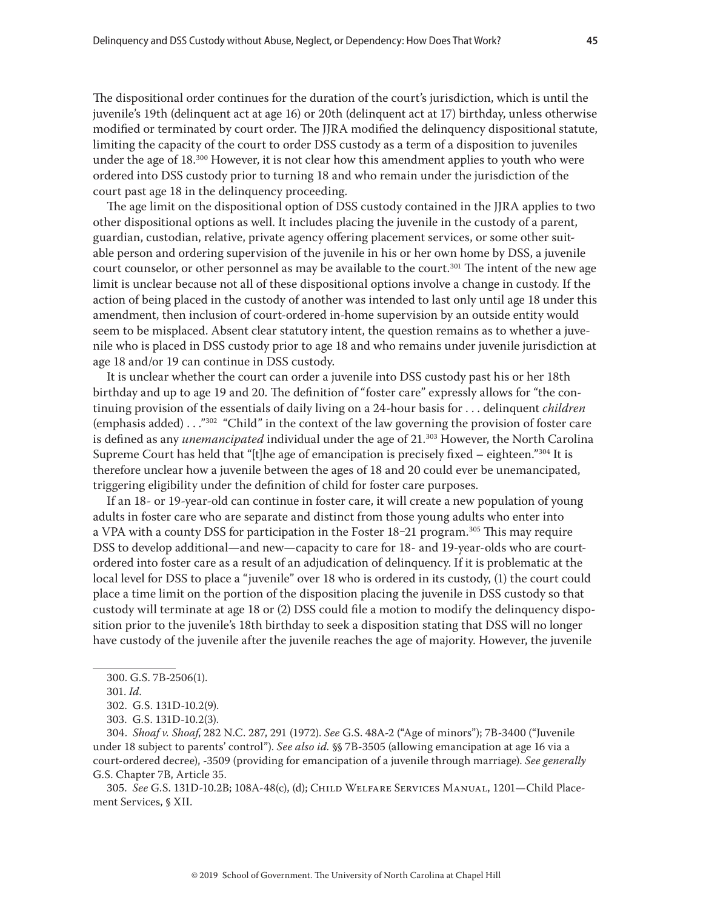The dispositional order continues for the duration of the court's jurisdiction, which is until the juvenile's 19th (delinquent act at age 16) or 20th (delinquent act at 17) birthday, unless otherwise modified or terminated by court order. The JJRA modified the delinquency dispositional statute, limiting the capacity of the court to order DSS custody as a term of a disposition to juveniles under the age of 18.[300] However, it is not clear how this amendment applies to youth who were ordered into DSS custody prior to turning 18 and who remain under the jurisdiction of the court past age 18 in the delinquency proceeding.

The age limit on the dispositional option of DSS custody contained in the JJRA applies to two other dispositional options as well. It includes placing the juvenile in the custody of a parent, guardian, custodian, relative, private agency offering placement services, or some other suitable person and ordering supervision of the juvenile in his or her own home by DSS, a juvenile court counselor, or other personnel as may be available to the court.[301] The intent of the new age limit is unclear because not all of these dispositional options involve a change in custody. If the action of being placed in the custody of another was intended to last only until age 18 under this amendment, then inclusion of court-ordered in-home supervision by an outside entity would seem to be misplaced. Absent clear statutory intent, the question remains as to whether a juvenile who is placed in DSS custody prior to age 18 and who remains under juvenile jurisdiction at age 18 and/or 19 can continue in DSS custody.

It is unclear whether the court can order a juvenile into DSS custody past his or her 18th birthday and up to age 19 and 20. The definition of "foster care" expressly allows for "the continuing provision of the essentials of daily living on a 24-hour basis for . . . delinquent *children* (emphasis added) . . ."[302] "Child" in the context of the law governing the provision of foster care is defined as any *unemancipated* individual under the age of 21.[303] However, the North Carolina Supreme Court has held that "[t]he age of emancipation is precisely fixed – eighteen."[304] It is therefore unclear how a juvenile between the ages of 18 and 20 could ever be unemancipated, triggering eligibility under the definition of child for foster care purposes.

If an 18- or 19-year-old can continue in foster care, it will create a new population of young adults in foster care who are separate and distinct from those young adults who enter into a VPA with a county DSS for participation in the Foster 18–21 program.[305] This may require DSS to develop additional—and new—capacity to care for 18- and 19-year-olds who are court-ordered into foster care as a result of an adjudication of delinquency. If it is problematic at the local level for DSS to place a "juvenile" over 18 who is ordered in its custody, (1) the court could place a time limit on the portion of the disposition placing the juvenile in DSS custody so that custody will terminate at age 18 or (2) DSS could file a motion to modify the delinquency disposition prior to the juvenile's 18th birthday to seek a disposition stating that DSS will no longer have custody of the juvenile after the juvenile reaches the age of majority. However, the juvenile

---

300. G.S. 7B-2506(1).

301. *Id.*

302. G.S. 131D-10.2(9).

303. G.S. 131D-10.2(3).

304. *Shoaf v. Shoaf*, 282 N.C. 287, 291 (1972). *See* G.S. 48A-2 ("Age of minors"); 7B-3400 ("Juvenile under 18 subject to parents' control"). *See also id.* §§ 7B-3505 (allowing emancipation at age 16 via a court-ordered decree), -3509 (providing for emancipation of a juvenile through marriage). *See generally* G.S. Chapter 7B, Article 35.

305. *See* G.S. 131D-10.2B; 108A-48(c), (d); Child Welfare Services Manual, 1201—Child Placement Services, § XII.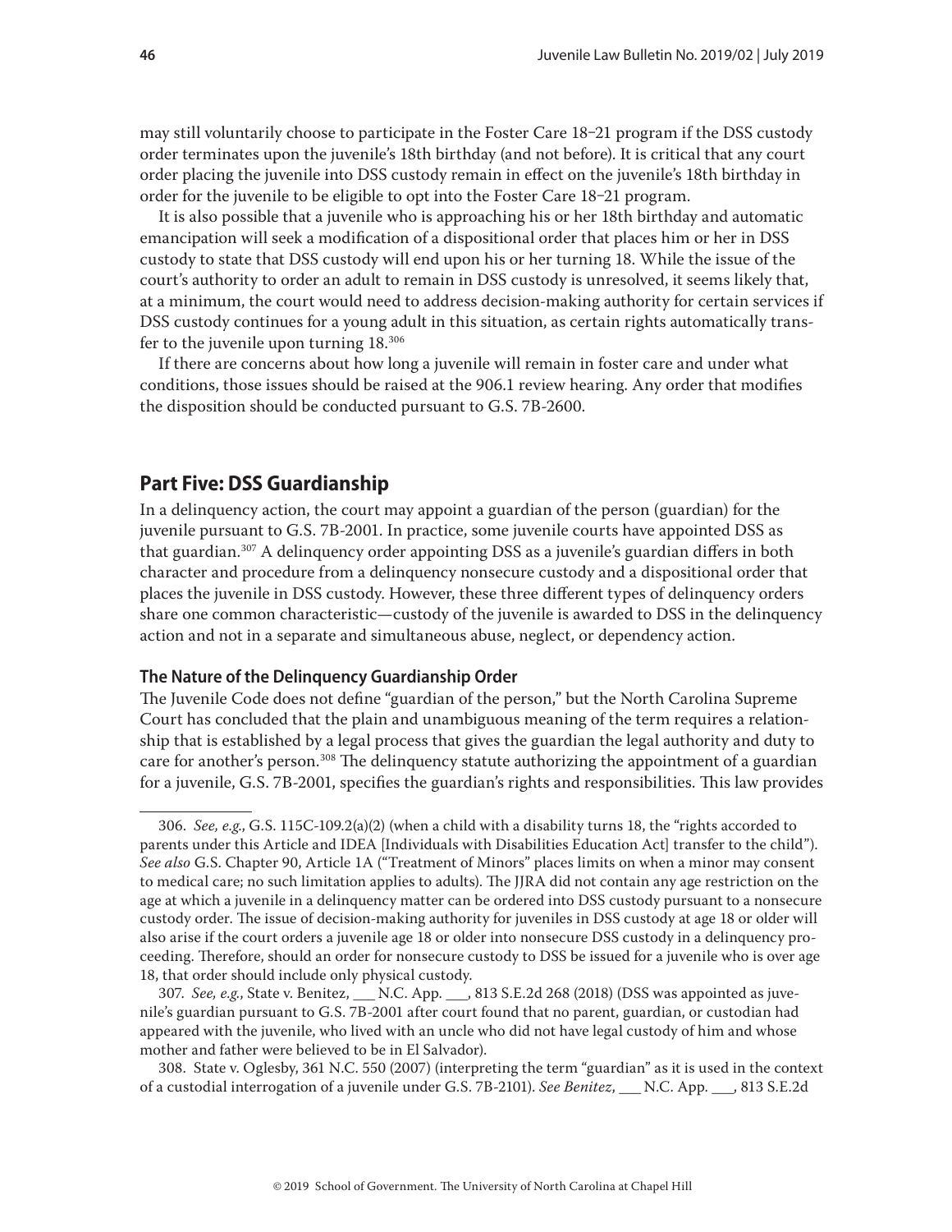may still voluntarily choose to participate in the Foster Care 18–21 program if the DSS custody order terminates upon the juvenile's 18th birthday (and not before). It is critical that any court order placing the juvenile into DSS custody remain in effect on the juvenile's 18th birthday in order for the juvenile to be eligible to opt into the Foster Care 18–21 program.

It is also possible that a juvenile who is approaching his or her 18th birthday and automatic emancipation will seek a modification of a dispositional order that places him or her in DSS custody to state that DSS custody will end upon his or her turning 18. While the issue of the court's authority to order an adult to remain in DSS custody is unresolved, it seems likely that, at a minimum, the court would need to address decision-making authority for certain services if DSS custody continues for a young adult in this situation, as certain rights automatically transfer to the juvenile upon turning 18.[306]

If there are concerns about how long a juvenile will remain in foster care and under what conditions, those issues should be raised at the 906.1 review hearing. Any order that modifies the disposition should be conducted pursuant to G.S. 7B-2600.

## Part Five: DSS Guardianship

In a delinquency action, the court may appoint a guardian of the person (guardian) for the juvenile pursuant to G.S. 7B-2001. In practice, some juvenile courts have appointed DSS as that guardian.[307] A delinquency order appointing DSS as a juvenile's guardian differs in both character and procedure from a delinquency nonsecure custody and a dispositional order that places the juvenile in DSS custody. However, these three different types of delinquency orders share one common characteristic—custody of the juvenile is awarded to DSS in the delinquency action and not in a separate and simultaneous abuse, neglect, or dependency action.

### The Nature of the Delinquency Guardianship Order

The Juvenile Code does not define "guardian of the person," but the North Carolina Supreme Court has concluded that the plain and unambiguous meaning of the term requires a relationship that is established by a legal process that gives the guardian the legal authority and duty to care for another's person.[308] The delinquency statute authorizing the appointment of a guardian for a juvenile, G.S. 7B-2001, specifies the guardian's rights and responsibilities. This law provides

---

306. *See, e.g.*, G.S. 115C-109.2(a)(2) (when a child with a disability turns 18, the "rights accorded to parents under this Article and IDEA [Individuals with Disabilities Education Act] transfer to the child"). *See also* G.S. Chapter 90, Article 1A ("Treatment of Minors" places limits on when a minor may consent to medical care; no such limitation applies to adults). The JJRA did not contain any age restriction on the age at which a juvenile in a delinquency matter can be ordered into DSS custody pursuant to a nonsecure custody order. The issue of decision-making authority for juveniles in DSS custody at age 18 or older will also arise if the court orders a juvenile age 18 or older into nonsecure DSS custody in a delinquency proceeding. Therefore, should an order for nonsecure custody to DSS be issued for a juvenile who is over age 18, that order should include only physical custody.

307. *See, e.g.*, State v. Benitez, ___ N.C. App. ___, 813 S.E.2d 268 (2018) (DSS was appointed as juvenile's guardian pursuant to G.S. 7B-2001 after court found that no parent, guardian, or custodian had appeared with the juvenile, who lived with an uncle who did not have legal custody of him and whose mother and father were believed to be in El Salvador).

308. State v. Oglesby, 361 N.C. 550 (2007) (interpreting the term "guardian" as it is used in the context of a custodial interrogation of a juvenile under G.S. 7B-2101). *See Benitez*, ___ N.C. App. ___, 813 S.E.2d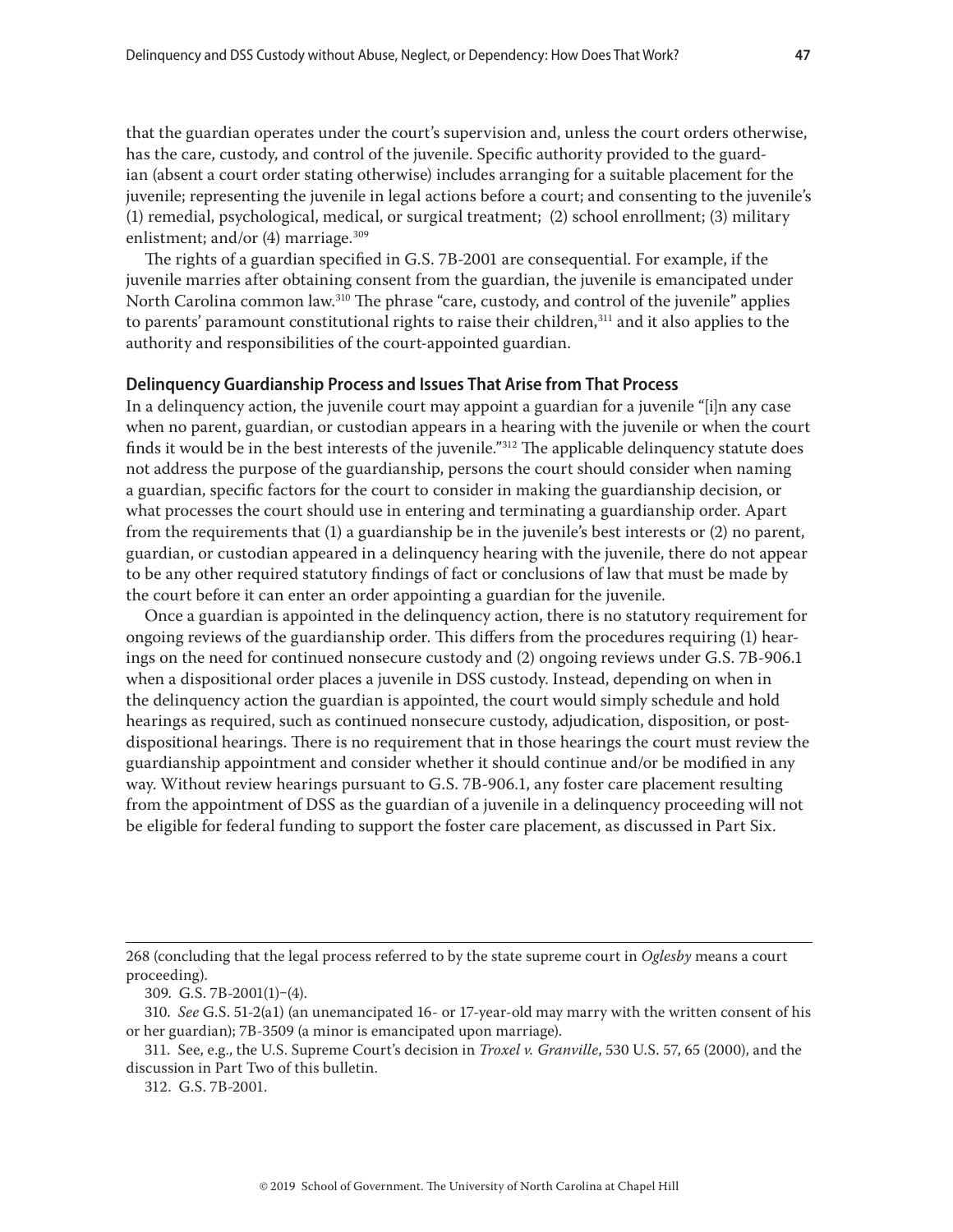that the guardian operates under the court's supervision and, unless the court orders otherwise, has the care, custody, and control of the juvenile. Specific authority provided to the guardian (absent a court order stating otherwise) includes arranging for a suitable placement for the juvenile; representing the juvenile in legal actions before a court; and consenting to the juvenile's (1) remedial, psychological, medical, or surgical treatment; (2) school enrollment; (3) military enlistment; and/or (4) marriage.[309]

The rights of a guardian specified in G.S. 7B-2001 are consequential. For example, if the juvenile marries after obtaining consent from the guardian, the juvenile is emancipated under North Carolina common law.[310] The phrase "care, custody, and control of the juvenile" applies to parents' paramount constitutional rights to raise their children,[311] and it also applies to the authority and responsibilities of the court-appointed guardian.

### Delinquency Guardianship Process and Issues That Arise from That Process

In a delinquency action, the juvenile court may appoint a guardian for a juvenile "[i]n any case when no parent, guardian, or custodian appears in a hearing with the juvenile or when the court finds it would be in the best interests of the juvenile."[312] The applicable delinquency statute does not address the purpose of the guardianship, persons the court should consider when naming a guardian, specific factors for the court to consider in making the guardianship decision, or what processes the court should use in entering and terminating a guardianship order. Apart from the requirements that (1) a guardianship be in the juvenile's best interests or (2) no parent, guardian, or custodian appeared in a delinquency hearing with the juvenile, there do not appear to be any other required statutory findings of fact or conclusions of law that must be made by the court before it can enter an order appointing a guardian for the juvenile.

Once a guardian is appointed in the delinquency action, there is no statutory requirement for ongoing reviews of the guardianship order. This differs from the procedures requiring (1) hearings on the need for continued nonsecure custody and (2) ongoing reviews under G.S. 7B-906.1 when a dispositional order places a juvenile in DSS custody. Instead, depending on when in the delinquency action the guardian is appointed, the court would simply schedule and hold hearings as required, such as continued nonsecure custody, adjudication, disposition, or post-dispositional hearings. There is no requirement that in those hearings the court must review the guardianship appointment and consider whether it should continue and/or be modified in any way. Without review hearings pursuant to G.S. 7B-906.1, any foster care placement resulting from the appointment of DSS as the guardian of a juvenile in a delinquency proceeding will not be eligible for federal funding to support the foster care placement, as discussed in Part Six.

---

268 (concluding that the legal process referred to by the state supreme court in *Oglesby* means a court proceeding).

309. G.S. 7B-2001(1)–(4).

310. *See* G.S. 51-2(a1) (an unemancipated 16- or 17-year-old may marry with the written consent of his or her guardian); 7B-3509 (a minor is emancipated upon marriage).

311. See, e.g., the U.S. Supreme Court's decision in *Troxel v. Granville*, 530 U.S. 57, 65 (2000), and the discussion in Part Two of this bulletin.

312. G.S. 7B-2001.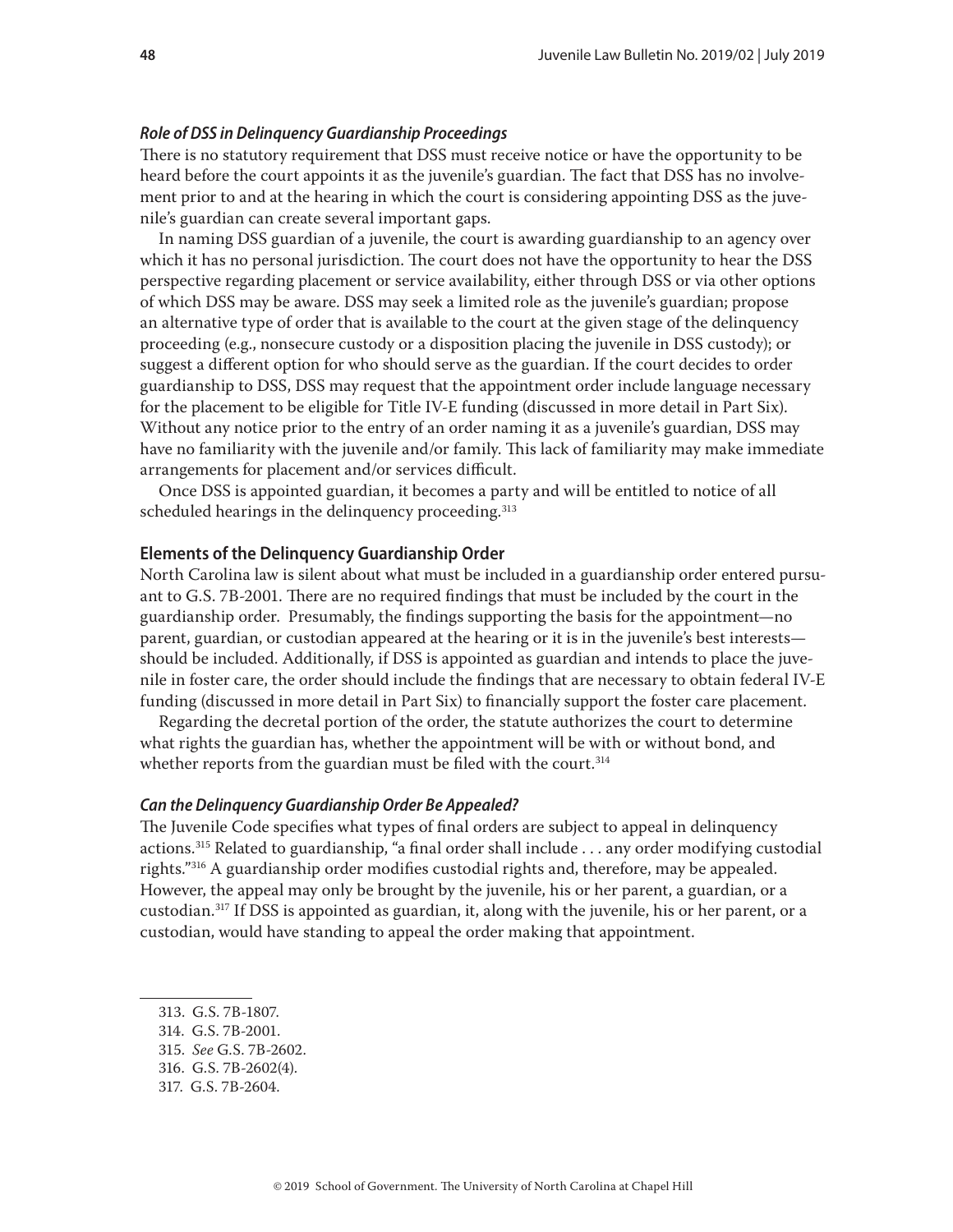### *Role of DSS in Delinquency Guardianship Proceedings*

There is no statutory requirement that DSS must receive notice or have the opportunity to be heard before the court appoints it as the juvenile's guardian. The fact that DSS has no involvement prior to and at the hearing in which the court is considering appointing DSS as the juvenile's guardian can create several important gaps.

In naming DSS guardian of a juvenile, the court is awarding guardianship to an agency over which it has no personal jurisdiction. The court does not have the opportunity to hear the DSS perspective regarding placement or service availability, either through DSS or via other options of which DSS may be aware. DSS may seek a limited role as the juvenile's guardian; propose an alternative type of order that is available to the court at the given stage of the delinquency proceeding (e.g., nonsecure custody or a disposition placing the juvenile in DSS custody); or suggest a different option for who should serve as the guardian. If the court decides to order guardianship to DSS, DSS may request that the appointment order include language necessary for the placement to be eligible for Title IV-E funding (discussed in more detail in Part Six). Without any notice prior to the entry of an order naming it as a juvenile's guardian, DSS may have no familiarity with the juvenile and/or family. This lack of familiarity may make immediate arrangements for placement and/or services difficult.

Once DSS is appointed guardian, it becomes a party and will be entitled to notice of all scheduled hearings in the delinquency proceeding.[313]

## Elements of the Delinquency Guardianship Order

North Carolina law is silent about what must be included in a guardianship order entered pursuant to G.S. 7B-2001. There are no required findings that must be included by the court in the guardianship order. Presumably, the findings supporting the basis for the appointment—no parent, guardian, or custodian appeared at the hearing or it is in the juvenile's best interests—should be included. Additionally, if DSS is appointed as guardian and intends to place the juvenile in foster care, the order should include the findings that are necessary to obtain federal IV-E funding (discussed in more detail in Part Six) to financially support the foster care placement.

Regarding the decretal portion of the order, the statute authorizes the court to determine what rights the guardian has, whether the appointment will be with or without bond, and whether reports from the guardian must be filed with the court.[314]

### *Can the Delinquency Guardianship Order Be Appealed?*

The Juvenile Code specifies what types of final orders are subject to appeal in delinquency actions.[315] Related to guardianship, "a final order shall include . . . any order modifying custodial rights."[316] A guardianship order modifies custodial rights and, therefore, may be appealed. However, the appeal may only be brought by the juvenile, his or her parent, a guardian, or a custodian.[317] If DSS is appointed as guardian, it, along with the juvenile, his or her parent, or a custodian, would have standing to appeal the order making that appointment.

---

313. G.S. 7B-1807.

314. G.S. 7B-2001.

315. *See* G.S. 7B-2602.

316. G.S. 7B-2602(4).

317. G.S. 7B-2604.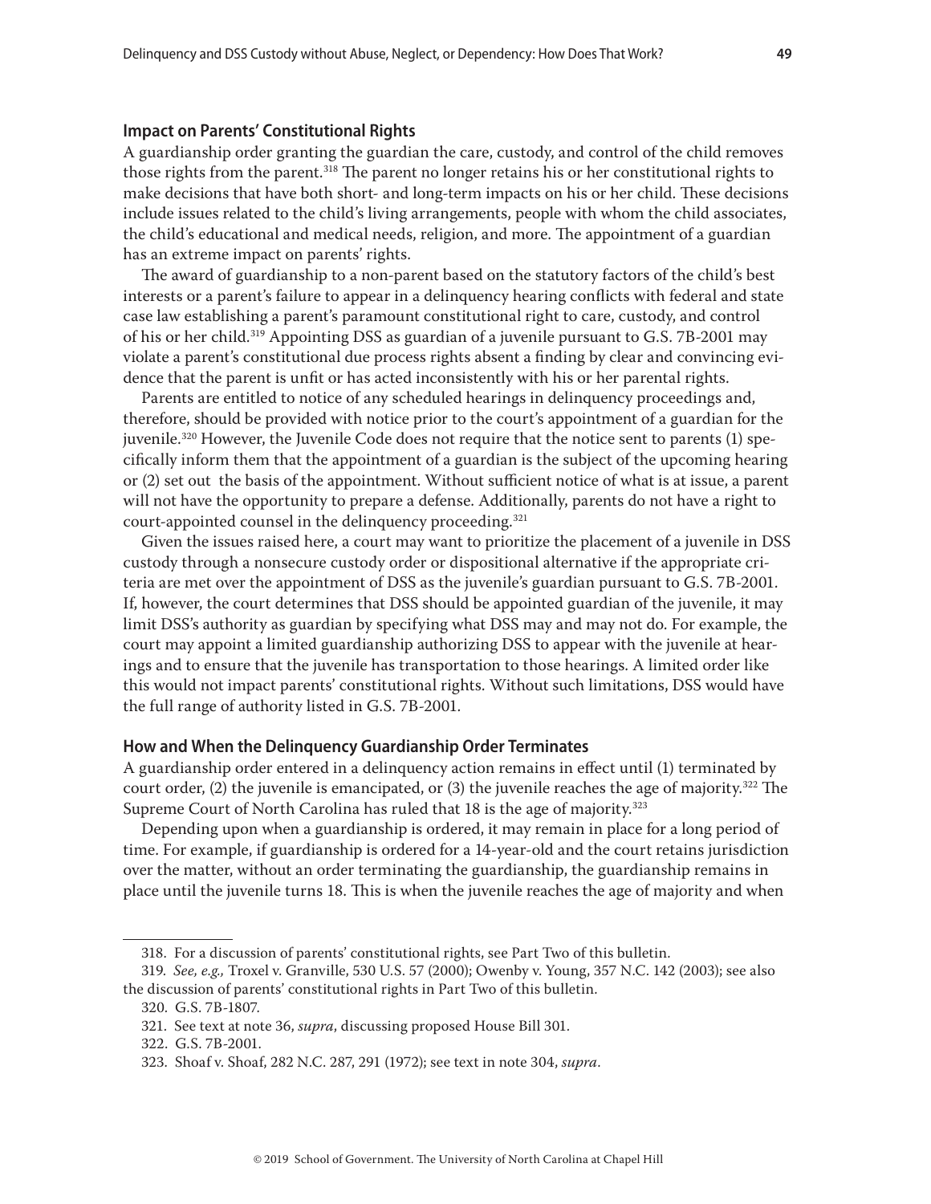### Impact on Parents' Constitutional Rights

A guardianship order granting the guardian the care, custody, and control of the child removes those rights from the parent.[318] The parent no longer retains his or her constitutional rights to make decisions that have both short- and long-term impacts on his or her child. These decisions include issues related to the child's living arrangements, people with whom the child associates, the child's educational and medical needs, religion, and more. The appointment of a guardian has an extreme impact on parents' rights.

The award of guardianship to a non-parent based on the statutory factors of the child's best interests or a parent's failure to appear in a delinquency hearing conflicts with federal and state case law establishing a parent's paramount constitutional right to care, custody, and control of his or her child.[319] Appointing DSS as guardian of a juvenile pursuant to G.S. 7B-2001 may violate a parent's constitutional due process rights absent a finding by clear and convincing evidence that the parent is unfit or has acted inconsistently with his or her parental rights.

Parents are entitled to notice of any scheduled hearings in delinquency proceedings and, therefore, should be provided with notice prior to the court's appointment of a guardian for the juvenile.[320] However, the Juvenile Code does not require that the notice sent to parents (1) specifically inform them that the appointment of a guardian is the subject of the upcoming hearing or (2) set out the basis of the appointment. Without sufficient notice of what is at issue, a parent will not have the opportunity to prepare a defense. Additionally, parents do not have a right to court-appointed counsel in the delinquency proceeding.[321]

Given the issues raised here, a court may want to prioritize the placement of a juvenile in DSS custody through a nonsecure custody order or dispositional alternative if the appropriate criteria are met over the appointment of DSS as the juvenile's guardian pursuant to G.S. 7B-2001. If, however, the court determines that DSS should be appointed guardian of the juvenile, it may limit DSS's authority as guardian by specifying what DSS may and may not do. For example, the court may appoint a limited guardianship authorizing DSS to appear with the juvenile at hearings and to ensure that the juvenile has transportation to those hearings. A limited order like this would not impact parents' constitutional rights. Without such limitations, DSS would have the full range of authority listed in G.S. 7B-2001.

### How and When the Delinquency Guardianship Order Terminates

A guardianship order entered in a delinquency action remains in effect until (1) terminated by court order, (2) the juvenile is emancipated, or (3) the juvenile reaches the age of majority.[322] The Supreme Court of North Carolina has ruled that 18 is the age of majority.[323]

Depending upon when a guardianship is ordered, it may remain in place for a long period of time. For example, if guardianship is ordered for a 14-year-old and the court retains jurisdiction over the matter, without an order terminating the guardianship, the guardianship remains in place until the juvenile turns 18. This is when the juvenile reaches the age of majority and when

---

318. For a discussion of parents' constitutional rights, see Part Two of this bulletin.

319. *See, e.g.,* Troxel v. Granville, 530 U.S. 57 (2000); Owenby v. Young, 357 N.C. 142 (2003); see also the discussion of parents' constitutional rights in Part Two of this bulletin.

320. G.S. 7B-1807.

321. See text at note 36, *supra*, discussing proposed House Bill 301.

322. G.S. 7B-2001.

323. Shoaf v. Shoaf, 282 N.C. 287, 291 (1972); see text in note 304, *supra*.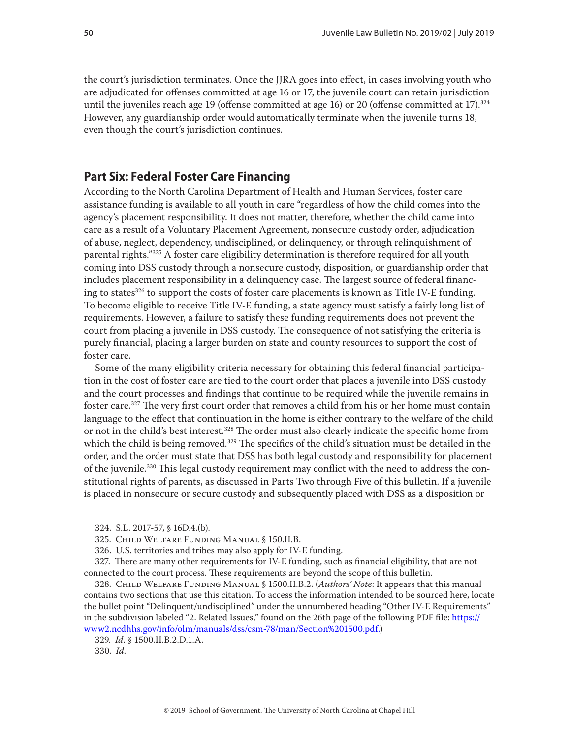the court's jurisdiction terminates. Once the JJRA goes into effect, in cases involving youth who are adjudicated for offenses committed at age 16 or 17, the juvenile court can retain jurisdiction until the juveniles reach age 19 (offense committed at age 16) or 20 (offense committed at 17).[324] However, any guardianship order would automatically terminate when the juvenile turns 18, even though the court's jurisdiction continues.

## Part Six: Federal Foster Care Financing

According to the North Carolina Department of Health and Human Services, foster care assistance funding is available to all youth in care "regardless of how the child comes into the agency's placement responsibility. It does not matter, therefore, whether the child came into care as a result of a Voluntary Placement Agreement, nonsecure custody order, adjudication of abuse, neglect, dependency, undisciplined, or delinquency, or through relinquishment of parental rights."[325] A foster care eligibility determination is therefore required for all youth coming into DSS custody through a nonsecure custody, disposition, or guardianship order that includes placement responsibility in a delinquency case. The largest source of federal financing to states[326] to support the costs of foster care placements is known as Title IV-E funding. To become eligible to receive Title IV-E funding, a state agency must satisfy a fairly long list of requirements. However, a failure to satisfy these funding requirements does not prevent the court from placing a juvenile in DSS custody. The consequence of not satisfying the criteria is purely financial, placing a larger burden on state and county resources to support the cost of foster care.

Some of the many eligibility criteria necessary for obtaining this federal financial participation in the cost of foster care are tied to the court order that places a juvenile into DSS custody and the court processes and findings that continue to be required while the juvenile remains in foster care.[327] The very first court order that removes a child from his or her home must contain language to the effect that continuation in the home is either contrary to the welfare of the child or not in the child's best interest.[328] The order must also clearly indicate the specific home from which the child is being removed.[329] The specifics of the child's situation must be detailed in the order, and the order must state that DSS has both legal custody and responsibility for placement of the juvenile.[330] This legal custody requirement may conflict with the need to address the constitutional rights of parents, as discussed in Parts Two through Five of this bulletin. If a juvenile is placed in nonsecure or secure custody and subsequently placed with DSS as a disposition or

---

324. S.L. 2017-57, § 16D.4.(b).

325. Child Welfare Funding Manual § 150.II.B.

326. U.S. territories and tribes may also apply for IV-E funding.

327. There are many other requirements for IV-E funding, such as financial eligibility, that are not connected to the court process. These requirements are beyond the scope of this bulletin.

328. Child Welfare Funding Manual § 1500.II.B.2. (*Authors' Note*: It appears that this manual contains two sections that use this citation. To access the information intended to be sourced here, locate the bullet point "Delinquent/undisciplined" under the unnumbered heading "Other IV-E Requirements" in the subdivision labeled "2. Related Issues," found on the 26th page of the following PDF file: https://www2.ncdhhs.gov/info/olm/manuals/dss/csm-78/man/Section%201500.pdf.)

329. *Id.* § 1500.II.B.2.D.1.A.

330. *Id.*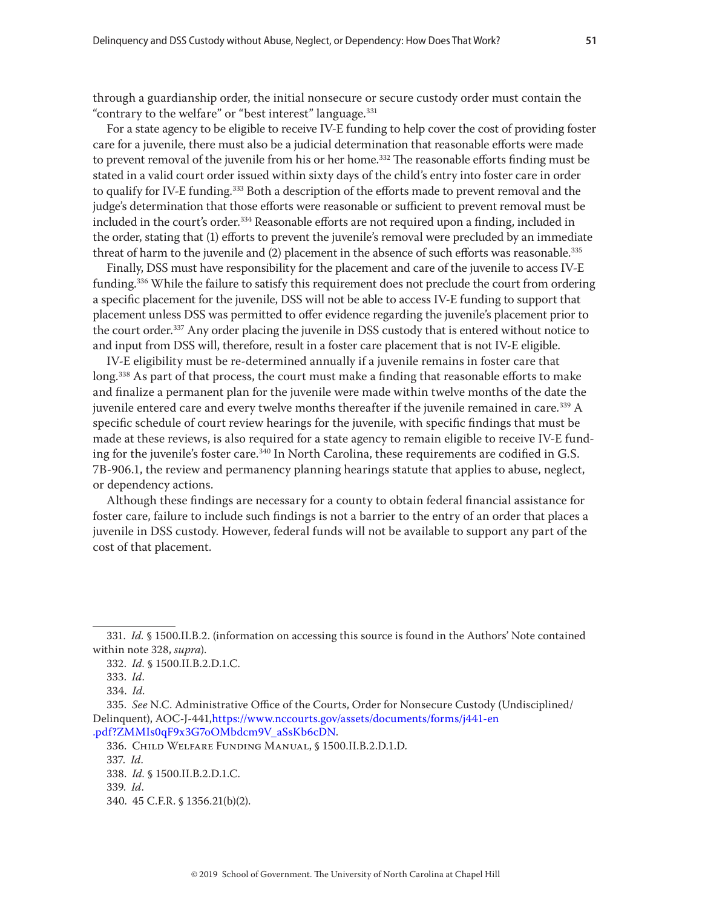through a guardianship order, the initial nonsecure or secure custody order must contain the "contrary to the welfare" or "best interest" language.[331]

For a state agency to be eligible to receive IV-E funding to help cover the cost of providing foster care for a juvenile, there must also be a judicial determination that reasonable efforts were made to prevent removal of the juvenile from his or her home.[332] The reasonable efforts finding must be stated in a valid court order issued within sixty days of the child's entry into foster care in order to qualify for IV-E funding.[333] Both a description of the efforts made to prevent removal and the judge's determination that those efforts were reasonable or sufficient to prevent removal must be included in the court's order.[334] Reasonable efforts are not required upon a finding, included in the order, stating that (1) efforts to prevent the juvenile's removal were precluded by an immediate threat of harm to the juvenile and (2) placement in the absence of such efforts was reasonable.[335]

Finally, DSS must have responsibility for the placement and care of the juvenile to access IV-E funding.[336] While the failure to satisfy this requirement does not preclude the court from ordering a specific placement for the juvenile, DSS will not be able to access IV-E funding to support that placement unless DSS was permitted to offer evidence regarding the juvenile's placement prior to the court order.[337] Any order placing the juvenile in DSS custody that is entered without notice to and input from DSS will, therefore, result in a foster care placement that is not IV-E eligible.

IV-E eligibility must be re-determined annually if a juvenile remains in foster care that long.[338] As part of that process, the court must make a finding that reasonable efforts to make and finalize a permanent plan for the juvenile were made within twelve months of the date the juvenile entered care and every twelve months thereafter if the juvenile remained in care.[339] A specific schedule of court review hearings for the juvenile, with specific findings that must be made at these reviews, is also required for a state agency to remain eligible to receive IV-E funding for the juvenile's foster care.[340] In North Carolina, these requirements are codified in G.S. 7B-906.1, the review and permanency planning hearings statute that applies to abuse, neglect, or dependency actions.

Although these findings are necessary for a county to obtain federal financial assistance for foster care, failure to include such findings is not a barrier to the entry of an order that places a juvenile in DSS custody. However, federal funds will not be available to support any part of the cost of that placement.

---

331. *Id.* § 1500.II.B.2. (information on accessing this source is found in the Authors' Note contained within note 328, *supra*).

332. *Id.* § 1500.II.B.2.D.1.C.

333. *Id*.

334. *Id*.

335. *See* N.C. Administrative Office of the Courts, Order for Nonsecure Custody (Undisciplined/Delinquent), AOC-J-441,https://www.nccourts.gov/assets/documents/forms/j441-en.pdf?ZMMIs0qF9x3G7oOMbdcm9V_aSsKb6cDN.

336. Child Welfare Funding Manual, § 1500.II.B.2.D.1.D.

337. *Id*.

338. *Id.* § 1500.II.B.2.D.1.C.

339. *Id*.

340. 45 C.F.R. § 1356.21(b)(2).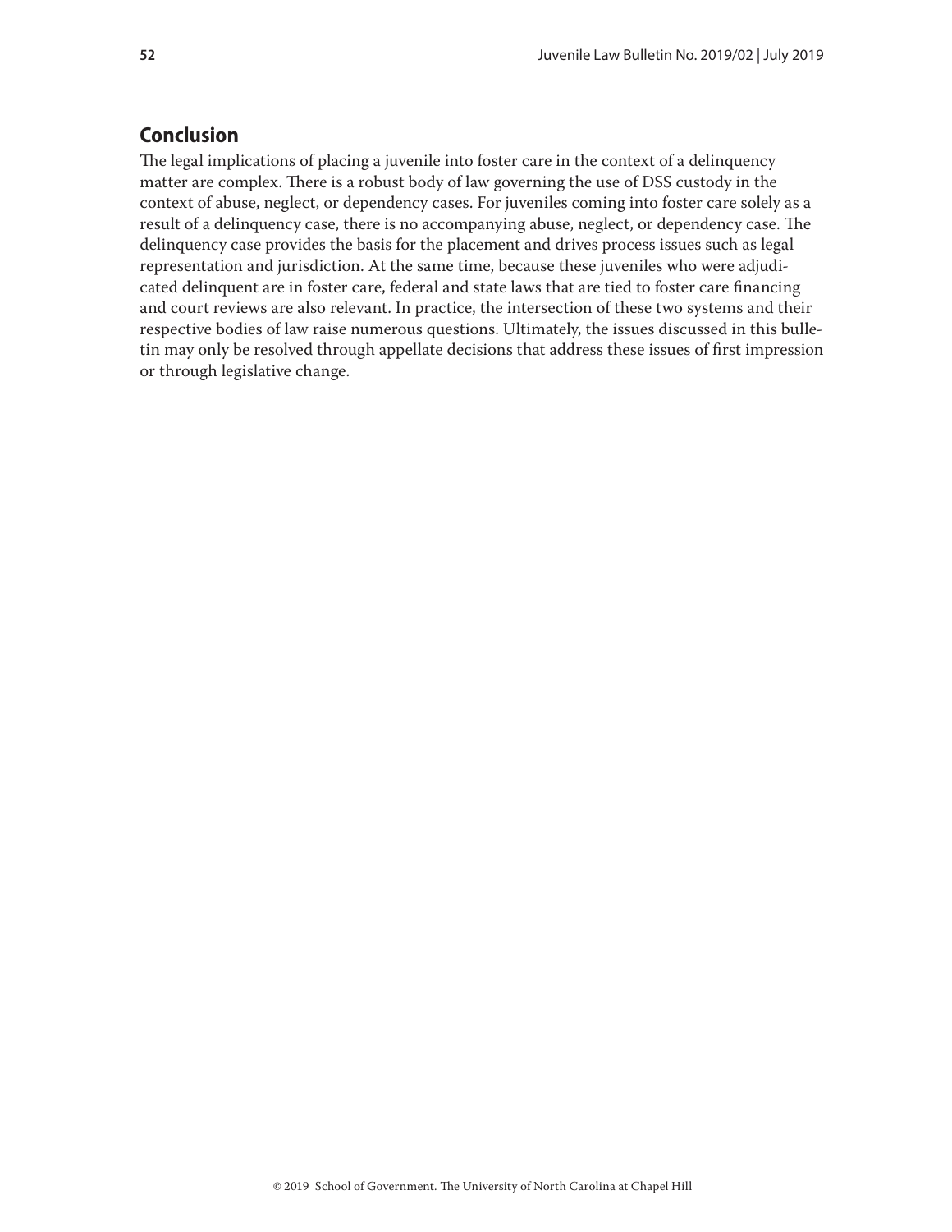## Conclusion

The legal implications of placing a juvenile into foster care in the context of a delinquency matter are complex. There is a robust body of law governing the use of DSS custody in the context of abuse, neglect, or dependency cases. For juveniles coming into foster care solely as a result of a delinquency case, there is no accompanying abuse, neglect, or dependency case. The delinquency case provides the basis for the placement and drives process issues such as legal representation and jurisdiction. At the same time, because these juveniles who were adjudicated delinquent are in foster care, federal and state laws that are tied to foster care financing and court reviews are also relevant. In practice, the intersection of these two systems and their respective bodies of law raise numerous questions. Ultimately, the issues discussed in this bulletin may only be resolved through appellate decisions that address these issues of first impression or through legislative change.